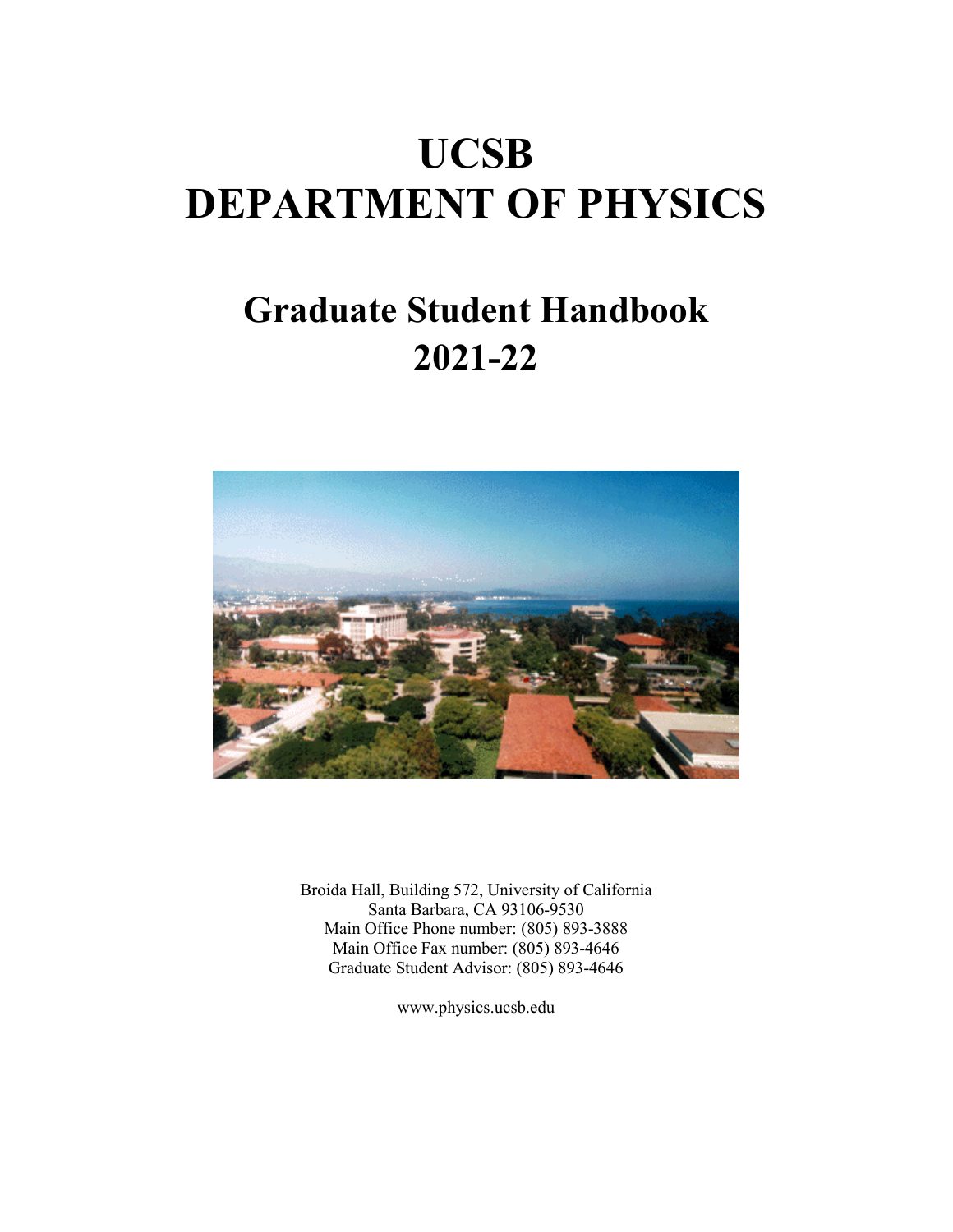# UCSB
# DEPARTMENT OF PHYSICS

## Graduate Student Handbook
## 2021-22

Broida Hall, Building 572, University of California
Santa Barbara, CA 93106-9530
Main Office Phone number: (805) 893-3888
Main Office Fax number: (805) 893-4646
Graduate Student Advisor: (805) 893-4646

www.physics.ucsb.edu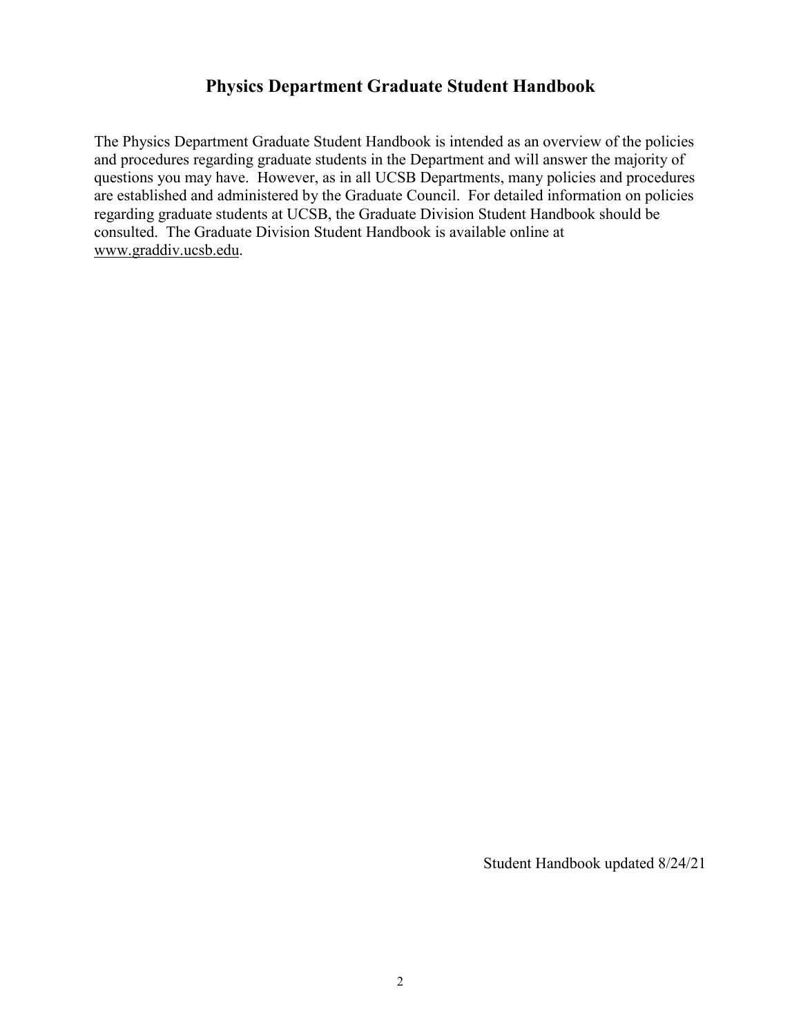# Physics Department Graduate Student Handbook

The Physics Department Graduate Student Handbook is intended as an overview of the policies and procedures regarding graduate students in the Department and will answer the majority of questions you may have. However, as in all UCSB Departments, many policies and procedures are established and administered by the Graduate Council. For detailed information on policies regarding graduate students at UCSB, the Graduate Division Student Handbook should be consulted. The Graduate Division Student Handbook is available online at www.graddiv.ucsb.edu.

Student Handbook updated 8/24/21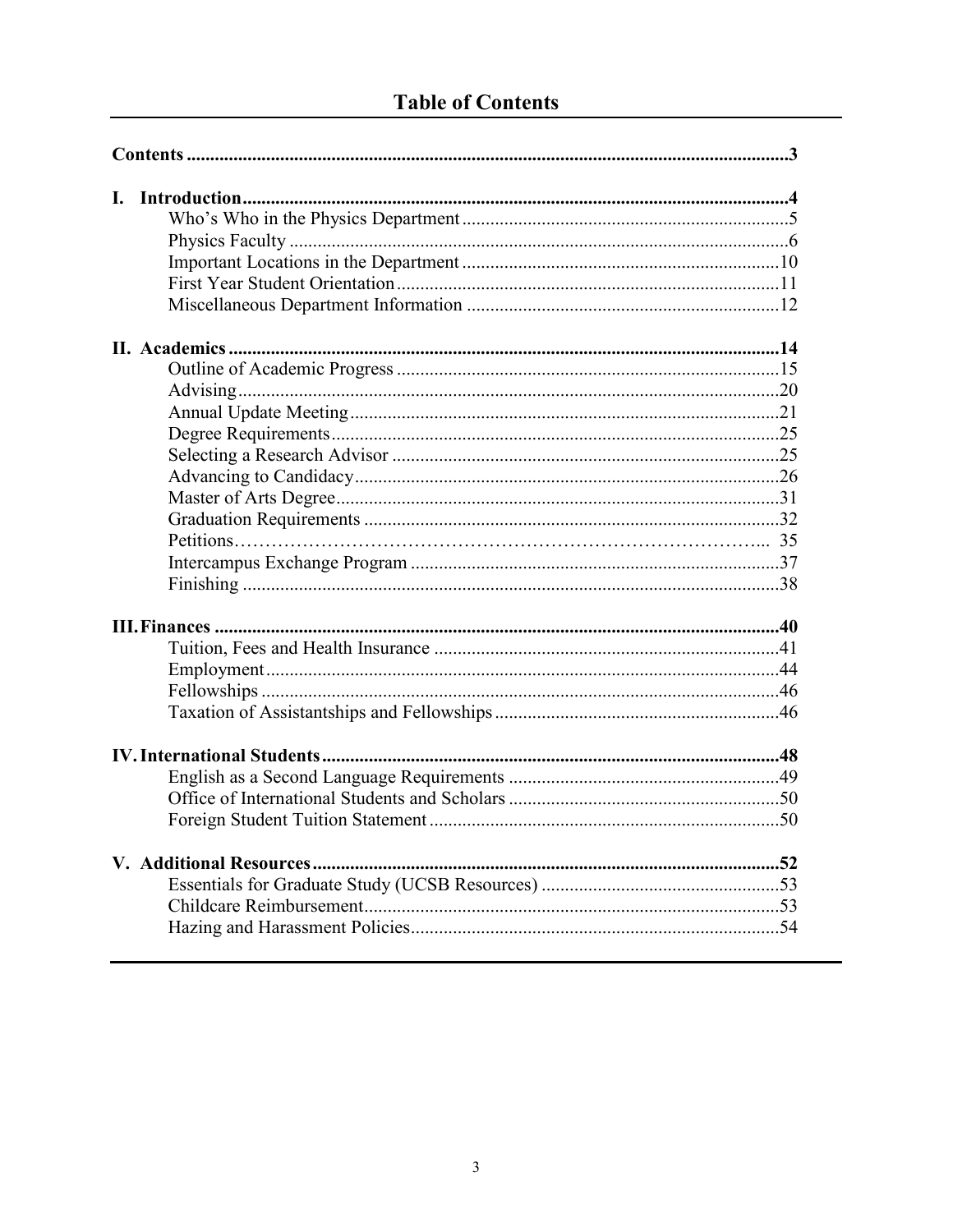# Table of Contents

**Contents** ..... **3**

**I. Introduction** ..... **4**
- Who's Who in the Physics Department ..... 5
- Physics Faculty ..... 6
- Important Locations in the Department ..... 10
- First Year Student Orientation ..... 11
- Miscellaneous Department Information ..... 12

**II. Academics** ..... **14**
- Outline of Academic Progress ..... 15
- Advising ..... 20
- Annual Update Meeting ..... 21
- Degree Requirements ..... 25
- Selecting a Research Advisor ..... 25
- Advancing to Candidacy ..... 26
- Master of Arts Degree ..... 31
- Graduation Requirements ..... 32
- Petitions ..... 35
- Intercampus Exchange Program ..... 37
- Finishing ..... 38

**III. Finances** ..... **40**
- Tuition, Fees and Health Insurance ..... 41
- Employment ..... 44
- Fellowships ..... 46
- Taxation of Assistantships and Fellowships ..... 46

**IV. International Students** ..... **48**
- English as a Second Language Requirements ..... 49
- Office of International Students and Scholars ..... 50
- Foreign Student Tuition Statement ..... 50

**V. Additional Resources** ..... **52**
- Essentials for Graduate Study (UCSB Resources) ..... 53
- Childcare Reimbursement ..... 53
- Hazing and Harassment Policies ..... 54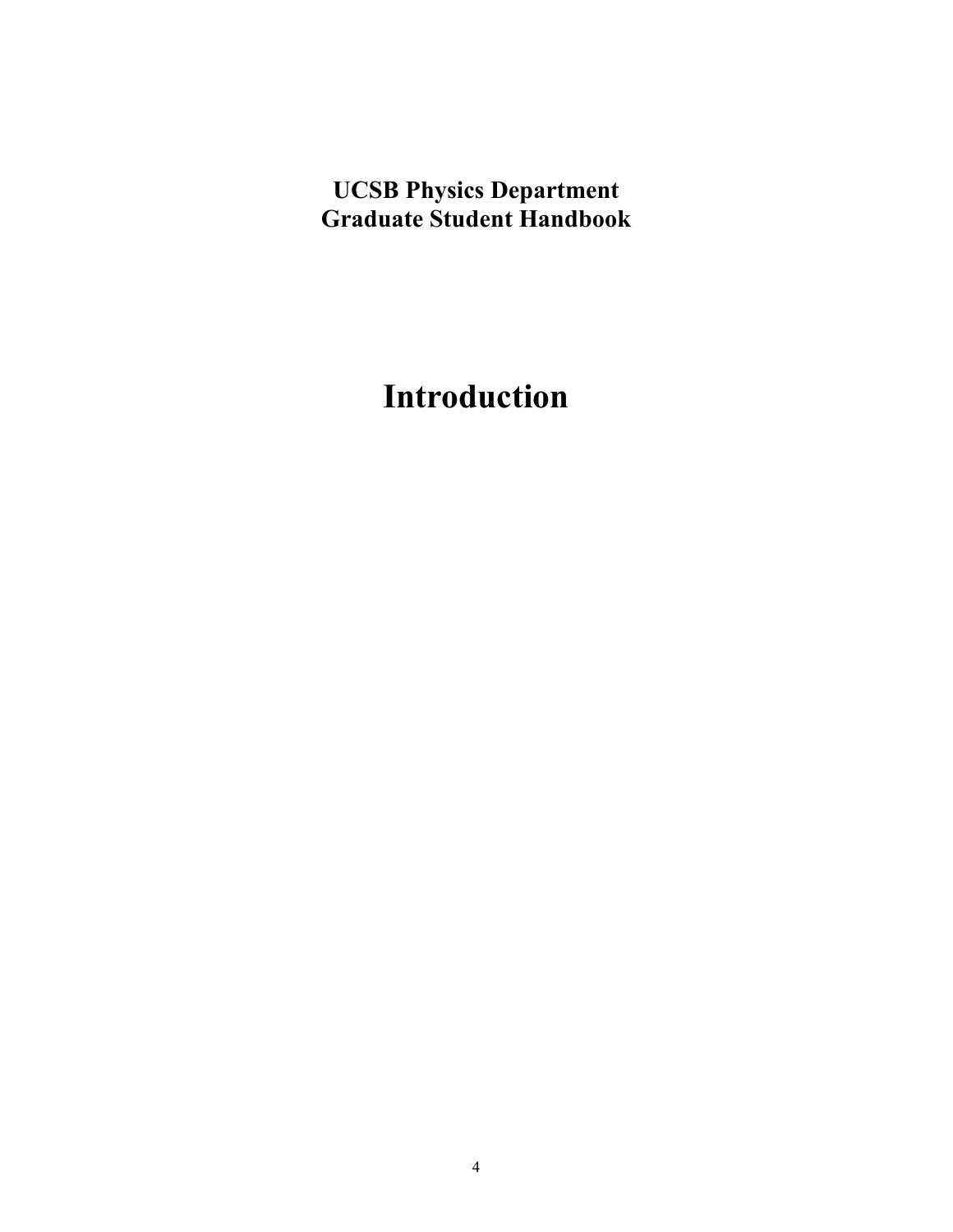**UCSB Physics Department**
**Graduate Student Handbook**

# Introduction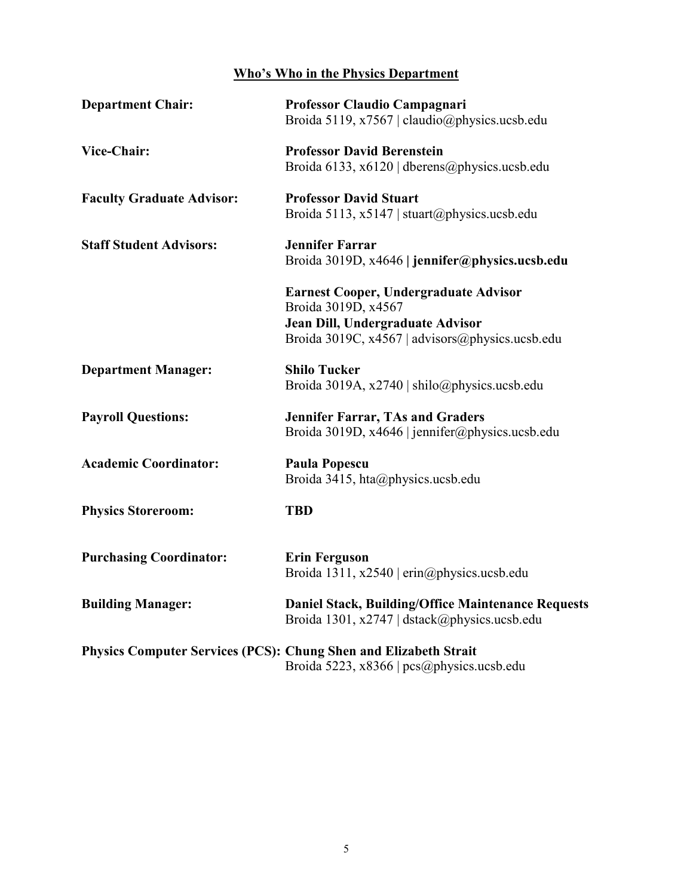## Who's Who in the Physics Department

**Department Chair:** **Professor Claudio Campagnari**
Broida 5119, x7567 | claudio@physics.ucsb.edu

**Vice-Chair:** **Professor David Berenstein**
Broida 6133, x6120 | dberens@physics.ucsb.edu

**Faculty Graduate Advisor:** **Professor David Stuart**
Broida 5113, x5147 | stuart@physics.ucsb.edu

**Staff Student Advisors:** **Jennifer Farrar**
Broida 3019D, x4646 **| jennifer@physics.ucsb.edu**

**Earnest Cooper, Undergraduate Advisor**
Broida 3019D, x4567
**Jean Dill, Undergraduate Advisor**
Broida 3019C, x4567 | advisors@physics.ucsb.edu

**Department Manager:** **Shilo Tucker**
Broida 3019A, x2740 | shilo@physics.ucsb.edu

**Payroll Questions:** **Jennifer Farrar, TAs and Graders**
Broida 3019D, x4646 | jennifer@physics.ucsb.edu

**Academic Coordinator:** **Paula Popescu**
Broida 3415, hta@physics.ucsb.edu

**Physics Storeroom:** **TBD**

**Purchasing Coordinator:** **Erin Ferguson**
Broida 1311, x2540 | erin@physics.ucsb.edu

**Building Manager:** **Daniel Stack, Building/Office Maintenance Requests**
Broida 1301, x2747 | dstack@physics.ucsb.edu

**Physics Computer Services (PCS): Chung Shen and Elizabeth Strait**
Broida 5223, x8366 | pcs@physics.ucsb.edu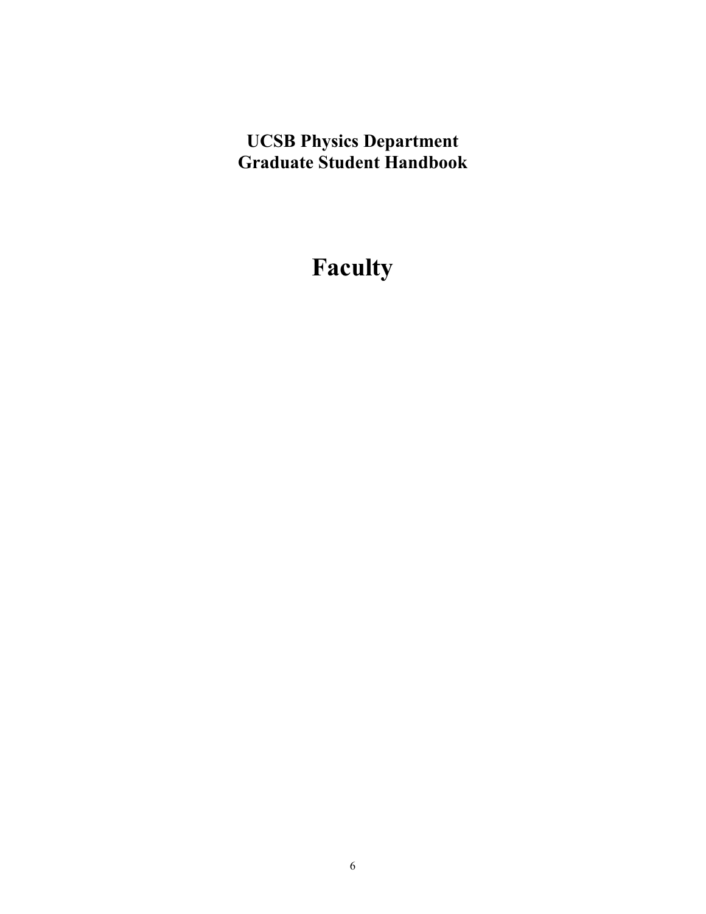**UCSB Physics Department**
**Graduate Student Handbook**

# Faculty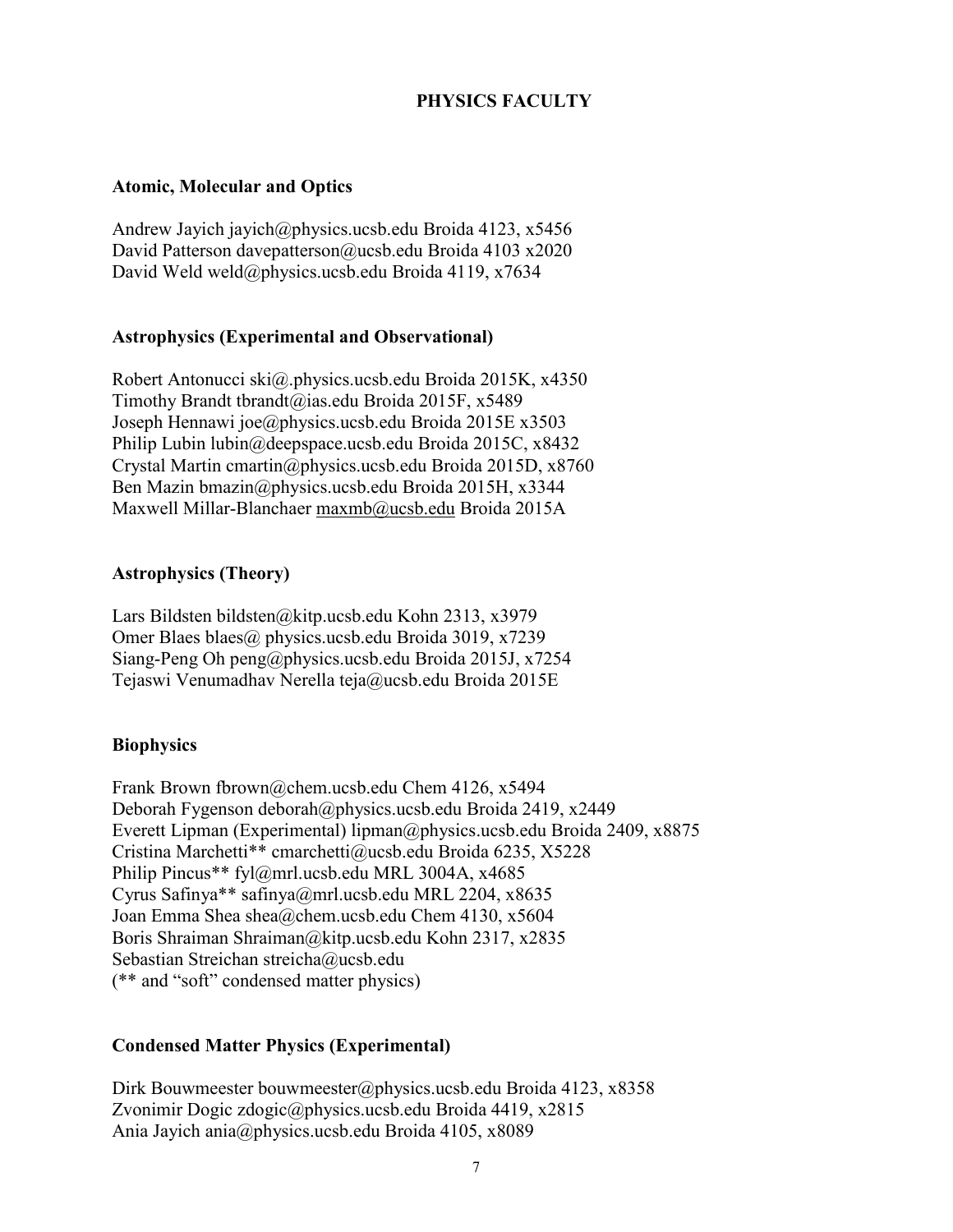## PHYSICS FACULTY

### Atomic, Molecular and Optics

Andrew Jayich jayich@physics.ucsb.edu Broida 4123, x5456
David Patterson davepatterson@ucsb.edu Broida 4103 x2020
David Weld weld@physics.ucsb.edu Broida 4119, x7634

### Astrophysics (Experimental and Observational)

Robert Antonucci ski@.physics.ucsb.edu Broida 2015K, x4350
Timothy Brandt tbrandt@ias.edu Broida 2015F, x5489
Joseph Hennawi joe@physics.ucsb.edu Broida 2015E x3503
Philip Lubin lubin@deepspace.ucsb.edu Broida 2015C, x8432
Crystal Martin cmartin@physics.ucsb.edu Broida 2015D, x8760
Ben Mazin bmazin@physics.ucsb.edu Broida 2015H, x3344
Maxwell Millar-Blanchaer maxmb@ucsb.edu Broida 2015A

### Astrophysics (Theory)

Lars Bildsten bildsten@kitp.ucsb.edu Kohn 2313, x3979
Omer Blaes blaes@ physics.ucsb.edu Broida 3019, x7239
Siang-Peng Oh peng@physics.ucsb.edu Broida 2015J, x7254
Tejaswi Venumadhav Nerella teja@ucsb.edu Broida 2015E

### Biophysics

Frank Brown fbrown@chem.ucsb.edu Chem 4126, x5494
Deborah Fygenson deborah@physics.ucsb.edu Broida 2419, x2449
Everett Lipman (Experimental) lipman@physics.ucsb.edu Broida 2409, x8875
Cristina Marchetti** cmarchetti@ucsb.edu Broida 6235, X5228
Philip Pincus** fyl@mrl.ucsb.edu MRL 3004A, x4685
Cyrus Safinya** safinya@mrl.ucsb.edu MRL 2204, x8635
Joan Emma Shea shea@chem.ucsb.edu Chem 4130, x5604
Boris Shraiman Shraiman@kitp.ucsb.edu Kohn 2317, x2835
Sebastian Streichan streicha@ucsb.edu
(** and "soft" condensed matter physics)

### Condensed Matter Physics (Experimental)

Dirk Bouwmeester bouwmeester@physics.ucsb.edu Broida 4123, x8358
Zvonimir Dogic zdogic@physics.ucsb.edu Broida 4419, x2815
Ania Jayich ania@physics.ucsb.edu Broida 4105, x8089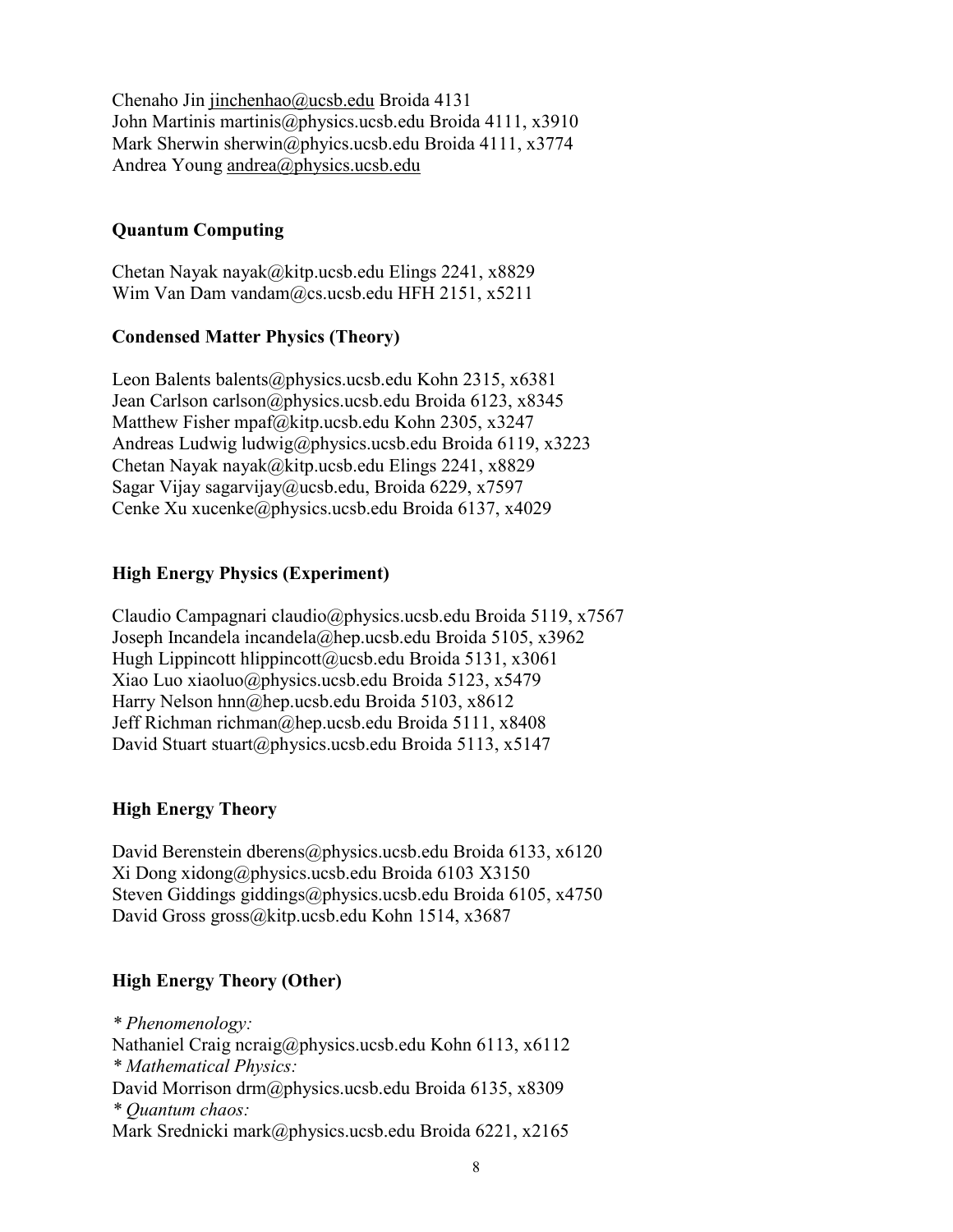Chenaho Jin jinchenhao@ucsb.edu Broida 4131
John Martinis martinis@physics.ucsb.edu Broida 4111, x3910
Mark Sherwin sherwin@phyics.ucsb.edu Broida 4111, x3774
Andrea Young andrea@physics.ucsb.edu

**Quantum Computing**

Chetan Nayak nayak@kitp.ucsb.edu Elings 2241, x8829
Wim Van Dam vandam@cs.ucsb.edu HFH 2151, x5211

**Condensed Matter Physics (Theory)**

Leon Balents balents@physics.ucsb.edu Kohn 2315, x6381
Jean Carlson carlson@physics.ucsb.edu Broida 6123, x8345
Matthew Fisher mpaf@kitp.ucsb.edu Kohn 2305, x3247
Andreas Ludwig ludwig@physics.ucsb.edu Broida 6119, x3223
Chetan Nayak nayak@kitp.ucsb.edu Elings 2241, x8829
Sagar Vijay sagarvijay@ucsb.edu, Broida 6229, x7597
Cenke Xu xucenke@physics.ucsb.edu Broida 6137, x4029

**High Energy Physics (Experiment)**

Claudio Campagnari claudio@physics.ucsb.edu Broida 5119, x7567
Joseph Incandela incandela@hep.ucsb.edu Broida 5105, x3962
Hugh Lippincott hlippincott@ucsb.edu Broida 5131, x3061
Xiao Luo xiaoluo@physics.ucsb.edu Broida 5123, x5479
Harry Nelson hnn@hep.ucsb.edu Broida 5103, x8612
Jeff Richman richman@hep.ucsb.edu Broida 5111, x8408
David Stuart stuart@physics.ucsb.edu Broida 5113, x5147

**High Energy Theory**

David Berenstein dberens@physics.ucsb.edu Broida 6133, x6120
Xi Dong xidong@physics.ucsb.edu Broida 6103 X3150
Steven Giddings giddings@physics.ucsb.edu Broida 6105, x4750
David Gross gross@kitp.ucsb.edu Kohn 1514, x3687

**High Energy Theory (Other)**

*\* Phenomenology:*
Nathaniel Craig ncraig@physics.ucsb.edu Kohn 6113, x6112
*\* Mathematical Physics:*
David Morrison drm@physics.ucsb.edu Broida 6135, x8309
*\* Quantum chaos:*
Mark Srednicki mark@physics.ucsb.edu Broida 6221, x2165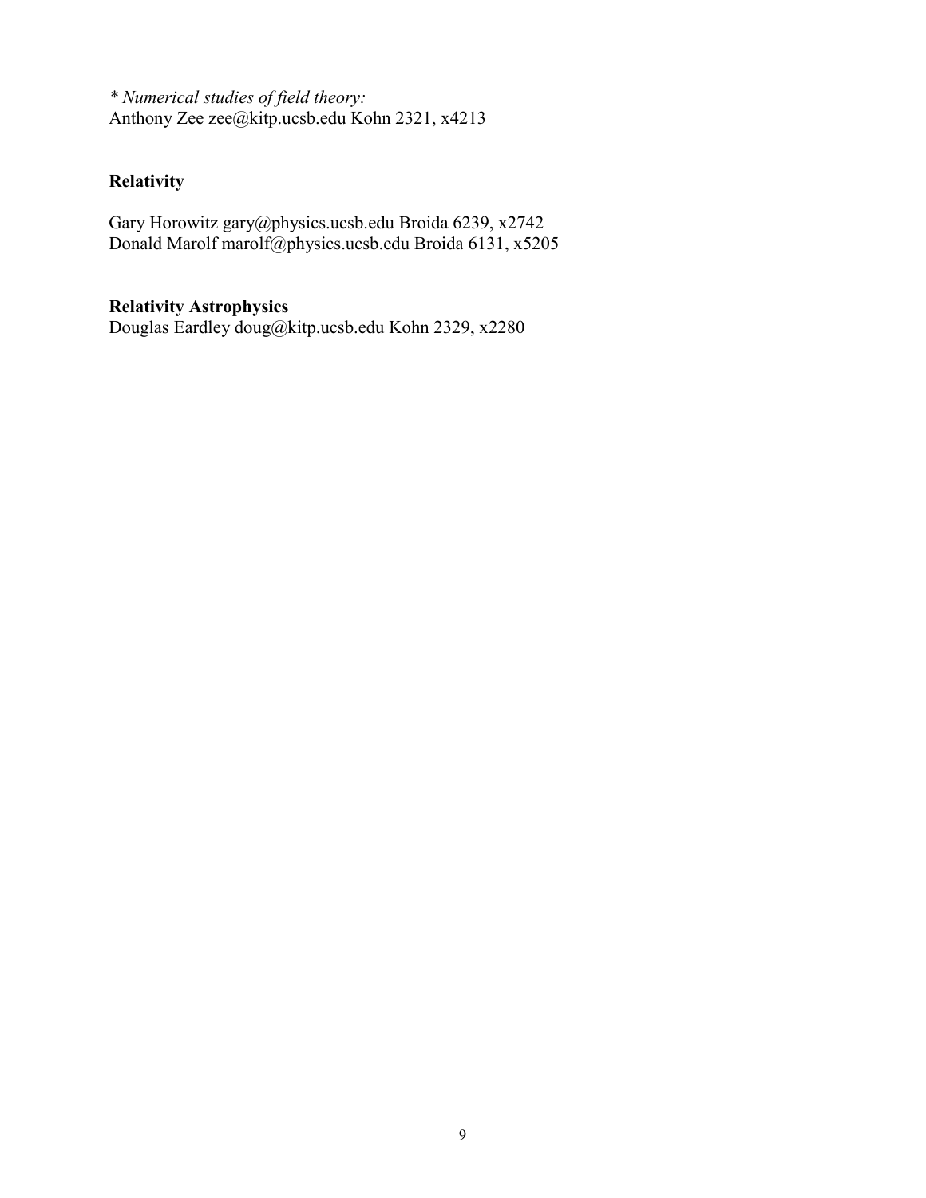*\* Numerical studies of field theory:*
Anthony Zee zee@kitp.ucsb.edu Kohn 2321, x4213

**Relativity**

Gary Horowitz gary@physics.ucsb.edu Broida 6239, x2742
Donald Marolf marolf@physics.ucsb.edu Broida 6131, x5205

**Relativity Astrophysics**
Douglas Eardley doug@kitp.ucsb.edu Kohn 2329, x2280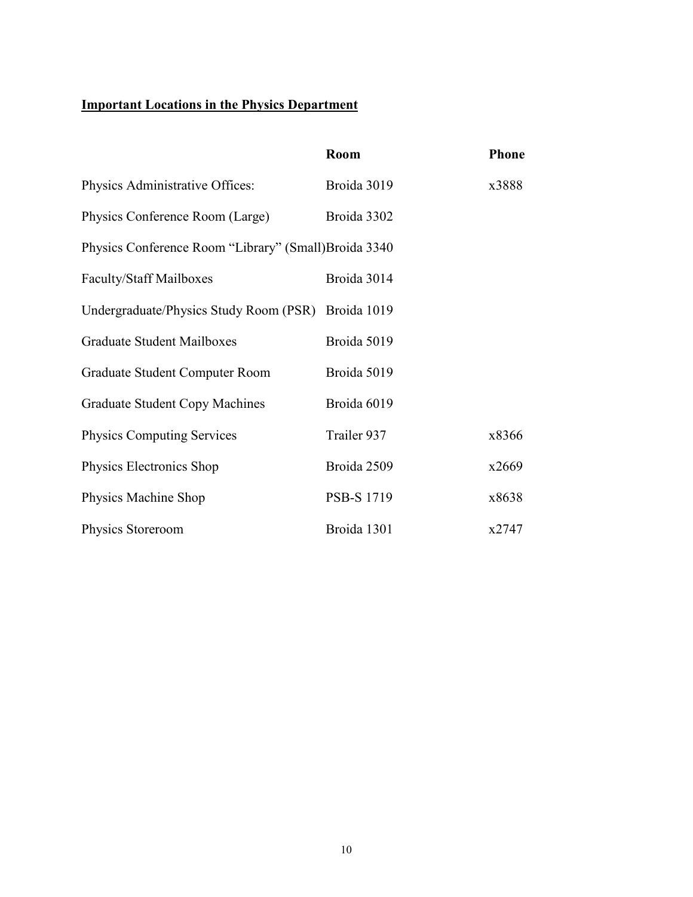**Important Locations in the Physics Department**

| | Room | Phone |
|---|---|---|
| Physics Administrative Offices: | Broida 3019 | x3888 |
| Physics Conference Room (Large) | Broida 3302 | |
| Physics Conference Room “Library” (Small) | Broida 3340 | |
| Faculty/Staff Mailboxes | Broida 3014 | |
| Undergraduate/Physics Study Room (PSR) | Broida 1019 | |
| Graduate Student Mailboxes | Broida 5019 | |
| Graduate Student Computer Room | Broida 5019 | |
| Graduate Student Copy Machines | Broida 6019 | |
| Physics Computing Services | Trailer 937 | x8366 |
| Physics Electronics Shop | Broida 2509 | x2669 |
| Physics Machine Shop | PSB-S 1719 | x8638 |
| Physics Storeroom | Broida 1301 | x2747 |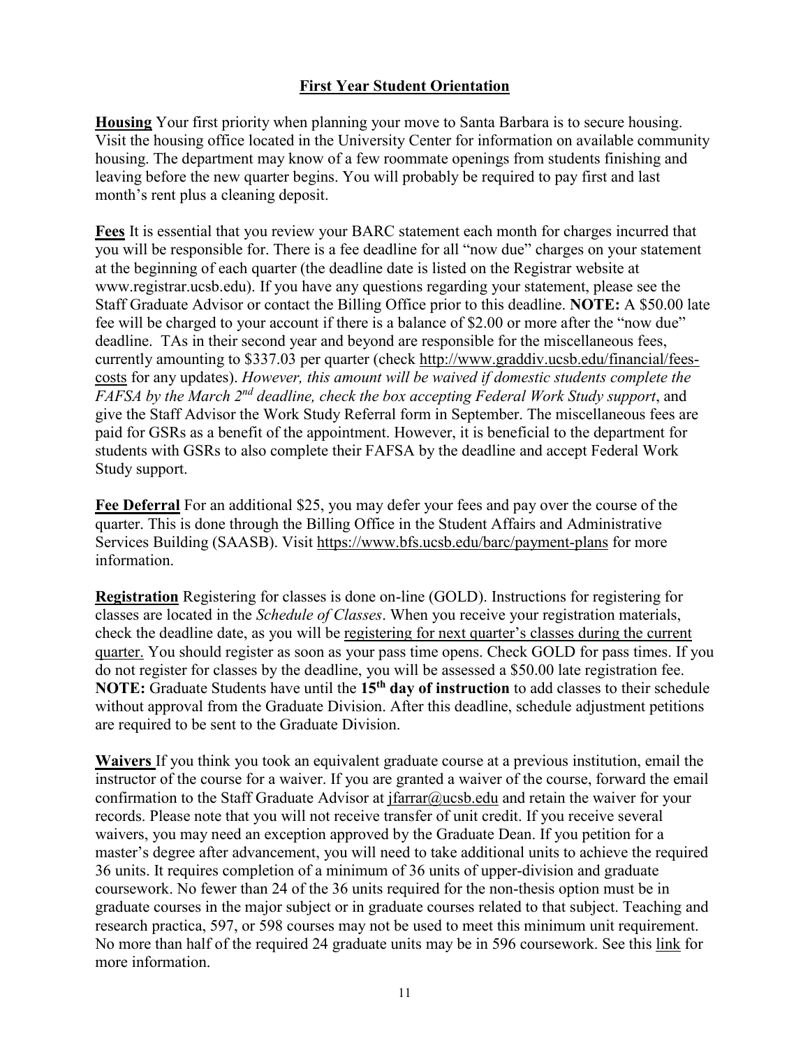## First Year Student Orientation

**Housing** Your first priority when planning your move to Santa Barbara is to secure housing. Visit the housing office located in the University Center for information on available community housing. The department may know of a few roommate openings from students finishing and leaving before the new quarter begins. You will probably be required to pay first and last month's rent plus a cleaning deposit.

**Fees** It is essential that you review your BARC statement each month for charges incurred that you will be responsible for. There is a fee deadline for all "now due" charges on your statement at the beginning of each quarter (the deadline date is listed on the Registrar website at www.registrar.ucsb.edu). If you have any questions regarding your statement, please see the Staff Graduate Advisor or contact the Billing Office prior to this deadline. **NOTE:** A $50.00 late fee will be charged to your account if there is a balance of $2.00 or more after the "now due" deadline. TAs in their second year and beyond are responsible for the miscellaneous fees, currently amounting to $337.03 per quarter (check http://www.graddiv.ucsb.edu/financial/fees-costs for any updates). *However, this amount will be waived if domestic students complete the FAFSA by the March 2nd deadline, check the box accepting Federal Work Study support*, and give the Staff Advisor the Work Study Referral form in September. The miscellaneous fees are paid for GSRs as a benefit of the appointment. However, it is beneficial to the department for students with GSRs to also complete their FAFSA by the deadline and accept Federal Work Study support.

**Fee Deferral** For an additional $25, you may defer your fees and pay over the course of the quarter. This is done through the Billing Office in the Student Affairs and Administrative Services Building (SAASB). Visit https://www.bfs.ucsb.edu/barc/payment-plans for more information.

**Registration** Registering for classes is done on-line (GOLD). Instructions for registering for classes are located in the *Schedule of Classes*. When you receive your registration materials, check the deadline date, as you will be registering for next quarter's classes during the current quarter. You should register as soon as your pass time opens. Check GOLD for pass times. If you do not register for classes by the deadline, you will be assessed a $50.00 late registration fee. **NOTE:** Graduate Students have until the **15th day of instruction** to add classes to their schedule without approval from the Graduate Division. After this deadline, schedule adjustment petitions are required to be sent to the Graduate Division.

**Waivers** If you think you took an equivalent graduate course at a previous institution, email the instructor of the course for a waiver. If you are granted a waiver of the course, forward the email confirmation to the Staff Graduate Advisor at jfarrar@ucsb.edu and retain the waiver for your records. Please note that you will not receive transfer of unit credit. If you receive several waivers, you may need an exception approved by the Graduate Dean. If you petition for a master's degree after advancement, you will need to take additional units to achieve the required 36 units. It requires completion of a minimum of 36 units of upper-division and graduate coursework. No fewer than 24 of the 36 units required for the non-thesis option must be in graduate courses in the major subject or in graduate courses related to that subject. Teaching and research practica, 597, or 598 courses may not be used to meet this minimum unit requirement. No more than half of the required 24 graduate units may be in 596 coursework. See this link for more information.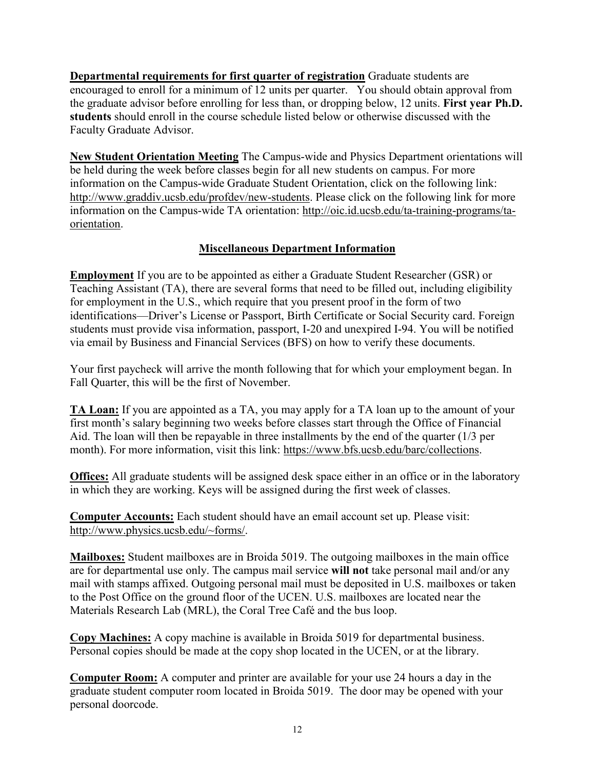**Departmental requirements for first quarter of registration** Graduate students are encouraged to enroll for a minimum of 12 units per quarter. You should obtain approval from the graduate advisor before enrolling for less than, or dropping below, 12 units. **First year Ph.D. students** should enroll in the course schedule listed below or otherwise discussed with the Faculty Graduate Advisor.

**New Student Orientation Meeting** The Campus-wide and Physics Department orientations will be held during the week before classes begin for all new students on campus. For more information on the Campus-wide Graduate Student Orientation, click on the following link: http://www.graddiv.ucsb.edu/profdev/new-students. Please click on the following link for more information on the Campus-wide TA orientation: http://oic.id.ucsb.edu/ta-training-programs/ta-orientation.

## Miscellaneous Department Information

**Employment** If you are to be appointed as either a Graduate Student Researcher (GSR) or Teaching Assistant (TA), there are several forms that need to be filled out, including eligibility for employment in the U.S., which require that you present proof in the form of two identifications—Driver's License or Passport, Birth Certificate or Social Security card. Foreign students must provide visa information, passport, I-20 and unexpired I-94. You will be notified via email by Business and Financial Services (BFS) on how to verify these documents.

Your first paycheck will arrive the month following that for which your employment began. In Fall Quarter, this will be the first of November.

**TA Loan:** If you are appointed as a TA, you may apply for a TA loan up to the amount of your first month's salary beginning two weeks before classes start through the Office of Financial Aid. The loan will then be repayable in three installments by the end of the quarter (1/3 per month). For more information, visit this link: https://www.bfs.ucsb.edu/barc/collections.

**Offices:** All graduate students will be assigned desk space either in an office or in the laboratory in which they are working. Keys will be assigned during the first week of classes.

**Computer Accounts:** Each student should have an email account set up. Please visit: http://www.physics.ucsb.edu/~forms/.

**Mailboxes:** Student mailboxes are in Broida 5019. The outgoing mailboxes in the main office are for departmental use only. The campus mail service **will not** take personal mail and/or any mail with stamps affixed. Outgoing personal mail must be deposited in U.S. mailboxes or taken to the Post Office on the ground floor of the UCEN. U.S. mailboxes are located near the Materials Research Lab (MRL), the Coral Tree Café and the bus loop.

**Copy Machines:** A copy machine is available in Broida 5019 for departmental business. Personal copies should be made at the copy shop located in the UCEN, or at the library.

**Computer Room:** A computer and printer are available for your use 24 hours a day in the graduate student computer room located in Broida 5019. The door may be opened with your personal doorcode.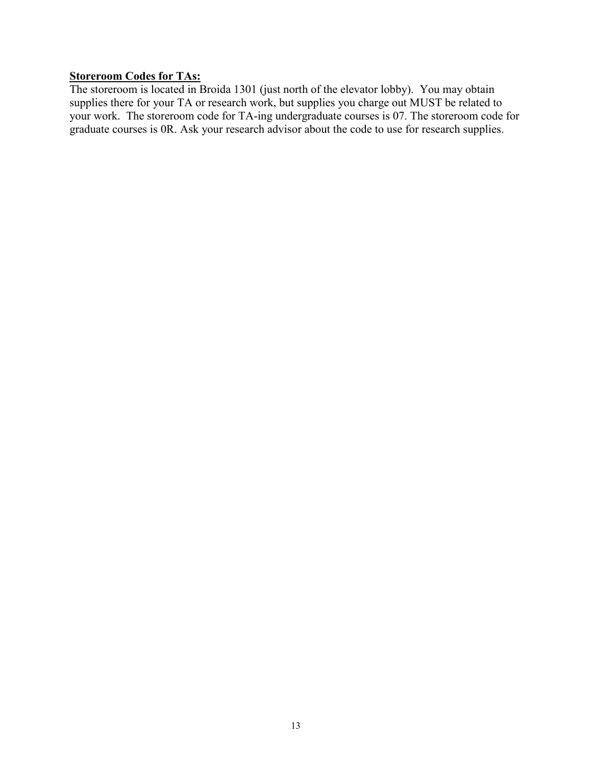**Storeroom Codes for TAs:**

The storeroom is located in Broida 1301 (just north of the elevator lobby). You may obtain supplies there for your TA or research work, but supplies you charge out MUST be related to your work. The storeroom code for TA-ing undergraduate courses is 07. The storeroom code for graduate courses is 0R. Ask your research advisor about the code to use for research supplies.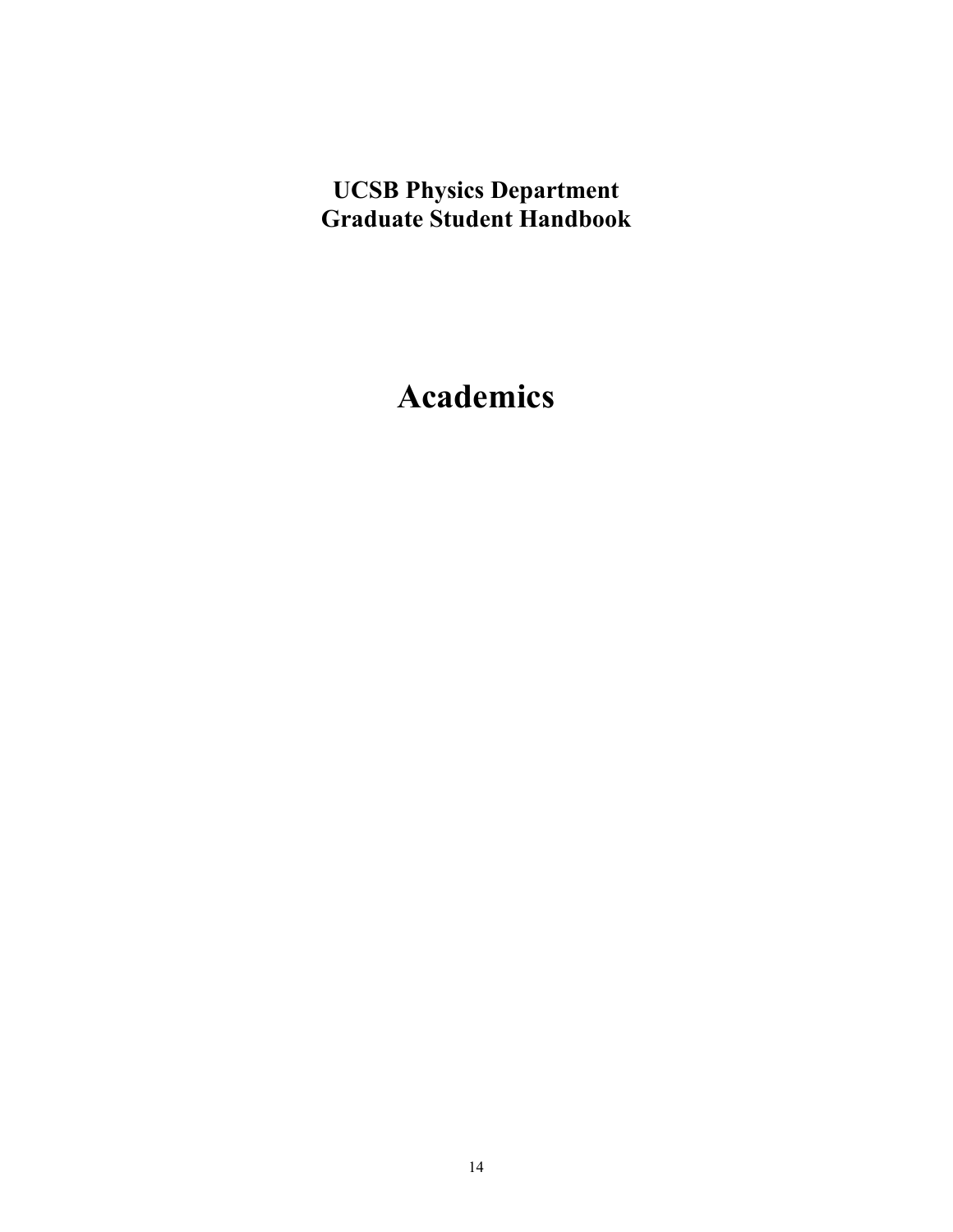**UCSB Physics Department**
**Graduate Student Handbook**

# Academics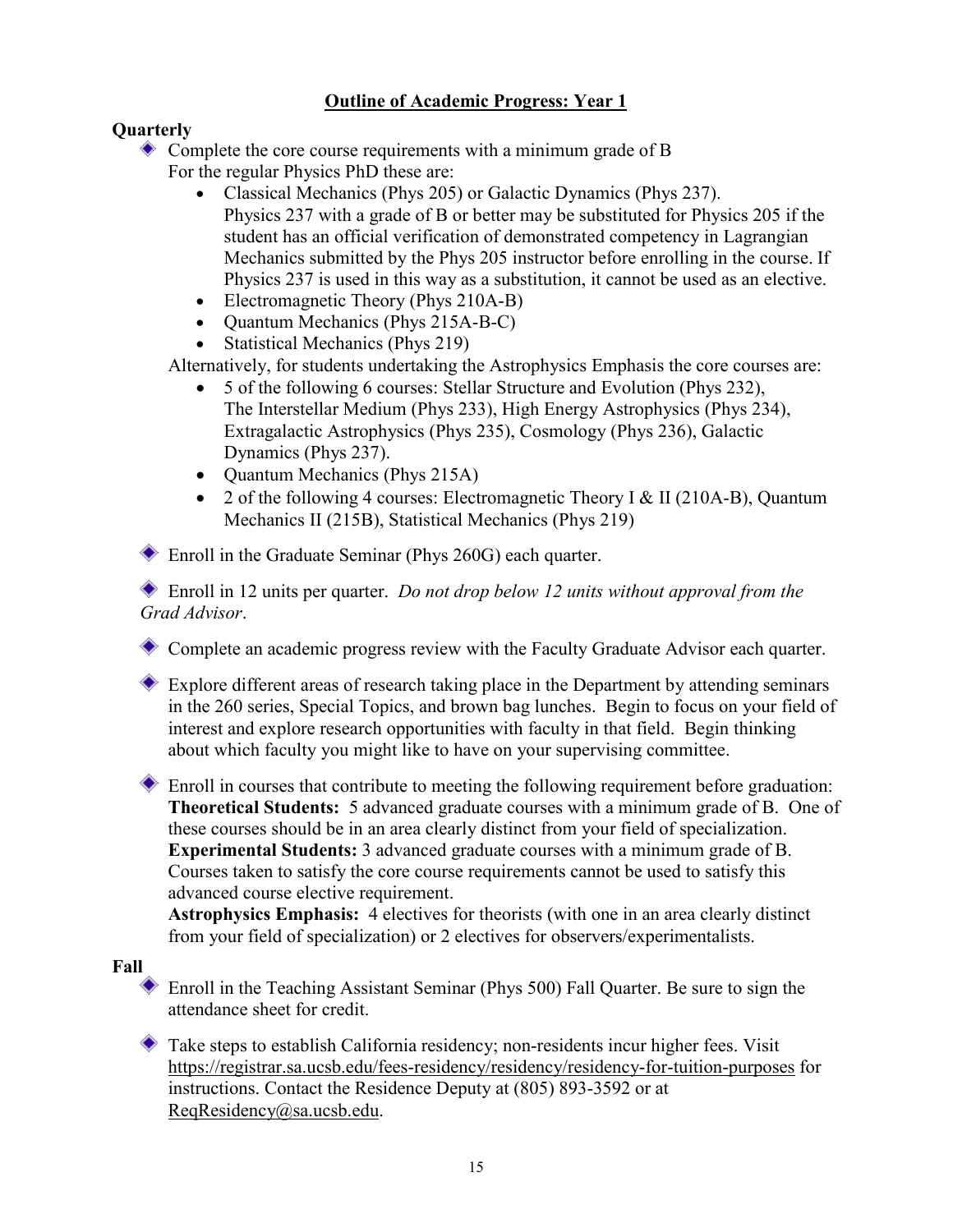## Outline of Academic Progress: Year 1

### Quarterly

- Complete the core course requirements with a minimum grade of B
  For the regular Physics PhD these are:
    - Classical Mechanics (Phys 205) or Galactic Dynamics (Phys 237).
      Physics 237 with a grade of B or better may be substituted for Physics 205 if the student has an official verification of demonstrated competency in Lagrangian Mechanics submitted by the Phys 205 instructor before enrolling in the course. If Physics 237 is used in this way as a substitution, it cannot be used as an elective.
    - Electromagnetic Theory (Phys 210A-B)
    - Quantum Mechanics (Phys 215A-B-C)
    - Statistical Mechanics (Phys 219)

  Alternatively, for students undertaking the Astrophysics Emphasis the core courses are:
    - 5 of the following 6 courses: Stellar Structure and Evolution (Phys 232), The Interstellar Medium (Phys 233), High Energy Astrophysics (Phys 234), Extragalactic Astrophysics (Phys 235), Cosmology (Phys 236), Galactic Dynamics (Phys 237).
    - Quantum Mechanics (Phys 215A)
    - 2 of the following 4 courses: Electromagnetic Theory I & II (210A-B), Quantum Mechanics II (215B), Statistical Mechanics (Phys 219)

- Enroll in the Graduate Seminar (Phys 260G) each quarter.

- Enroll in 12 units per quarter. *Do not drop below 12 units without approval from the Grad Advisor*.

- Complete an academic progress review with the Faculty Graduate Advisor each quarter.

- Explore different areas of research taking place in the Department by attending seminars in the 260 series, Special Topics, and brown bag lunches. Begin to focus on your field of interest and explore research opportunities with faculty in that field. Begin thinking about which faculty you might like to have on your supervising committee.

- Enroll in courses that contribute to meeting the following requirement before graduation:
  **Theoretical Students:** 5 advanced graduate courses with a minimum grade of B. One of these courses should be in an area clearly distinct from your field of specialization.
  **Experimental Students:** 3 advanced graduate courses with a minimum grade of B.
  Courses taken to satisfy the core course requirements cannot be used to satisfy this advanced course elective requirement.
  **Astrophysics Emphasis:** 4 electives for theorists (with one in an area clearly distinct from your field of specialization) or 2 electives for observers/experimentalists.

### Fall

- Enroll in the Teaching Assistant Seminar (Phys 500) Fall Quarter. Be sure to sign the attendance sheet for credit.

- Take steps to establish California residency; non-residents incur higher fees. Visit https://registrar.sa.ucsb.edu/fees-residency/residency/residency-for-tuition-purposes for instructions. Contact the Residence Deputy at (805) 893-3592 or at ReqResidency@sa.ucsb.edu.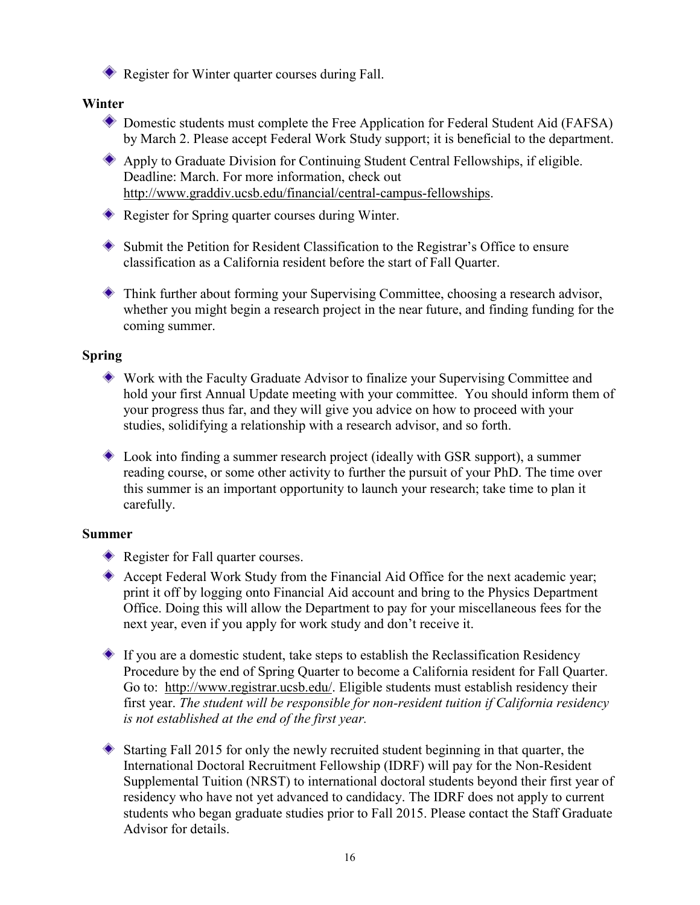- Register for Winter quarter courses during Fall.

**Winter**

- Domestic students must complete the Free Application for Federal Student Aid (FAFSA) by March 2. Please accept Federal Work Study support; it is beneficial to the department.
- Apply to Graduate Division for Continuing Student Central Fellowships, if eligible. Deadline: March. For more information, check out http://www.graddiv.ucsb.edu/financial/central-campus-fellowships.
- Register for Spring quarter courses during Winter.
- Submit the Petition for Resident Classification to the Registrar's Office to ensure classification as a California resident before the start of Fall Quarter.
- Think further about forming your Supervising Committee, choosing a research advisor, whether you might begin a research project in the near future, and finding funding for the coming summer.

**Spring**

- Work with the Faculty Graduate Advisor to finalize your Supervising Committee and hold your first Annual Update meeting with your committee. You should inform them of your progress thus far, and they will give you advice on how to proceed with your studies, solidifying a relationship with a research advisor, and so forth.
- Look into finding a summer research project (ideally with GSR support), a summer reading course, or some other activity to further the pursuit of your PhD. The time over this summer is an important opportunity to launch your research; take time to plan it carefully.

**Summer**

- Register for Fall quarter courses.
- Accept Federal Work Study from the Financial Aid Office for the next academic year; print it off by logging onto Financial Aid account and bring to the Physics Department Office. Doing this will allow the Department to pay for your miscellaneous fees for the next year, even if you apply for work study and don't receive it.
- If you are a domestic student, take steps to establish the Reclassification Residency Procedure by the end of Spring Quarter to become a California resident for Fall Quarter. Go to: http://www.registrar.ucsb.edu/. Eligible students must establish residency their first year. *The student will be responsible for non-resident tuition if California residency is not established at the end of the first year.*
- Starting Fall 2015 for only the newly recruited student beginning in that quarter, the International Doctoral Recruitment Fellowship (IDRF) will pay for the Non-Resident Supplemental Tuition (NRST) to international doctoral students beyond their first year of residency who have not yet advanced to candidacy. The IDRF does not apply to current students who began graduate studies prior to Fall 2015. Please contact the Staff Graduate Advisor for details.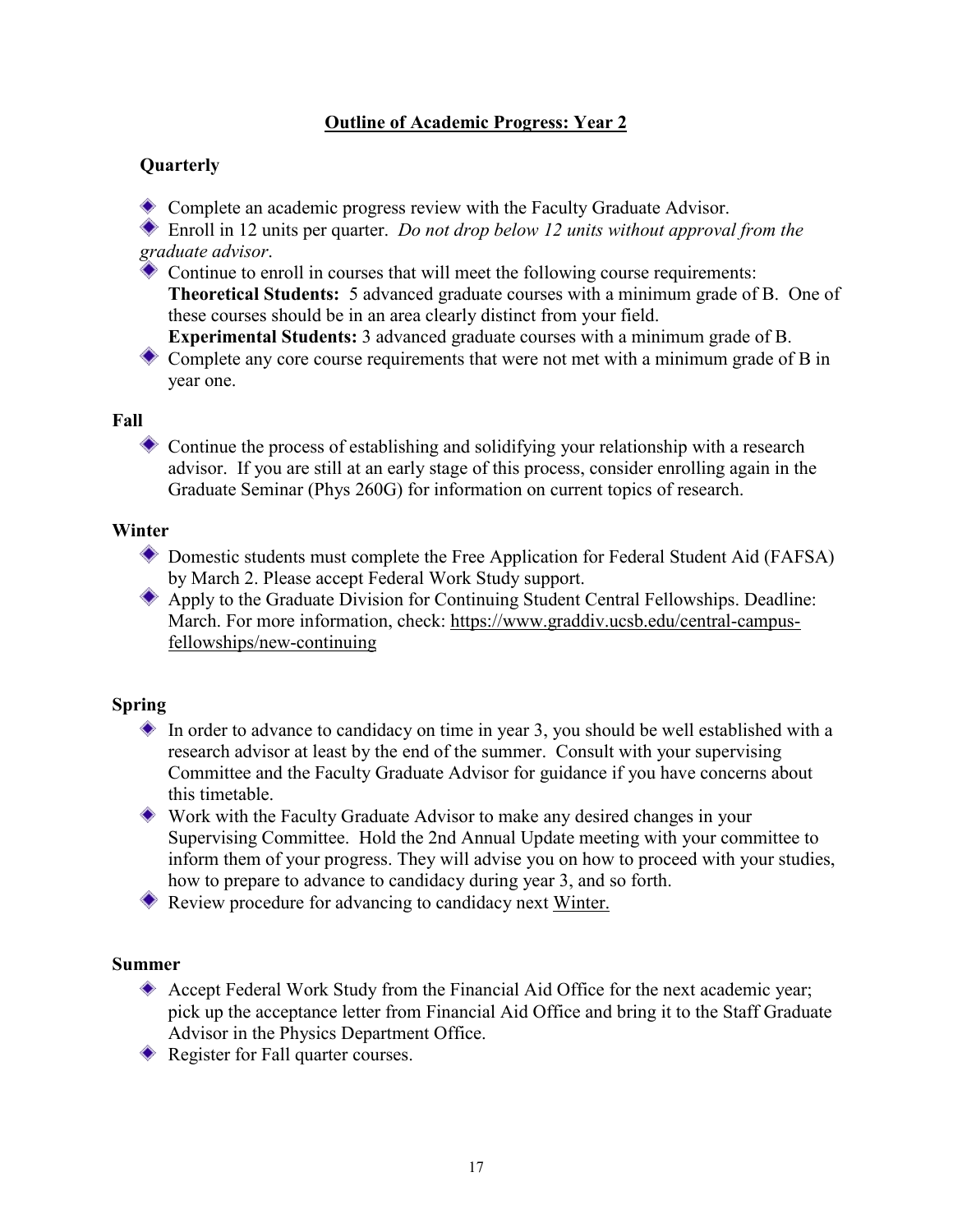## Outline of Academic Progress: Year 2

### Quarterly

- Complete an academic progress review with the Faculty Graduate Advisor.
- Enroll in 12 units per quarter. *Do not drop below 12 units without approval from the graduate advisor*.
- Continue to enroll in courses that will meet the following course requirements:
  **Theoretical Students:** 5 advanced graduate courses with a minimum grade of B. One of these courses should be in an area clearly distinct from your field.
  **Experimental Students:** 3 advanced graduate courses with a minimum grade of B.
- Complete any core course requirements that were not met with a minimum grade of B in year one.

### Fall

- Continue the process of establishing and solidifying your relationship with a research advisor. If you are still at an early stage of this process, consider enrolling again in the Graduate Seminar (Phys 260G) for information on current topics of research.

### Winter

- Domestic students must complete the Free Application for Federal Student Aid (FAFSA) by March 2. Please accept Federal Work Study support.
- Apply to the Graduate Division for Continuing Student Central Fellowships. Deadline: March. For more information, check: https://www.graddiv.ucsb.edu/central-campus-fellowships/new-continuing

### Spring

- In order to advance to candidacy on time in year 3, you should be well established with a research advisor at least by the end of the summer. Consult with your supervising Committee and the Faculty Graduate Advisor for guidance if you have concerns about this timetable.
- Work with the Faculty Graduate Advisor to make any desired changes in your Supervising Committee. Hold the 2nd Annual Update meeting with your committee to inform them of your progress. They will advise you on how to proceed with your studies, how to prepare to advance to candidacy during year 3, and so forth.
- Review procedure for advancing to candidacy next Winter.

### Summer

- Accept Federal Work Study from the Financial Aid Office for the next academic year; pick up the acceptance letter from Financial Aid Office and bring it to the Staff Graduate Advisor in the Physics Department Office.
- Register for Fall quarter courses.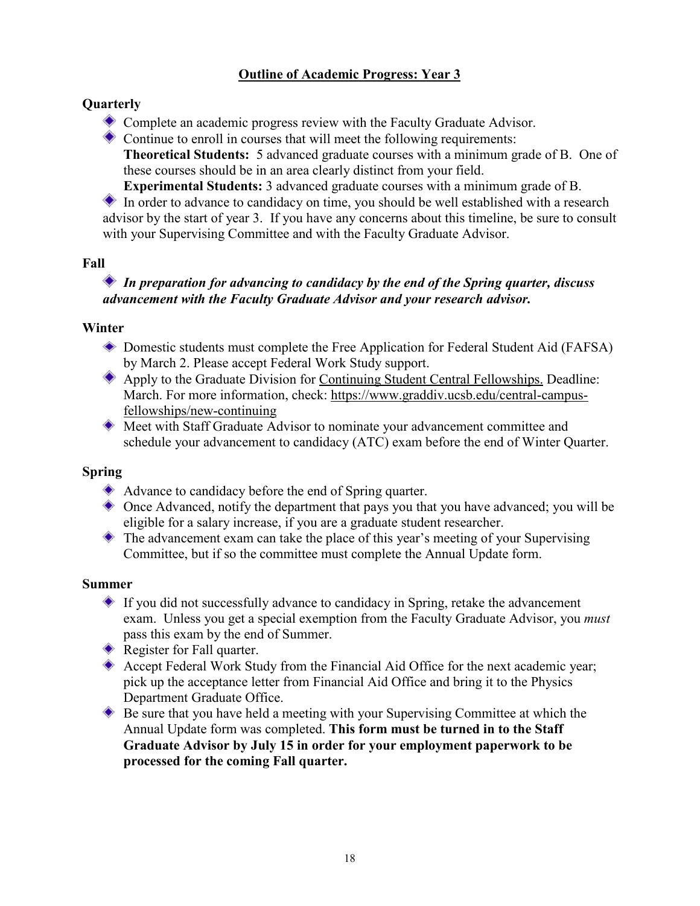## Outline of Academic Progress: Year 3

### Quarterly

- Complete an academic progress review with the Faculty Graduate Advisor.
- Continue to enroll in courses that will meet the following requirements:
  **Theoretical Students:** 5 advanced graduate courses with a minimum grade of B. One of these courses should be in an area clearly distinct from your field.
  **Experimental Students:** 3 advanced graduate courses with a minimum grade of B.
- In order to advance to candidacy on time, you should be well established with a research advisor by the start of year 3. If you have any concerns about this timeline, be sure to consult with your Supervising Committee and with the Faculty Graduate Advisor.

### Fall

- ***In preparation for advancing to candidacy by the end of the Spring quarter, discuss advancement with the Faculty Graduate Advisor and your research advisor.***

### Winter

- Domestic students must complete the Free Application for Federal Student Aid (FAFSA) by March 2. Please accept Federal Work Study support.
- Apply to the Graduate Division for Continuing Student Central Fellowships. Deadline: March. For more information, check: https://www.graddiv.ucsb.edu/central-campus-fellowships/new-continuing
- Meet with Staff Graduate Advisor to nominate your advancement committee and schedule your advancement to candidacy (ATC) exam before the end of Winter Quarter.

### Spring

- Advance to candidacy before the end of Spring quarter.
- Once Advanced, notify the department that pays you that you have advanced; you will be eligible for a salary increase, if you are a graduate student researcher.
- The advancement exam can take the place of this year's meeting of your Supervising Committee, but if so the committee must complete the Annual Update form.

### Summer

- If you did not successfully advance to candidacy in Spring, retake the advancement exam. Unless you get a special exemption from the Faculty Graduate Advisor, you *must* pass this exam by the end of Summer.
- Register for Fall quarter.
- Accept Federal Work Study from the Financial Aid Office for the next academic year; pick up the acceptance letter from Financial Aid Office and bring it to the Physics Department Graduate Office.
- Be sure that you have held a meeting with your Supervising Committee at which the Annual Update form was completed. **This form must be turned in to the Staff Graduate Advisor by July 15 in order for your employment paperwork to be processed for the coming Fall quarter.**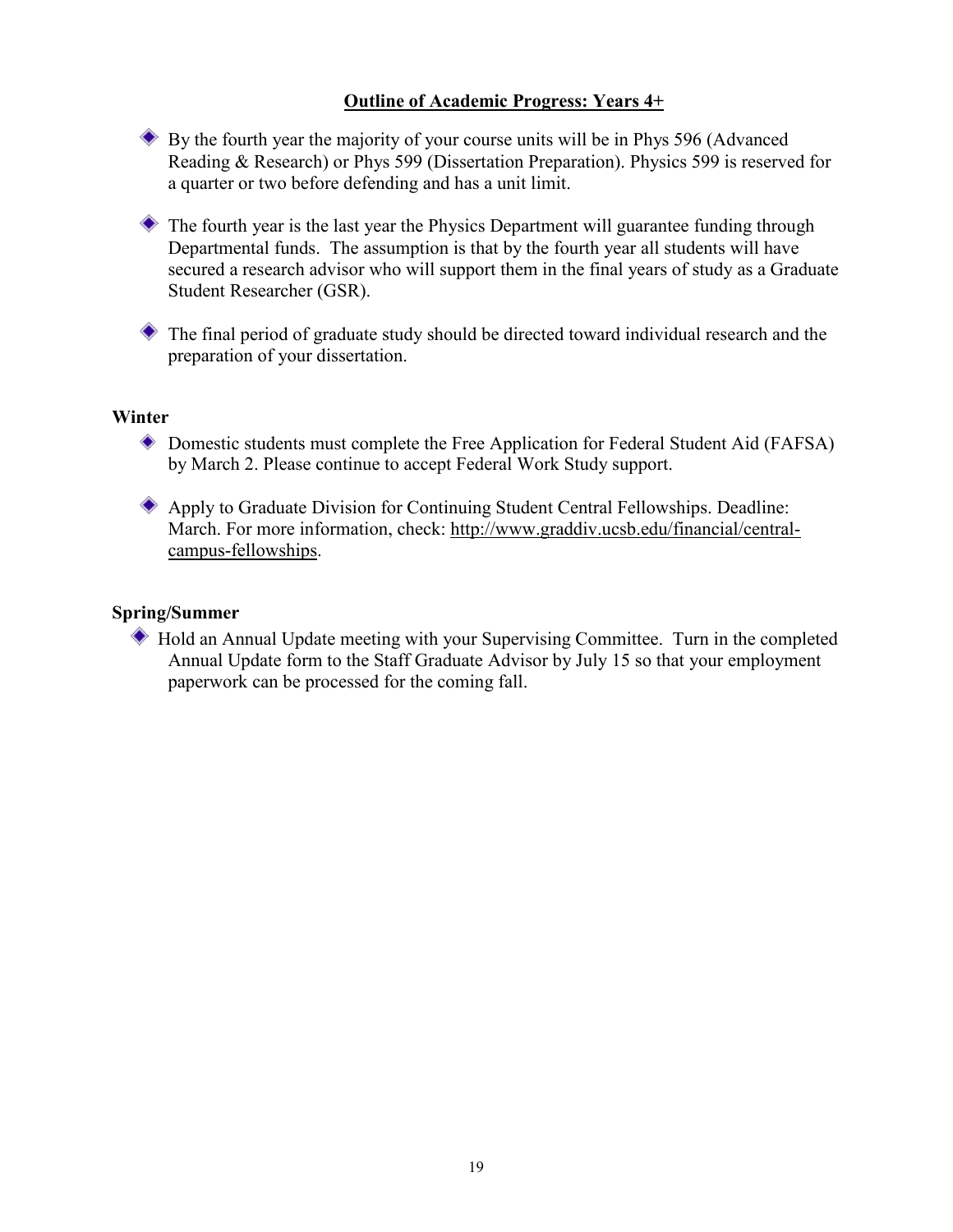## Outline of Academic Progress: Years 4+

- By the fourth year the majority of your course units will be in Phys 596 (Advanced Reading & Research) or Phys 599 (Dissertation Preparation). Physics 599 is reserved for a quarter or two before defending and has a unit limit.

- The fourth year is the last year the Physics Department will guarantee funding through Departmental funds. The assumption is that by the fourth year all students will have secured a research advisor who will support them in the final years of study as a Graduate Student Researcher (GSR).

- The final period of graduate study should be directed toward individual research and the preparation of your dissertation.

### Winter

- Domestic students must complete the Free Application for Federal Student Aid (FAFSA) by March 2. Please continue to accept Federal Work Study support.

- Apply to Graduate Division for Continuing Student Central Fellowships. Deadline: March. For more information, check: http://www.graddiv.ucsb.edu/financial/central-campus-fellowships.

### Spring/Summer

- Hold an Annual Update meeting with your Supervising Committee. Turn in the completed Annual Update form to the Staff Graduate Advisor by July 15 so that your employment paperwork can be processed for the coming fall.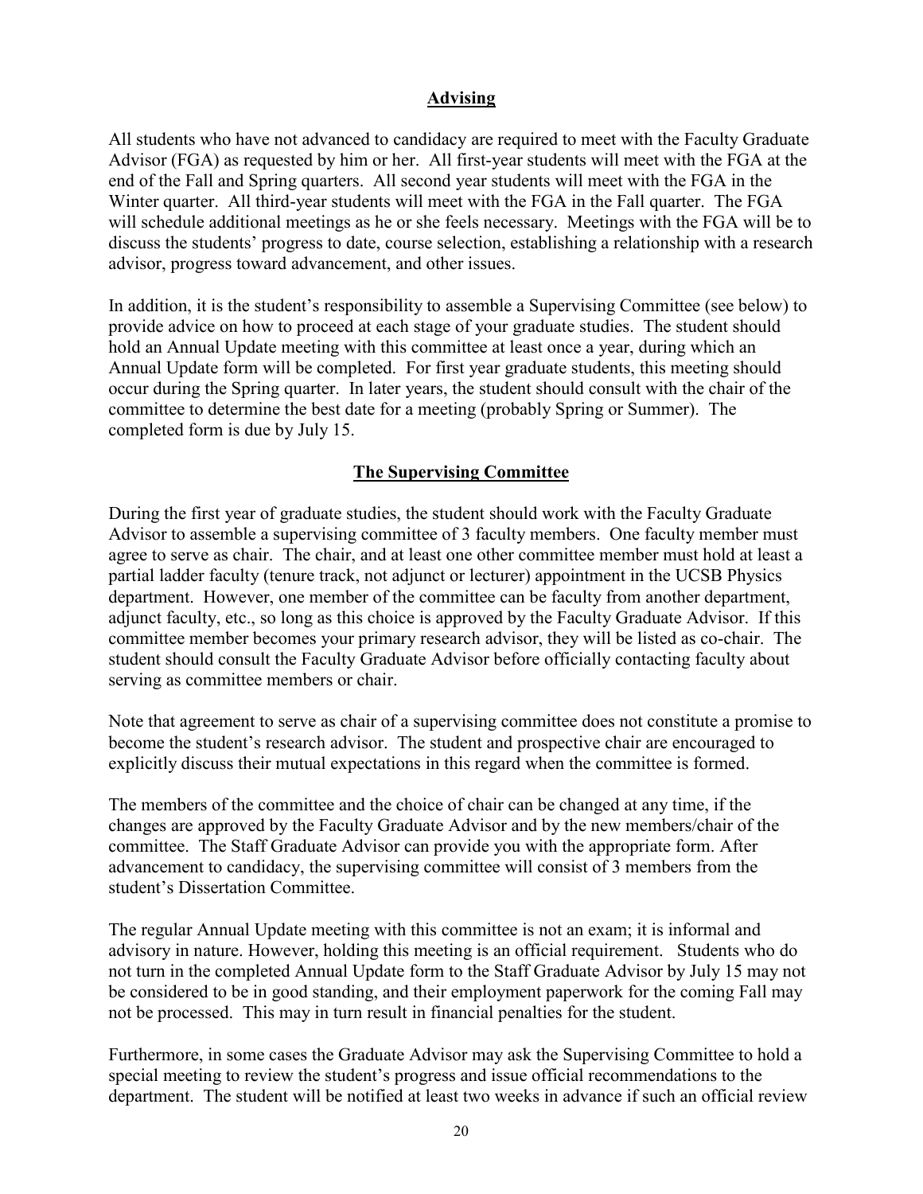## Advising

All students who have not advanced to candidacy are required to meet with the Faculty Graduate Advisor (FGA) as requested by him or her. All first-year students will meet with the FGA at the end of the Fall and Spring quarters. All second year students will meet with the FGA in the Winter quarter. All third-year students will meet with the FGA in the Fall quarter. The FGA will schedule additional meetings as he or she feels necessary. Meetings with the FGA will be to discuss the students' progress to date, course selection, establishing a relationship with a research advisor, progress toward advancement, and other issues.

In addition, it is the student's responsibility to assemble a Supervising Committee (see below) to provide advice on how to proceed at each stage of your graduate studies. The student should hold an Annual Update meeting with this committee at least once a year, during which an Annual Update form will be completed. For first year graduate students, this meeting should occur during the Spring quarter. In later years, the student should consult with the chair of the committee to determine the best date for a meeting (probably Spring or Summer). The completed form is due by July 15.

## The Supervising Committee

During the first year of graduate studies, the student should work with the Faculty Graduate Advisor to assemble a supervising committee of 3 faculty members. One faculty member must agree to serve as chair. The chair, and at least one other committee member must hold at least a partial ladder faculty (tenure track, not adjunct or lecturer) appointment in the UCSB Physics department. However, one member of the committee can be faculty from another department, adjunct faculty, etc., so long as this choice is approved by the Faculty Graduate Advisor. If this committee member becomes your primary research advisor, they will be listed as co-chair. The student should consult the Faculty Graduate Advisor before officially contacting faculty about serving as committee members or chair.

Note that agreement to serve as chair of a supervising committee does not constitute a promise to become the student's research advisor. The student and prospective chair are encouraged to explicitly discuss their mutual expectations in this regard when the committee is formed.

The members of the committee and the choice of chair can be changed at any time, if the changes are approved by the Faculty Graduate Advisor and by the new members/chair of the committee. The Staff Graduate Advisor can provide you with the appropriate form. After advancement to candidacy, the supervising committee will consist of 3 members from the student's Dissertation Committee.

The regular Annual Update meeting with this committee is not an exam; it is informal and advisory in nature. However, holding this meeting is an official requirement. Students who do not turn in the completed Annual Update form to the Staff Graduate Advisor by July 15 may not be considered to be in good standing, and their employment paperwork for the coming Fall may not be processed. This may in turn result in financial penalties for the student.

Furthermore, in some cases the Graduate Advisor may ask the Supervising Committee to hold a special meeting to review the student's progress and issue official recommendations to the department. The student will be notified at least two weeks in advance if such an official review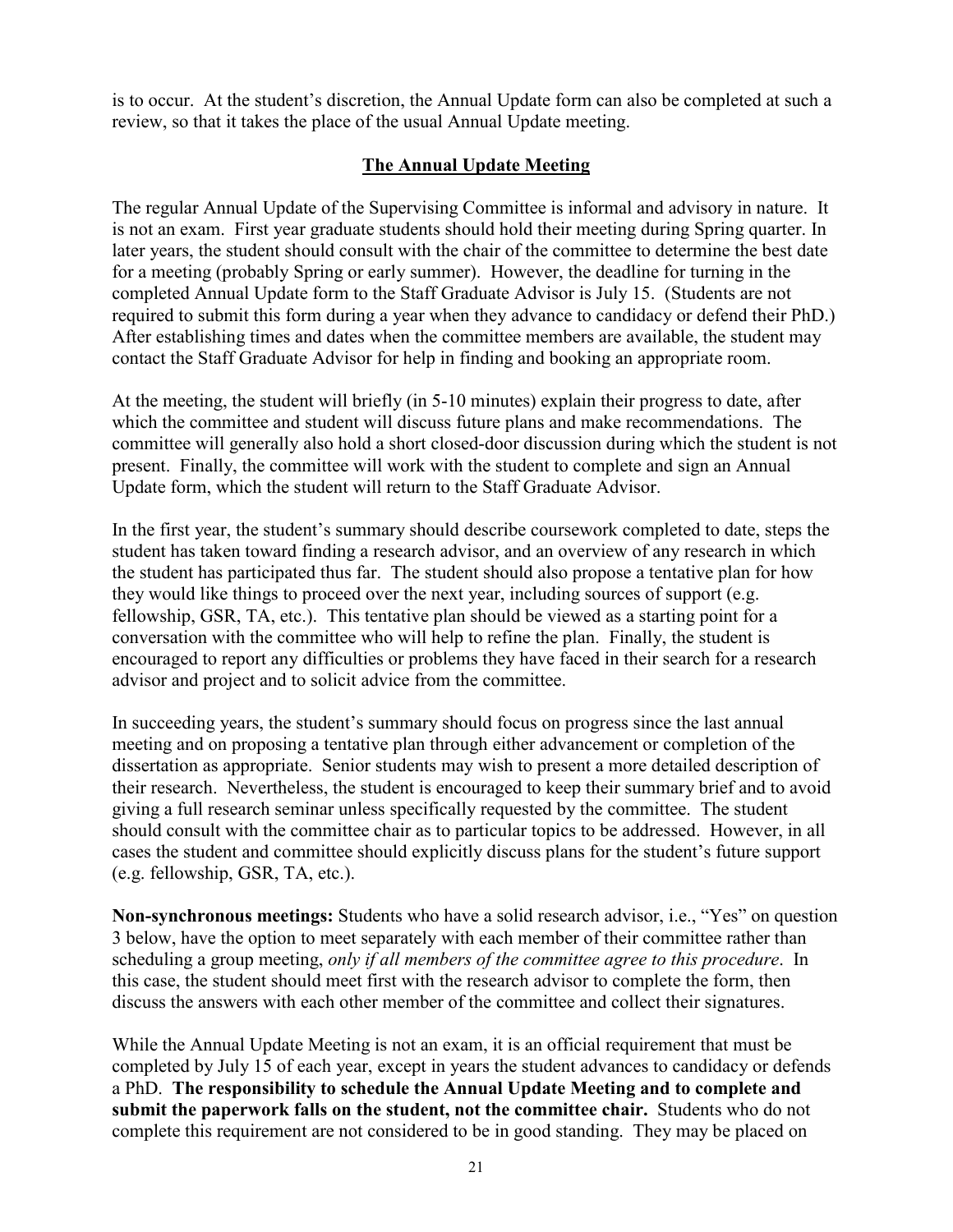is to occur. At the student's discretion, the Annual Update form can also be completed at such a review, so that it takes the place of the usual Annual Update meeting.

## The Annual Update Meeting

The regular Annual Update of the Supervising Committee is informal and advisory in nature. It is not an exam. First year graduate students should hold their meeting during Spring quarter. In later years, the student should consult with the chair of the committee to determine the best date for a meeting (probably Spring or early summer). However, the deadline for turning in the completed Annual Update form to the Staff Graduate Advisor is July 15. (Students are not required to submit this form during a year when they advance to candidacy or defend their PhD.) After establishing times and dates when the committee members are available, the student may contact the Staff Graduate Advisor for help in finding and booking an appropriate room.

At the meeting, the student will briefly (in 5-10 minutes) explain their progress to date, after which the committee and student will discuss future plans and make recommendations. The committee will generally also hold a short closed-door discussion during which the student is not present. Finally, the committee will work with the student to complete and sign an Annual Update form, which the student will return to the Staff Graduate Advisor.

In the first year, the student's summary should describe coursework completed to date, steps the student has taken toward finding a research advisor, and an overview of any research in which the student has participated thus far. The student should also propose a tentative plan for how they would like things to proceed over the next year, including sources of support (e.g. fellowship, GSR, TA, etc.). This tentative plan should be viewed as a starting point for a conversation with the committee who will help to refine the plan. Finally, the student is encouraged to report any difficulties or problems they have faced in their search for a research advisor and project and to solicit advice from the committee.

In succeeding years, the student's summary should focus on progress since the last annual meeting and on proposing a tentative plan through either advancement or completion of the dissertation as appropriate. Senior students may wish to present a more detailed description of their research. Nevertheless, the student is encouraged to keep their summary brief and to avoid giving a full research seminar unless specifically requested by the committee. The student should consult with the committee chair as to particular topics to be addressed. However, in all cases the student and committee should explicitly discuss plans for the student's future support (e.g. fellowship, GSR, TA, etc.).

**Non-synchronous meetings:** Students who have a solid research advisor, i.e., "Yes" on question 3 below, have the option to meet separately with each member of their committee rather than scheduling a group meeting, *only if all members of the committee agree to this procedure*. In this case, the student should meet first with the research advisor to complete the form, then discuss the answers with each other member of the committee and collect their signatures.

While the Annual Update Meeting is not an exam, it is an official requirement that must be completed by July 15 of each year, except in years the student advances to candidacy or defends a PhD. **The responsibility to schedule the Annual Update Meeting and to complete and submit the paperwork falls on the student, not the committee chair.** Students who do not complete this requirement are not considered to be in good standing. They may be placed on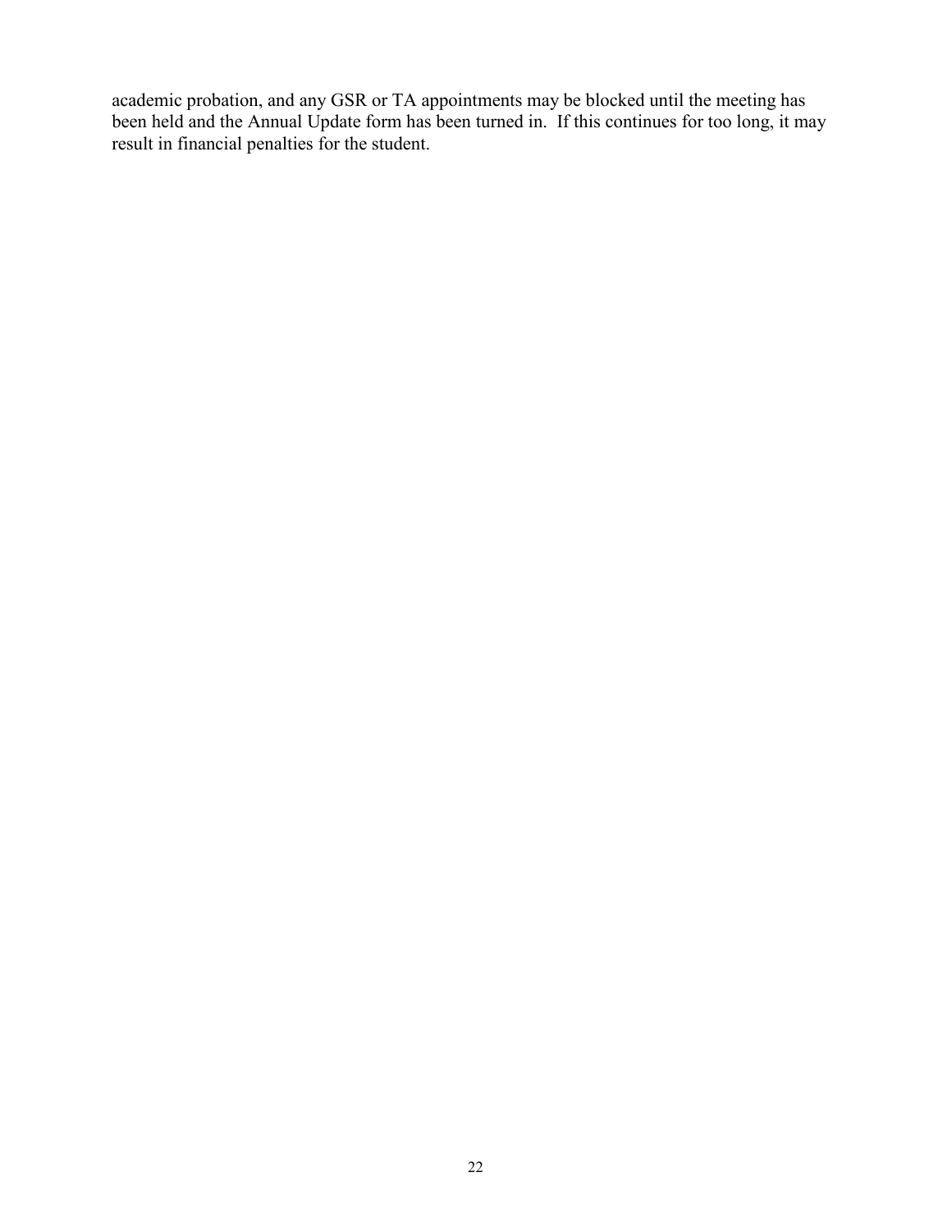academic probation, and any GSR or TA appointments may be blocked until the meeting has been held and the Annual Update form has been turned in. If this continues for too long, it may result in financial penalties for the student.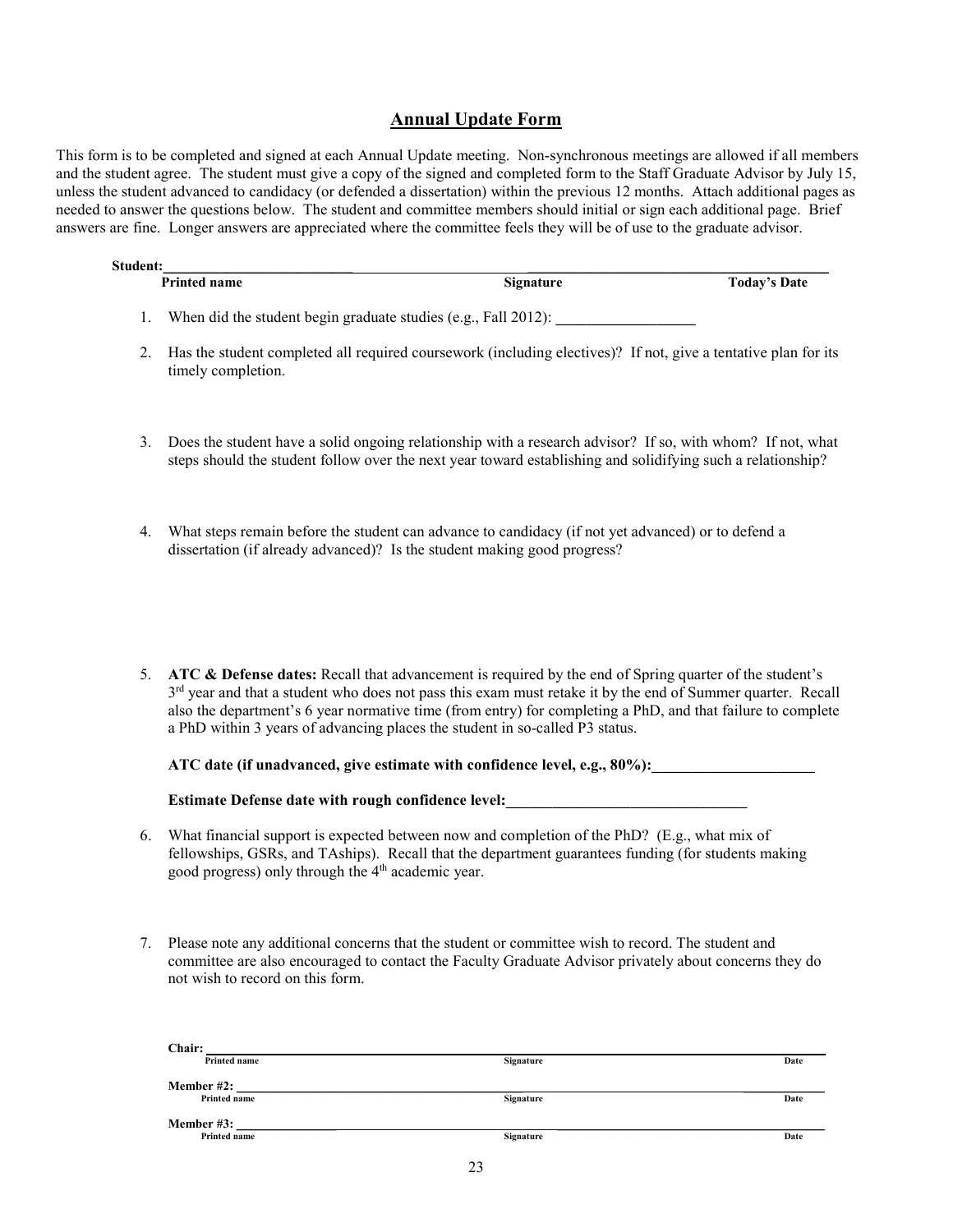## Annual Update Form

This form is to be completed and signed at each Annual Update meeting. Non-synchronous meetings are allowed if all members and the student agree. The student must give a copy of the signed and completed form to the Staff Graduate Advisor by July 15, unless the student advanced to candidacy (or defended a dissertation) within the previous 12 months. Attach additional pages as needed to answer the questions below. The student and committee members should initial or sign each additional page. Brief answers are fine. Longer answers are appreciated where the committee feels they will be of use to the graduate advisor.

**Student:**______________________________________________________________________________

**Printed name** **Signature** **Today's Date**

1. When did the student begin graduate studies (e.g., Fall 2012): __________________

2. Has the student completed all required coursework (including electives)? If not, give a tentative plan for its timely completion.

3. Does the student have a solid ongoing relationship with a research advisor? If so, with whom? If not, what steps should the student follow over the next year toward establishing and solidifying such a relationship?

4. What steps remain before the student can advance to candidacy (if not yet advanced) or to defend a dissertation (if already advanced)? Is the student making good progress?

5. **ATC & Defense dates:** Recall that advancement is required by the end of Spring quarter of the student's 3rd year and that a student who does not pass this exam must retake it by the end of Summer quarter. Recall also the department's 6 year normative time (from entry) for completing a PhD, and that failure to complete a PhD within 3 years of advancing places the student in so-called P3 status.

   **ATC date (if unadvanced, give estimate with confidence level, e.g., 80%):**_____________________

   **Estimate Defense date with rough confidence level:**________________________________

6. What financial support is expected between now and completion of the PhD? (E.g., what mix of fellowships, GSRs, and TAships). Recall that the department guarantees funding (for students making good progress) only through the 4th academic year.

7. Please note any additional concerns that the student or committee wish to record. The student and committee are also encouraged to contact the Faculty Graduate Advisor privately about concerns they do not wish to record on this form.

**Chair:** ______________________________________________________________________________

**Printed name** **Signature** **Date**

**Member #2:** __________________________________________________________________________

**Printed name** **Signature** **Date**

**Member #3:** __________________________________________________________________________

**Printed name** **Signature** **Date**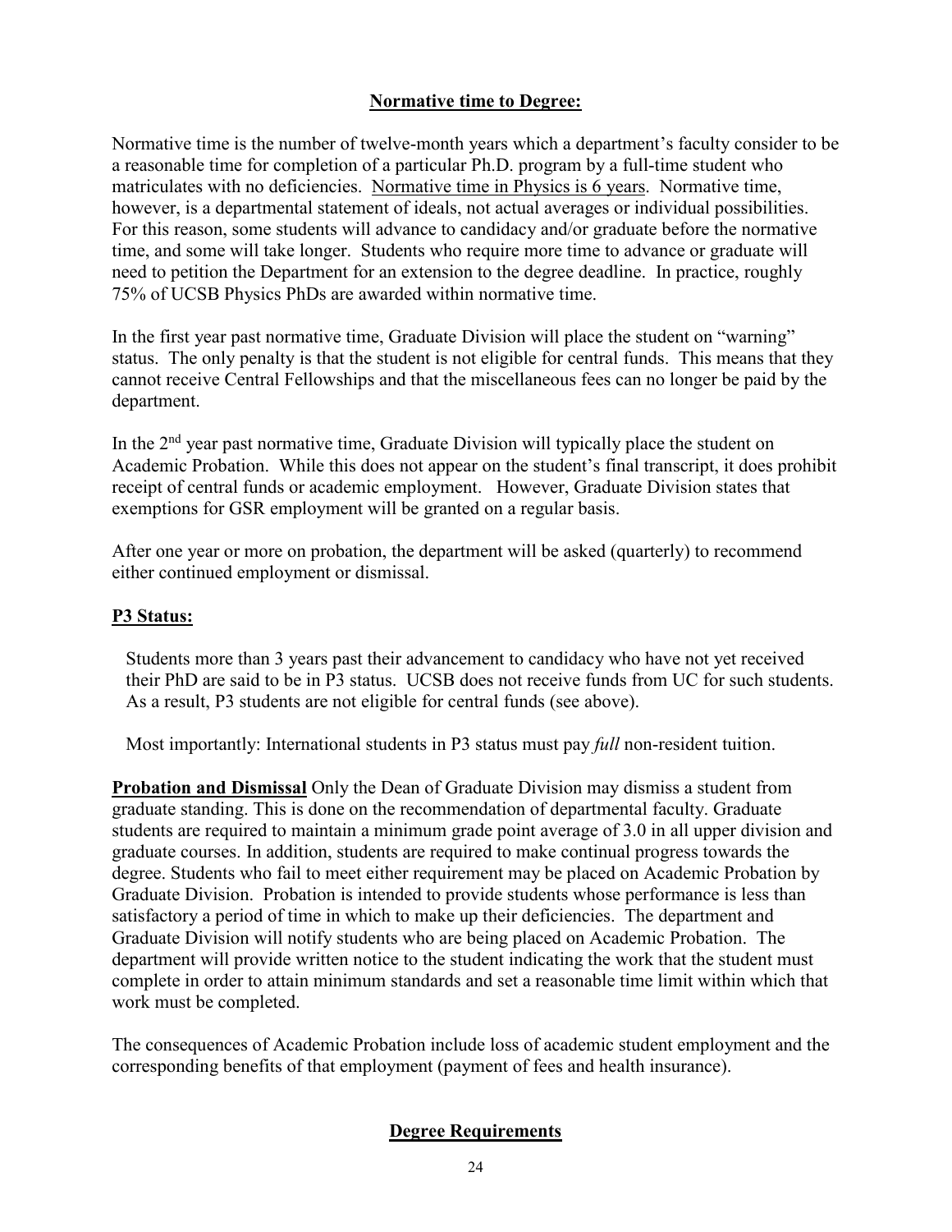## Normative time to Degree:

Normative time is the number of twelve-month years which a department's faculty consider to be a reasonable time for completion of a particular Ph.D. program by a full-time student who matriculates with no deficiencies. Normative time in Physics is 6 years. Normative time, however, is a departmental statement of ideals, not actual averages or individual possibilities. For this reason, some students will advance to candidacy and/or graduate before the normative time, and some will take longer. Students who require more time to advance or graduate will need to petition the Department for an extension to the degree deadline. In practice, roughly 75% of UCSB Physics PhDs are awarded within normative time.

In the first year past normative time, Graduate Division will place the student on "warning" status. The only penalty is that the student is not eligible for central funds. This means that they cannot receive Central Fellowships and that the miscellaneous fees can no longer be paid by the department.

In the 2nd year past normative time, Graduate Division will typically place the student on Academic Probation. While this does not appear on the student's final transcript, it does prohibit receipt of central funds or academic employment. However, Graduate Division states that exemptions for GSR employment will be granted on a regular basis.

After one year or more on probation, the department will be asked (quarterly) to recommend either continued employment or dismissal.

## P3 Status:

Students more than 3 years past their advancement to candidacy who have not yet received their PhD are said to be in P3 status. UCSB does not receive funds from UC for such students. As a result, P3 students are not eligible for central funds (see above).

Most importantly: International students in P3 status must pay *full* non-resident tuition.

**Probation and Dismissal** Only the Dean of Graduate Division may dismiss a student from graduate standing. This is done on the recommendation of departmental faculty. Graduate students are required to maintain a minimum grade point average of 3.0 in all upper division and graduate courses. In addition, students are required to make continual progress towards the degree. Students who fail to meet either requirement may be placed on Academic Probation by Graduate Division. Probation is intended to provide students whose performance is less than satisfactory a period of time in which to make up their deficiencies. The department and Graduate Division will notify students who are being placed on Academic Probation. The department will provide written notice to the student indicating the work that the student must complete in order to attain minimum standards and set a reasonable time limit within which that work must be completed.

The consequences of Academic Probation include loss of academic student employment and the corresponding benefits of that employment (payment of fees and health insurance).

## Degree Requirements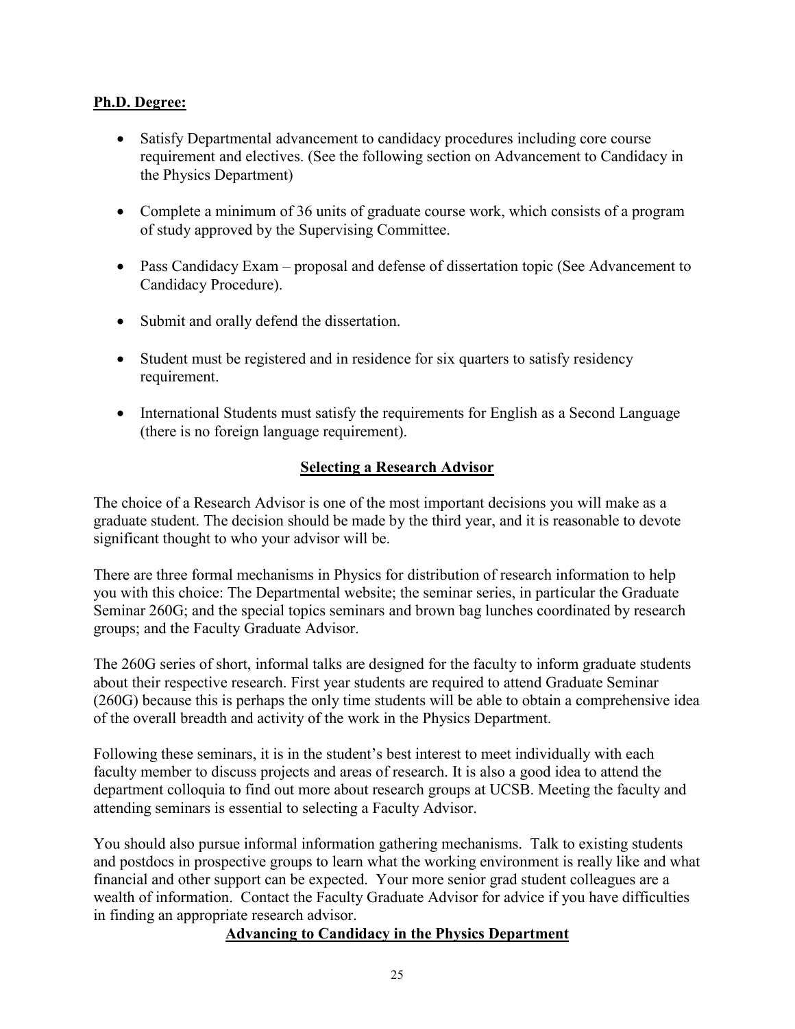**Ph.D. Degree:**

- Satisfy Departmental advancement to candidacy procedures including core course requirement and electives. (See the following section on Advancement to Candidacy in the Physics Department)

- Complete a minimum of 36 units of graduate course work, which consists of a program of study approved by the Supervising Committee.

- Pass Candidacy Exam – proposal and defense of dissertation topic (See Advancement to Candidacy Procedure).

- Submit and orally defend the dissertation.

- Student must be registered and in residence for six quarters to satisfy residency requirement.

- International Students must satisfy the requirements for English as a Second Language (there is no foreign language requirement).

## Selecting a Research Advisor

The choice of a Research Advisor is one of the most important decisions you will make as a graduate student. The decision should be made by the third year, and it is reasonable to devote significant thought to who your advisor will be.

There are three formal mechanisms in Physics for distribution of research information to help you with this choice: The Departmental website; the seminar series, in particular the Graduate Seminar 260G; and the special topics seminars and brown bag lunches coordinated by research groups; and the Faculty Graduate Advisor.

The 260G series of short, informal talks are designed for the faculty to inform graduate students about their respective research. First year students are required to attend Graduate Seminar (260G) because this is perhaps the only time students will be able to obtain a comprehensive idea of the overall breadth and activity of the work in the Physics Department.

Following these seminars, it is in the student's best interest to meet individually with each faculty member to discuss projects and areas of research. It is also a good idea to attend the department colloquia to find out more about research groups at UCSB. Meeting the faculty and attending seminars is essential to selecting a Faculty Advisor.

You should also pursue informal information gathering mechanisms. Talk to existing students and postdocs in prospective groups to learn what the working environment is really like and what financial and other support can be expected. Your more senior grad student colleagues are a wealth of information. Contact the Faculty Graduate Advisor for advice if you have difficulties in finding an appropriate research advisor.

## Advancing to Candidacy in the Physics Department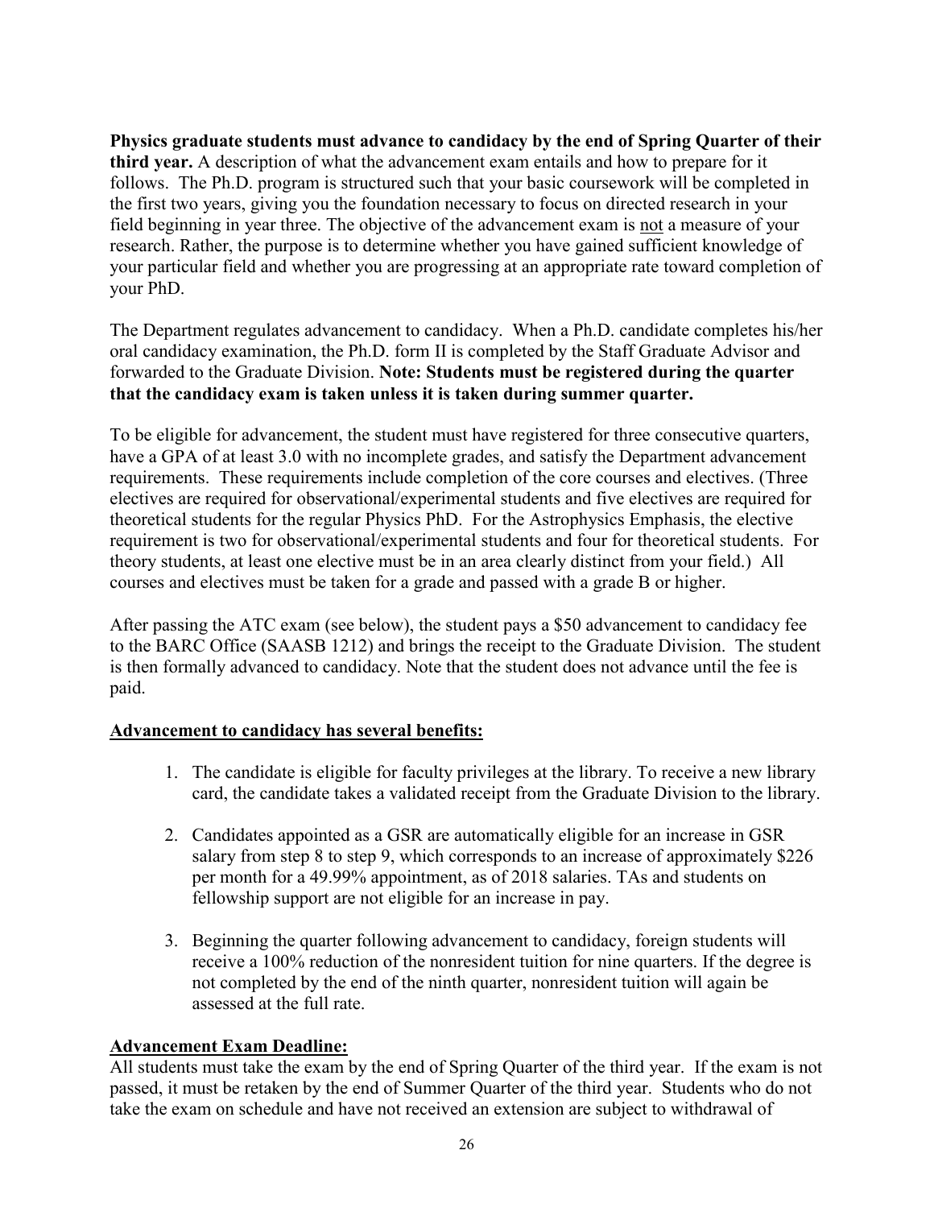**Physics graduate students must advance to candidacy by the end of Spring Quarter of their third year.** A description of what the advancement exam entails and how to prepare for it follows. The Ph.D. program is structured such that your basic coursework will be completed in the first two years, giving you the foundation necessary to focus on directed research in your field beginning in year three. The objective of the advancement exam is <u>not</u> a measure of your research. Rather, the purpose is to determine whether you have gained sufficient knowledge of your particular field and whether you are progressing at an appropriate rate toward completion of your PhD.

The Department regulates advancement to candidacy. When a Ph.D. candidate completes his/her oral candidacy examination, the Ph.D. form II is completed by the Staff Graduate Advisor and forwarded to the Graduate Division. **Note: Students must be registered during the quarter that the candidacy exam is taken unless it is taken during summer quarter.**

To be eligible for advancement, the student must have registered for three consecutive quarters, have a GPA of at least 3.0 with no incomplete grades, and satisfy the Department advancement requirements. These requirements include completion of the core courses and electives. (Three electives are required for observational/experimental students and five electives are required for theoretical students for the regular Physics PhD. For the Astrophysics Emphasis, the elective requirement is two for observational/experimental students and four for theoretical students. For theory students, at least one elective must be in an area clearly distinct from your field.) All courses and electives must be taken for a grade and passed with a grade B or higher.

After passing the ATC exam (see below), the student pays a $50 advancement to candidacy fee to the BARC Office (SAASB 1212) and brings the receipt to the Graduate Division. The student is then formally advanced to candidacy. Note that the student does not advance until the fee is paid.

**<u>Advancement to candidacy has several benefits:</u>**

1. The candidate is eligible for faculty privileges at the library. To receive a new library card, the candidate takes a validated receipt from the Graduate Division to the library.

2. Candidates appointed as a GSR are automatically eligible for an increase in GSR salary from step 8 to step 9, which corresponds to an increase of approximately $226 per month for a 49.99% appointment, as of 2018 salaries. TAs and students on fellowship support are not eligible for an increase in pay.

3. Beginning the quarter following advancement to candidacy, foreign students will receive a 100% reduction of the nonresident tuition for nine quarters. If the degree is not completed by the end of the ninth quarter, nonresident tuition will again be assessed at the full rate.

**<u>Advancement Exam Deadline:</u>**

All students must take the exam by the end of Spring Quarter of the third year. If the exam is not passed, it must be retaken by the end of Summer Quarter of the third year. Students who do not take the exam on schedule and have not received an extension are subject to withdrawal of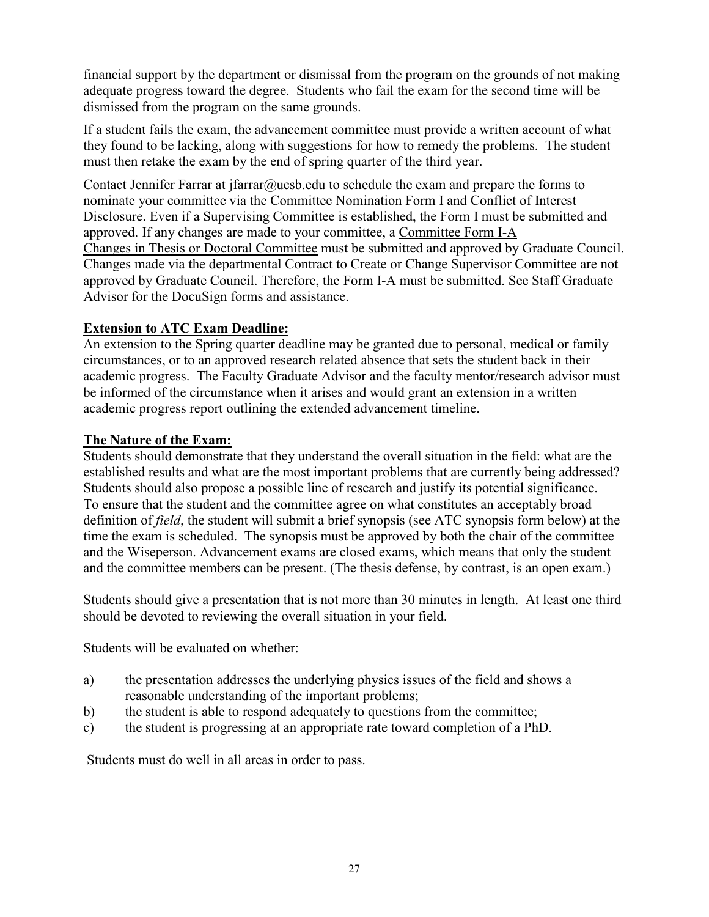financial support by the department or dismissal from the program on the grounds of not making adequate progress toward the degree. Students who fail the exam for the second time will be dismissed from the program on the same grounds.

If a student fails the exam, the advancement committee must provide a written account of what they found to be lacking, along with suggestions for how to remedy the problems. The student must then retake the exam by the end of spring quarter of the third year.

Contact Jennifer Farrar at jfarrar@ucsb.edu to schedule the exam and prepare the forms to nominate your committee via the Committee Nomination Form I and Conflict of Interest Disclosure. Even if a Supervising Committee is established, the Form I must be submitted and approved. If any changes are made to your committee, a Committee Form I-A Changes in Thesis or Doctoral Committee must be submitted and approved by Graduate Council. Changes made via the departmental Contract to Create or Change Supervisor Committee are not approved by Graduate Council. Therefore, the Form I-A must be submitted. See Staff Graduate Advisor for the DocuSign forms and assistance.

**Extension to ATC Exam Deadline:**

An extension to the Spring quarter deadline may be granted due to personal, medical or family circumstances, or to an approved research related absence that sets the student back in their academic progress. The Faculty Graduate Advisor and the faculty mentor/research advisor must be informed of the circumstance when it arises and would grant an extension in a written academic progress report outlining the extended advancement timeline.

**The Nature of the Exam:**

Students should demonstrate that they understand the overall situation in the field: what are the established results and what are the most important problems that are currently being addressed? Students should also propose a possible line of research and justify its potential significance. To ensure that the student and the committee agree on what constitutes an acceptably broad definition of *field*, the student will submit a brief synopsis (see ATC synopsis form below) at the time the exam is scheduled. The synopsis must be approved by both the chair of the committee and the Wiseperson. Advancement exams are closed exams, which means that only the student and the committee members can be present. (The thesis defense, by contrast, is an open exam.)

Students should give a presentation that is not more than 30 minutes in length. At least one third should be devoted to reviewing the overall situation in your field.

Students will be evaluated on whether:

a) the presentation addresses the underlying physics issues of the field and shows a reasonable understanding of the important problems;
b) the student is able to respond adequately to questions from the committee;
c) the student is progressing at an appropriate rate toward completion of a PhD.

Students must do well in all areas in order to pass.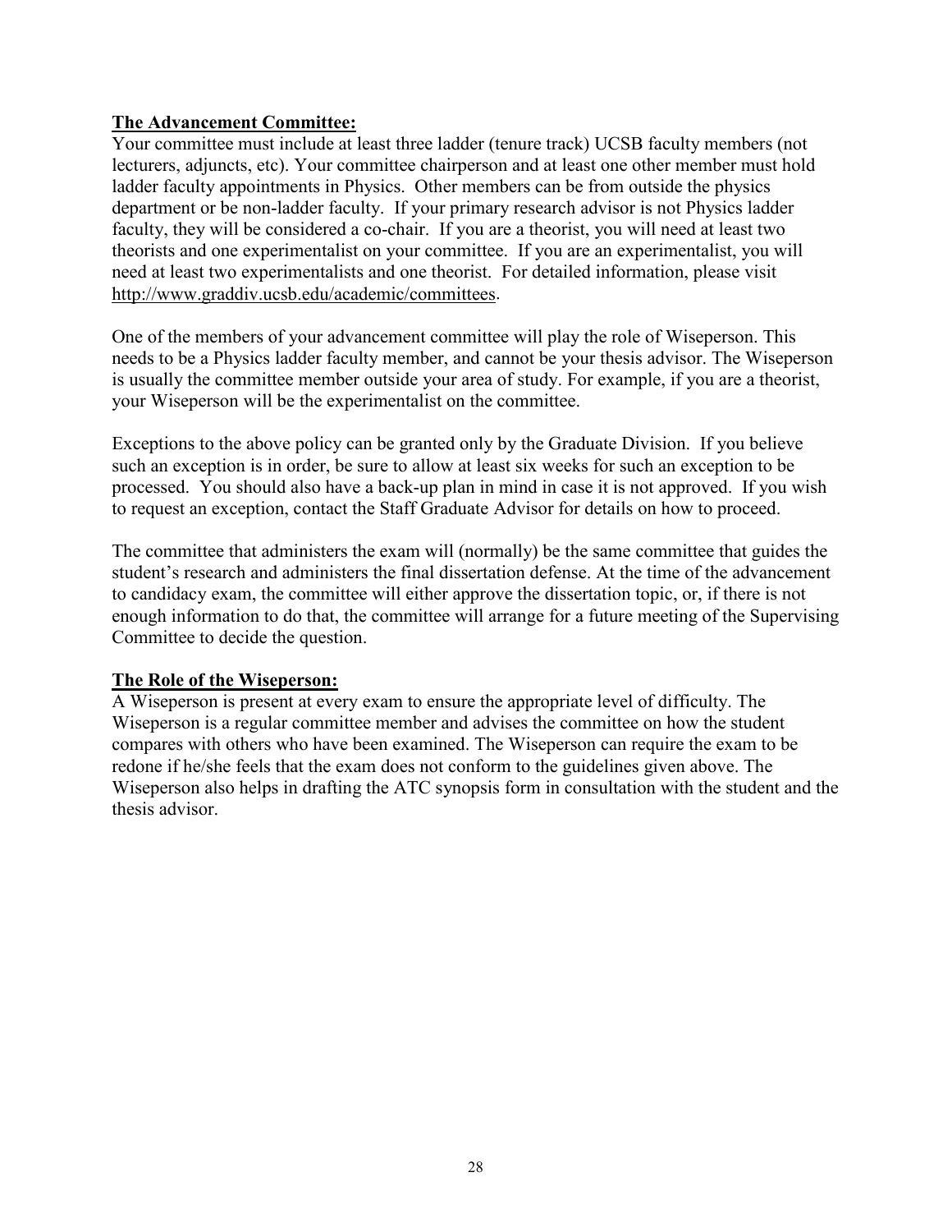**The Advancement Committee:**

Your committee must include at least three ladder (tenure track) UCSB faculty members (not lecturers, adjuncts, etc). Your committee chairperson and at least one other member must hold ladder faculty appointments in Physics. Other members can be from outside the physics department or be non-ladder faculty. If your primary research advisor is not Physics ladder faculty, they will be considered a co-chair. If you are a theorist, you will need at least two theorists and one experimentalist on your committee. If you are an experimentalist, you will need at least two experimentalists and one theorist. For detailed information, please visit http://www.graddiv.ucsb.edu/academic/committees.

One of the members of your advancement committee will play the role of Wiseperson. This needs to be a Physics ladder faculty member, and cannot be your thesis advisor. The Wiseperson is usually the committee member outside your area of study. For example, if you are a theorist, your Wiseperson will be the experimentalist on the committee.

Exceptions to the above policy can be granted only by the Graduate Division. If you believe such an exception is in order, be sure to allow at least six weeks for such an exception to be processed. You should also have a back-up plan in mind in case it is not approved. If you wish to request an exception, contact the Staff Graduate Advisor for details on how to proceed.

The committee that administers the exam will (normally) be the same committee that guides the student's research and administers the final dissertation defense. At the time of the advancement to candidacy exam, the committee will either approve the dissertation topic, or, if there is not enough information to do that, the committee will arrange for a future meeting of the Supervising Committee to decide the question.

**The Role of the Wiseperson:**

A Wiseperson is present at every exam to ensure the appropriate level of difficulty. The Wiseperson is a regular committee member and advises the committee on how the student compares with others who have been examined. The Wiseperson can require the exam to be redone if he/she feels that the exam does not conform to the guidelines given above. The Wiseperson also helps in drafting the ATC synopsis form in consultation with the student and the thesis advisor.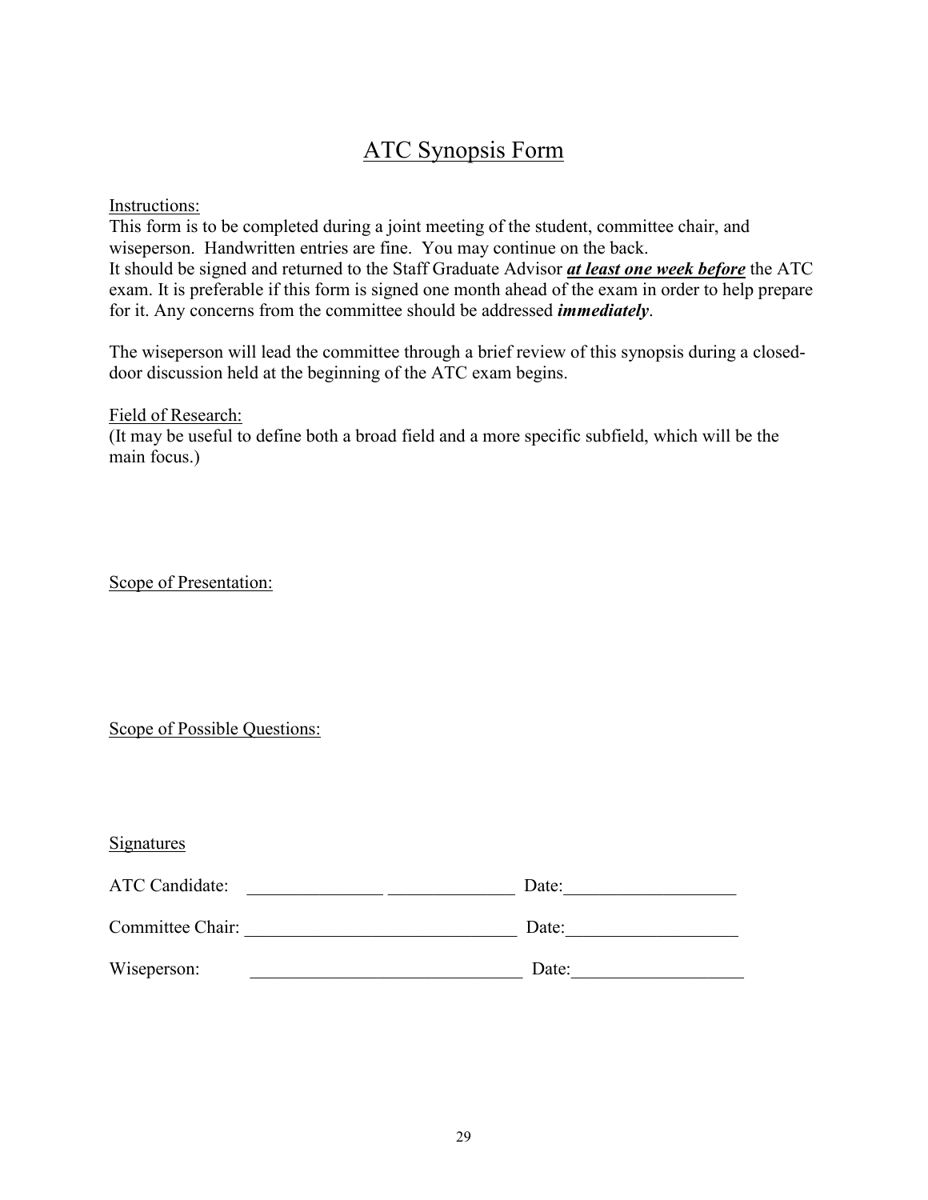# ATC Synopsis Form

Instructions:

This form is to be completed during a joint meeting of the student, committee chair, and wiseperson. Handwritten entries are fine. You may continue on the back.

It should be signed and returned to the Staff Graduate Advisor ***at least one week before*** the ATC exam. It is preferable if this form is signed one month ahead of the exam in order to help prepare for it. Any concerns from the committee should be addressed ***immediately***.

The wiseperson will lead the committee through a brief review of this synopsis during a closed-door discussion held at the beginning of the ATC exam begins.

Field of Research:

(It may be useful to define both a broad field and a more specific subfield, which will be the main focus.)

Scope of Presentation:

Scope of Possible Questions:

Signatures

ATC Candidate: _______________ ______________ Date:___________________

Committee Chair: ______________________________ Date:___________________

Wiseperson: ______________________________ Date:___________________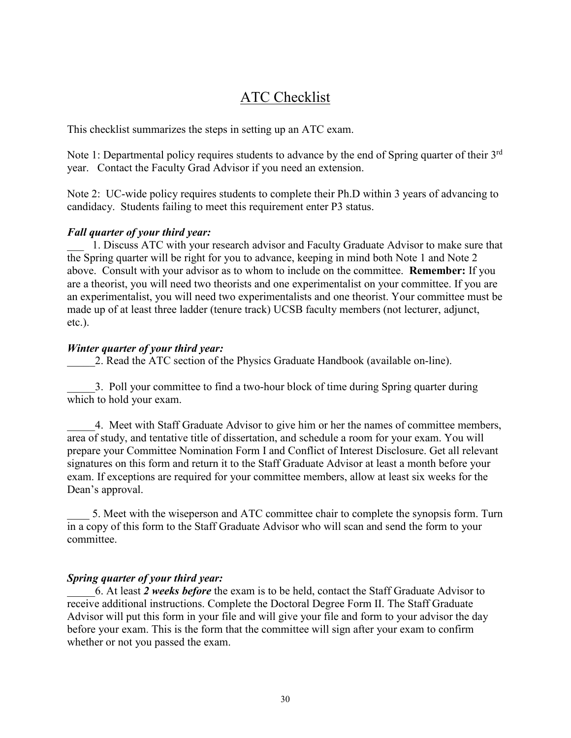# ATC Checklist

This checklist summarizes the steps in setting up an ATC exam.

Note 1: Departmental policy requires students to advance by the end of Spring quarter of their 3rd year. Contact the Faculty Grad Advisor if you need an extension.

Note 2: UC-wide policy requires students to complete their Ph.D within 3 years of advancing to candidacy. Students failing to meet this requirement enter P3 status.

***Fall quarter of your third year:***

___ 1. Discuss ATC with your research advisor and Faculty Graduate Advisor to make sure that the Spring quarter will be right for you to advance, keeping in mind both Note 1 and Note 2 above. Consult with your advisor as to whom to include on the committee. **Remember:** If you are a theorist, you will need two theorists and one experimentalist on your committee. If you are an experimentalist, you will need two experimentalists and one theorist. Your committee must be made up of at least three ladder (tenure track) UCSB faculty members (not lecturer, adjunct, etc.).

***Winter quarter of your third year:***

_____2. Read the ATC section of the Physics Graduate Handbook (available on-line).

_____3. Poll your committee to find a two-hour block of time during Spring quarter during which to hold your exam.

_____4. Meet with Staff Graduate Advisor to give him or her the names of committee members, area of study, and tentative title of dissertation, and schedule a room for your exam. You will prepare your Committee Nomination Form I and Conflict of Interest Disclosure. Get all relevant signatures on this form and return it to the Staff Graduate Advisor at least a month before your exam. If exceptions are required for your committee members, allow at least six weeks for the Dean's approval.

____ 5. Meet with the wiseperson and ATC committee chair to complete the synopsis form. Turn in a copy of this form to the Staff Graduate Advisor who will scan and send the form to your committee.

***Spring quarter of your third year:***

_____6. At least ***2 weeks before*** the exam is to be held, contact the Staff Graduate Advisor to receive additional instructions. Complete the Doctoral Degree Form II. The Staff Graduate Advisor will put this form in your file and will give your file and form to your advisor the day before your exam. This is the form that the committee will sign after your exam to confirm whether or not you passed the exam.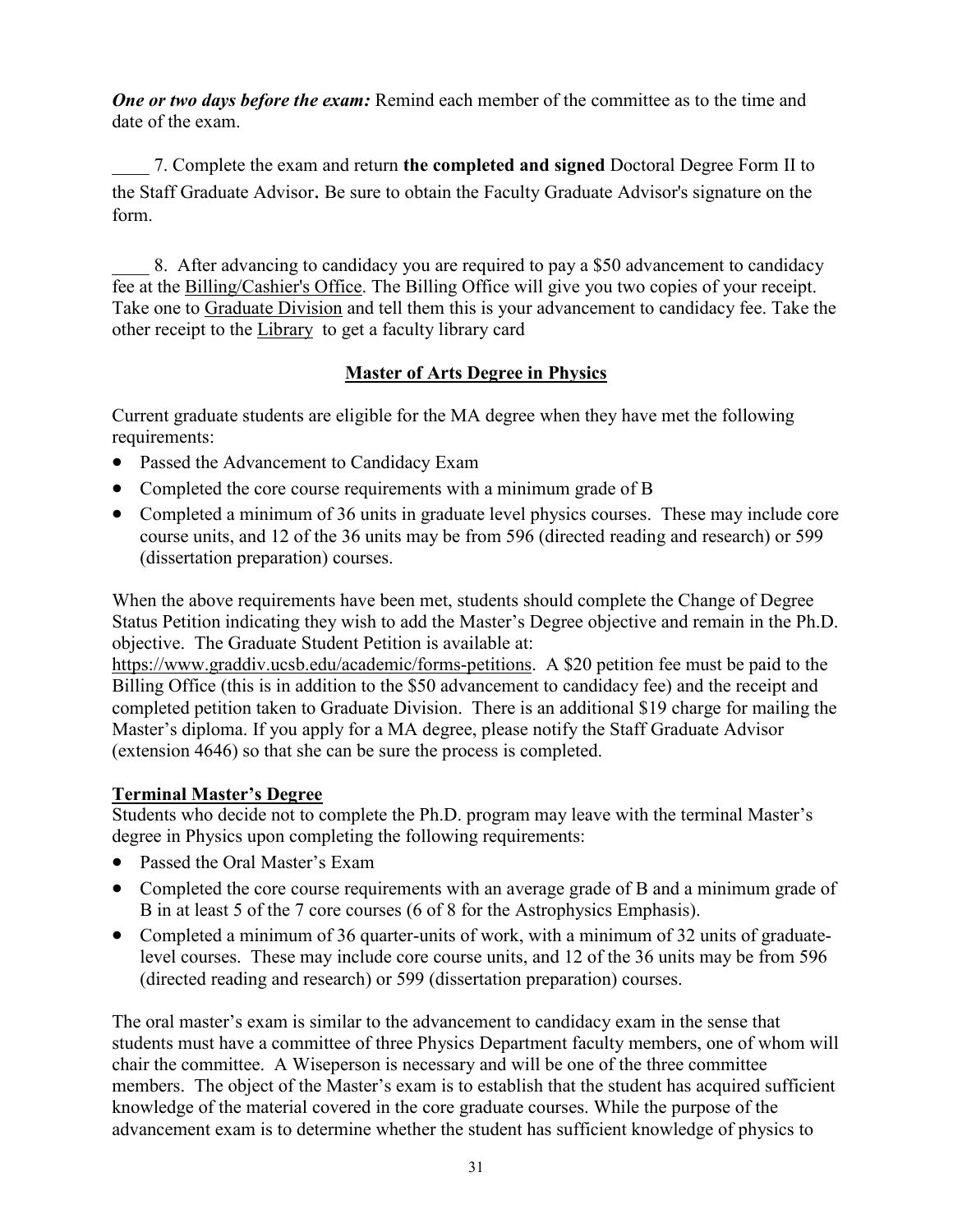***One or two days before the exam:*** Remind each member of the committee as to the time and date of the exam.

____ 7. Complete the exam and return **the completed and signed** Doctoral Degree Form II to the Staff Graduate Advisor**.** Be sure to obtain the Faculty Graduate Advisor's signature on the form.

____ 8. After advancing to candidacy you are required to pay a $50 advancement to candidacy fee at the Billing/Cashier's Office. The Billing Office will give you two copies of your receipt. Take one to Graduate Division and tell them this is your advancement to candidacy fee. Take the other receipt to the Library to get a faculty library card

## Master of Arts Degree in Physics

Current graduate students are eligible for the MA degree when they have met the following requirements:

- Passed the Advancement to Candidacy Exam
- Completed the core course requirements with a minimum grade of B
- Completed a minimum of 36 units in graduate level physics courses. These may include core course units, and 12 of the 36 units may be from 596 (directed reading and research) or 599 (dissertation preparation) courses.

When the above requirements have been met, students should complete the Change of Degree Status Petition indicating they wish to add the Master's Degree objective and remain in the Ph.D. objective. The Graduate Student Petition is available at: https://www.graddiv.ucsb.edu/academic/forms-petitions. A $20 petition fee must be paid to the Billing Office (this is in addition to the $50 advancement to candidacy fee) and the receipt and completed petition taken to Graduate Division. There is an additional $19 charge for mailing the Master's diploma. If you apply for a MA degree, please notify the Staff Graduate Advisor (extension 4646) so that she can be sure the process is completed.

### Terminal Master's Degree

Students who decide not to complete the Ph.D. program may leave with the terminal Master's degree in Physics upon completing the following requirements:

- Passed the Oral Master's Exam
- Completed the core course requirements with an average grade of B and a minimum grade of B in at least 5 of the 7 core courses (6 of 8 for the Astrophysics Emphasis).
- Completed a minimum of 36 quarter-units of work, with a minimum of 32 units of graduate-level courses. These may include core course units, and 12 of the 36 units may be from 596 (directed reading and research) or 599 (dissertation preparation) courses.

The oral master's exam is similar to the advancement to candidacy exam in the sense that students must have a committee of three Physics Department faculty members, one of whom will chair the committee. A Wiseperson is necessary and will be one of the three committee members. The object of the Master's exam is to establish that the student has acquired sufficient knowledge of the material covered in the core graduate courses. While the purpose of the advancement exam is to determine whether the student has sufficient knowledge of physics to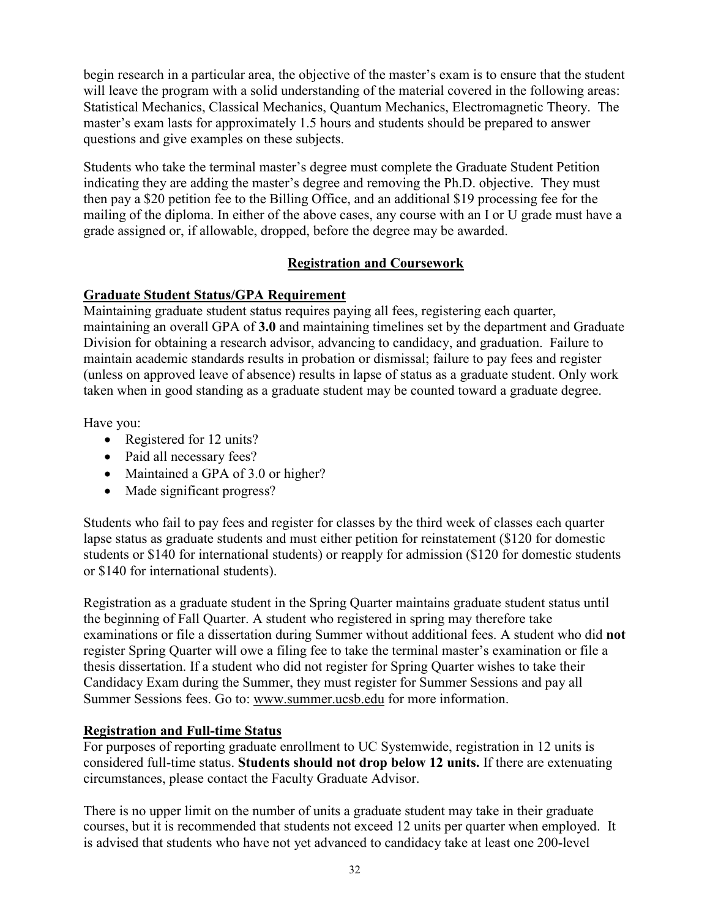begin research in a particular area, the objective of the master's exam is to ensure that the student will leave the program with a solid understanding of the material covered in the following areas: Statistical Mechanics, Classical Mechanics, Quantum Mechanics, Electromagnetic Theory. The master's exam lasts for approximately 1.5 hours and students should be prepared to answer questions and give examples on these subjects.

Students who take the terminal master's degree must complete the Graduate Student Petition indicating they are adding the master's degree and removing the Ph.D. objective. They must then pay a $20 petition fee to the Billing Office, and an additional $19 processing fee for the mailing of the diploma. In either of the above cases, any course with an I or U grade must have a grade assigned or, if allowable, dropped, before the degree may be awarded.

## Registration and Coursework

### Graduate Student Status/GPA Requirement

Maintaining graduate student status requires paying all fees, registering each quarter, maintaining an overall GPA of **3.0** and maintaining timelines set by the department and Graduate Division for obtaining a research advisor, advancing to candidacy, and graduation. Failure to maintain academic standards results in probation or dismissal; failure to pay fees and register (unless on approved leave of absence) results in lapse of status as a graduate student. Only work taken when in good standing as a graduate student may be counted toward a graduate degree.

Have you:

- Registered for 12 units?
- Paid all necessary fees?
- Maintained a GPA of 3.0 or higher?
- Made significant progress?

Students who fail to pay fees and register for classes by the third week of classes each quarter lapse status as graduate students and must either petition for reinstatement ($120 for domestic students or $140 for international students) or reapply for admission ($120 for domestic students or $140 for international students).

Registration as a graduate student in the Spring Quarter maintains graduate student status until the beginning of Fall Quarter. A student who registered in spring may therefore take examinations or file a dissertation during Summer without additional fees. A student who did **not** register Spring Quarter will owe a filing fee to take the terminal master's examination or file a thesis dissertation. If a student who did not register for Spring Quarter wishes to take their Candidacy Exam during the Summer, they must register for Summer Sessions and pay all Summer Sessions fees. Go to: www.summer.ucsb.edu for more information.

### Registration and Full-time Status

For purposes of reporting graduate enrollment to UC Systemwide, registration in 12 units is considered full-time status. **Students should not drop below 12 units.** If there are extenuating circumstances, please contact the Faculty Graduate Advisor.

There is no upper limit on the number of units a graduate student may take in their graduate courses, but it is recommended that students not exceed 12 units per quarter when employed. It is advised that students who have not yet advanced to candidacy take at least one 200-level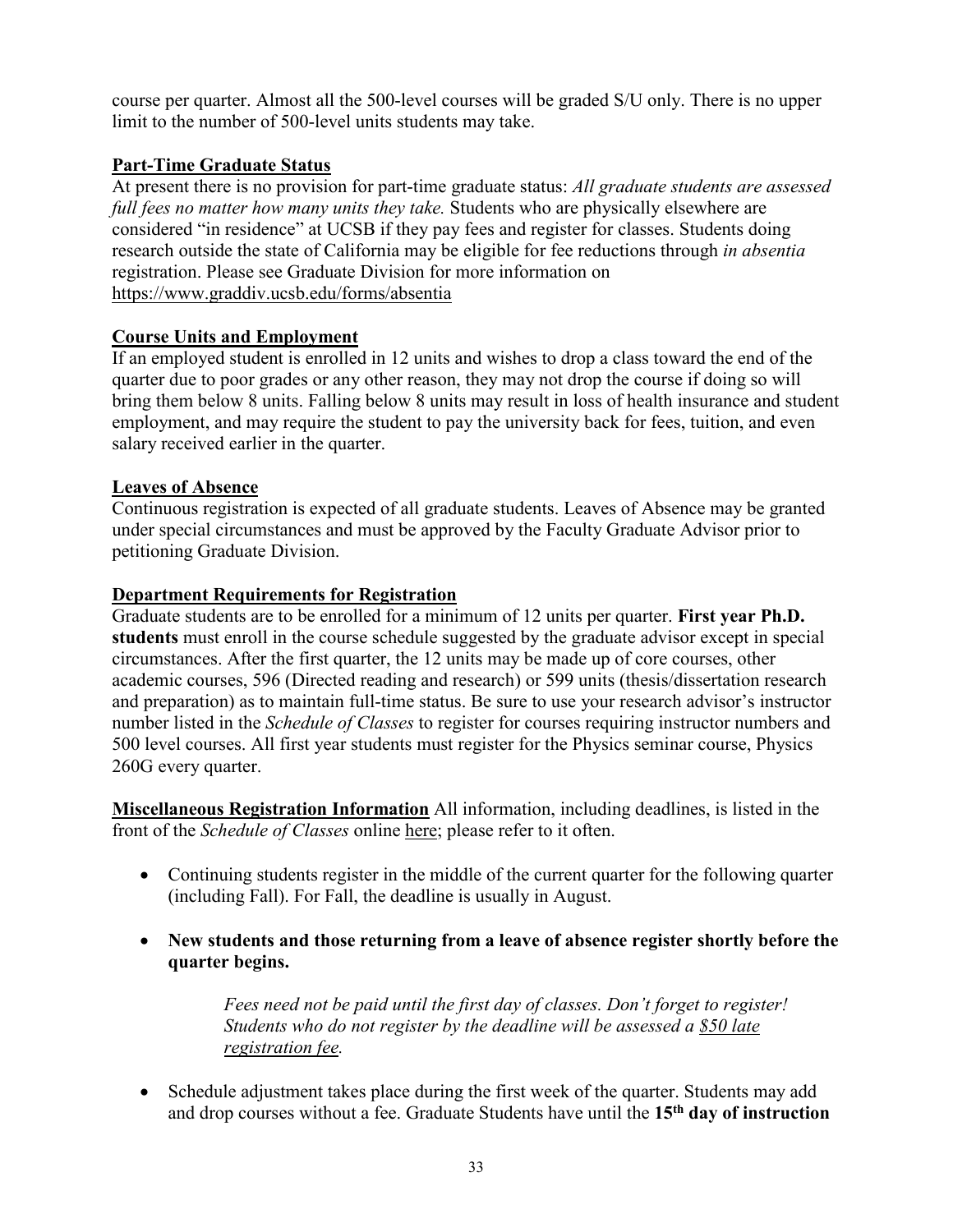course per quarter. Almost all the 500-level courses will be graded S/U only. There is no upper limit to the number of 500-level units students may take.

### Part-Time Graduate Status

At present there is no provision for part-time graduate status: *All graduate students are assessed full fees no matter how many units they take.* Students who are physically elsewhere are considered "in residence" at UCSB if they pay fees and register for classes. Students doing research outside the state of California may be eligible for fee reductions through *in absentia* registration. Please see Graduate Division for more information on https://www.graddiv.ucsb.edu/forms/absentia

### Course Units and Employment

If an employed student is enrolled in 12 units and wishes to drop a class toward the end of the quarter due to poor grades or any other reason, they may not drop the course if doing so will bring them below 8 units. Falling below 8 units may result in loss of health insurance and student employment, and may require the student to pay the university back for fees, tuition, and even salary received earlier in the quarter.

### Leaves of Absence

Continuous registration is expected of all graduate students. Leaves of Absence may be granted under special circumstances and must be approved by the Faculty Graduate Advisor prior to petitioning Graduate Division.

### Department Requirements for Registration

Graduate students are to be enrolled for a minimum of 12 units per quarter. **First year Ph.D. students** must enroll in the course schedule suggested by the graduate advisor except in special circumstances. After the first quarter, the 12 units may be made up of core courses, other academic courses, 596 (Directed reading and research) or 599 units (thesis/dissertation research and preparation) as to maintain full-time status. Be sure to use your research advisor's instructor number listed in the *Schedule of Classes* to register for courses requiring instructor numbers and 500 level courses. All first year students must register for the Physics seminar course, Physics 260G every quarter.

**Miscellaneous Registration Information** All information, including deadlines, is listed in the front of the *Schedule of Classes* online here; please refer to it often.

- Continuing students register in the middle of the current quarter for the following quarter (including Fall). For Fall, the deadline is usually in August.
- **New students and those returning from a leave of absence register shortly before the quarter begins.**

  *Fees need not be paid until the first day of classes. Don't forget to register! Students who do not register by the deadline will be assessed a $50 late registration fee.*

- Schedule adjustment takes place during the first week of the quarter. Students may add and drop courses without a fee. Graduate Students have until the **15th day of instruction**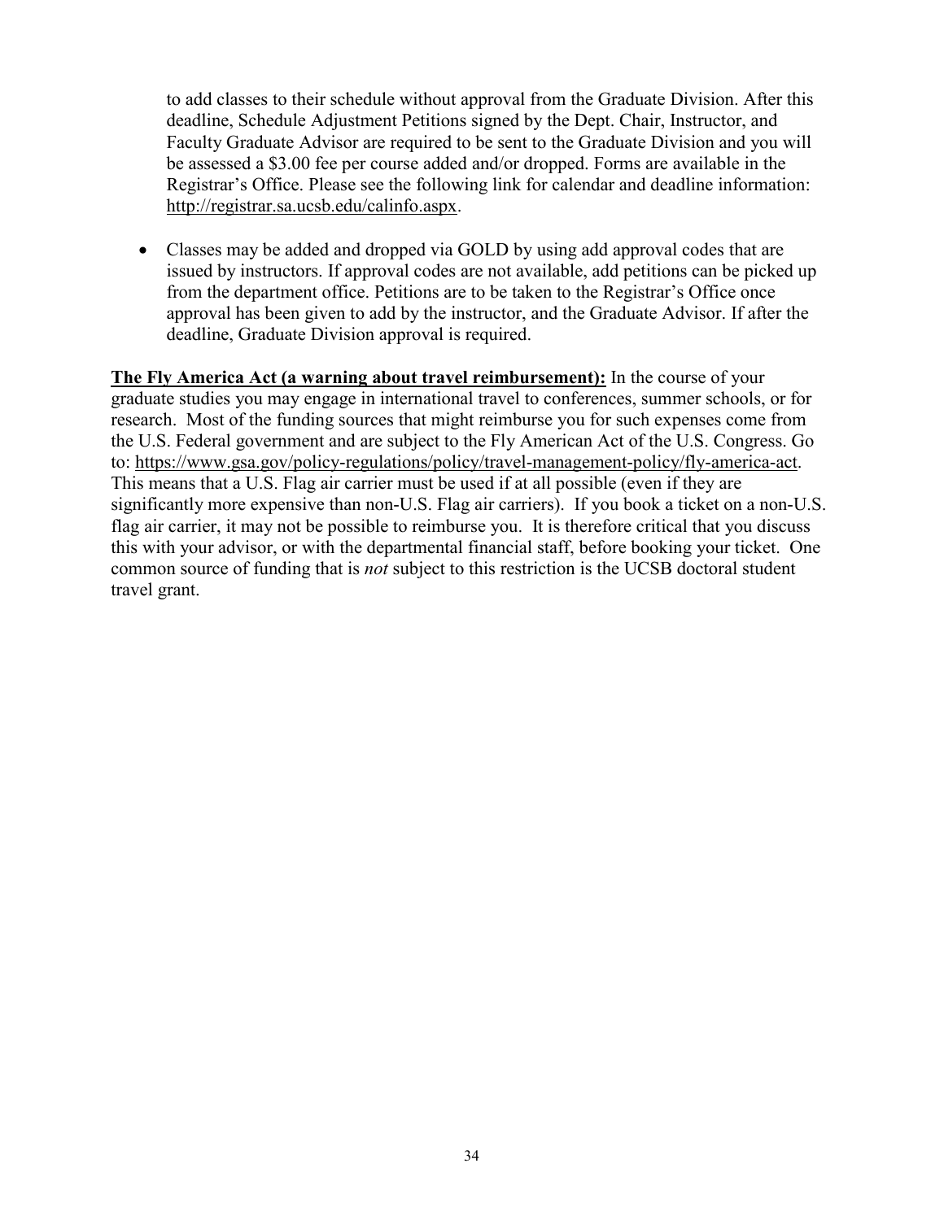to add classes to their schedule without approval from the Graduate Division. After this deadline, Schedule Adjustment Petitions signed by the Dept. Chair, Instructor, and Faculty Graduate Advisor are required to be sent to the Graduate Division and you will be assessed a $3.00 fee per course added and/or dropped. Forms are available in the Registrar's Office. Please see the following link for calendar and deadline information: http://registrar.sa.ucsb.edu/calinfo.aspx.

- Classes may be added and dropped via GOLD by using add approval codes that are issued by instructors. If approval codes are not available, add petitions can be picked up from the department office. Petitions are to be taken to the Registrar's Office once approval has been given to add by the instructor, and the Graduate Advisor. If after the deadline, Graduate Division approval is required.

**The Fly America Act (a warning about travel reimbursement):** In the course of your graduate studies you may engage in international travel to conferences, summer schools, or for research. Most of the funding sources that might reimburse you for such expenses come from the U.S. Federal government and are subject to the Fly American Act of the U.S. Congress. Go to: https://www.gsa.gov/policy-regulations/policy/travel-management-policy/fly-america-act. This means that a U.S. Flag air carrier must be used if at all possible (even if they are significantly more expensive than non-U.S. Flag air carriers). If you book a ticket on a non-U.S. flag air carrier, it may not be possible to reimburse you. It is therefore critical that you discuss this with your advisor, or with the departmental financial staff, before booking your ticket. One common source of funding that is *not* subject to this restriction is the UCSB doctoral student travel grant.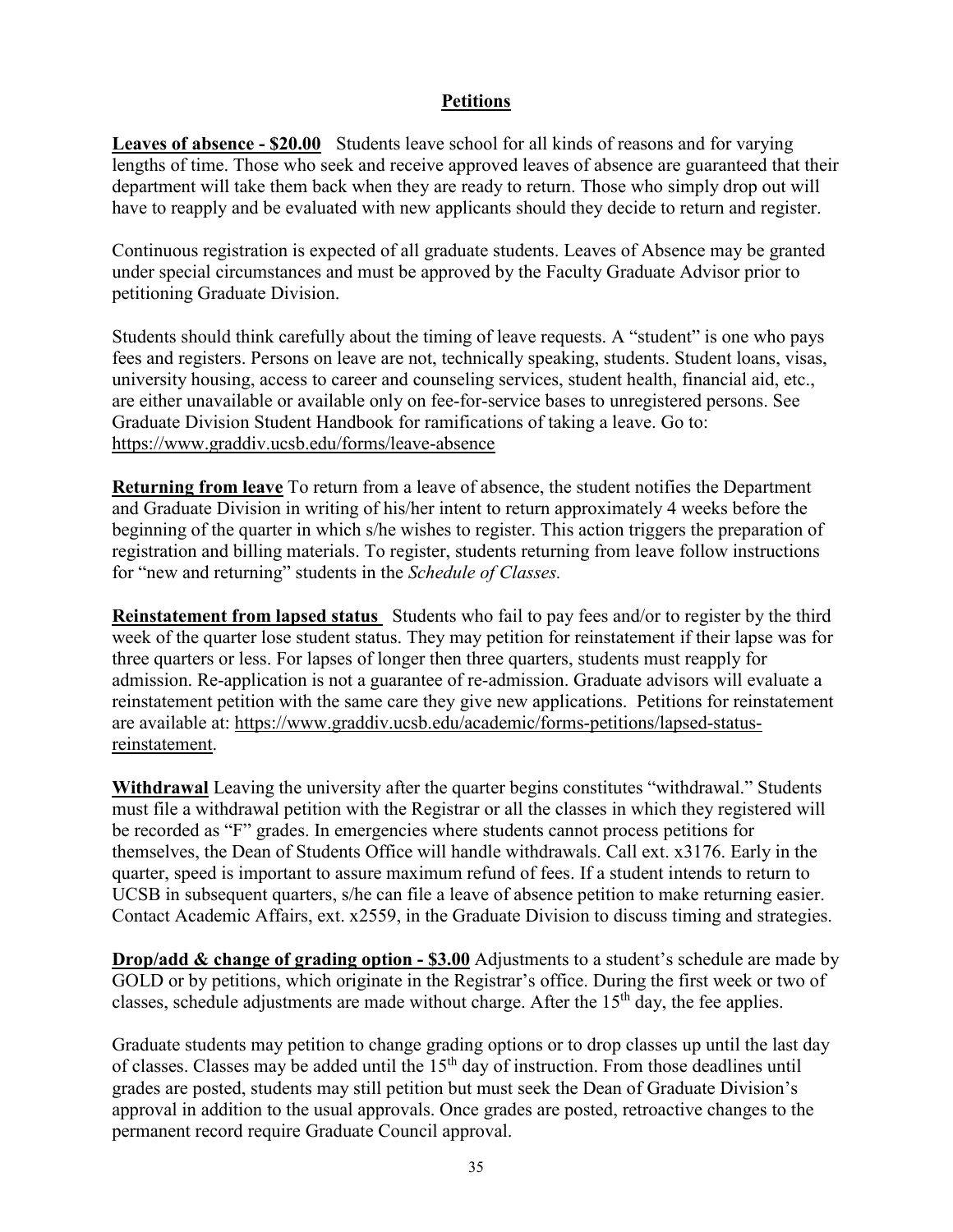## Petitions

**Leaves of absence - $20.00** Students leave school for all kinds of reasons and for varying lengths of time. Those who seek and receive approved leaves of absence are guaranteed that their department will take them back when they are ready to return. Those who simply drop out will have to reapply and be evaluated with new applicants should they decide to return and register.

Continuous registration is expected of all graduate students. Leaves of Absence may be granted under special circumstances and must be approved by the Faculty Graduate Advisor prior to petitioning Graduate Division.

Students should think carefully about the timing of leave requests. A "student" is one who pays fees and registers. Persons on leave are not, technically speaking, students. Student loans, visas, university housing, access to career and counseling services, student health, financial aid, etc., are either unavailable or available only on fee-for-service bases to unregistered persons. See Graduate Division Student Handbook for ramifications of taking a leave. Go to: https://www.graddiv.ucsb.edu/forms/leave-absence

**Returning from leave** To return from a leave of absence, the student notifies the Department and Graduate Division in writing of his/her intent to return approximately 4 weeks before the beginning of the quarter in which s/he wishes to register. This action triggers the preparation of registration and billing materials. To register, students returning from leave follow instructions for "new and returning" students in the *Schedule of Classes.*

**Reinstatement from lapsed status** Students who fail to pay fees and/or to register by the third week of the quarter lose student status. They may petition for reinstatement if their lapse was for three quarters or less. For lapses of longer then three quarters, students must reapply for admission. Re-application is not a guarantee of re-admission. Graduate advisors will evaluate a reinstatement petition with the same care they give new applications. Petitions for reinstatement are available at: https://www.graddiv.ucsb.edu/academic/forms-petitions/lapsed-status-reinstatement.

**Withdrawal** Leaving the university after the quarter begins constitutes "withdrawal." Students must file a withdrawal petition with the Registrar or all the classes in which they registered will be recorded as "F" grades. In emergencies where students cannot process petitions for themselves, the Dean of Students Office will handle withdrawals. Call ext. x3176. Early in the quarter, speed is important to assure maximum refund of fees. If a student intends to return to UCSB in subsequent quarters, s/he can file a leave of absence petition to make returning easier. Contact Academic Affairs, ext. x2559, in the Graduate Division to discuss timing and strategies.

**Drop/add & change of grading option - $3.00** Adjustments to a student's schedule are made by GOLD or by petitions, which originate in the Registrar's office. During the first week or two of classes, schedule adjustments are made without charge. After the 15th day, the fee applies.

Graduate students may petition to change grading options or to drop classes up until the last day of classes. Classes may be added until the 15th day of instruction. From those deadlines until grades are posted, students may still petition but must seek the Dean of Graduate Division's approval in addition to the usual approvals. Once grades are posted, retroactive changes to the permanent record require Graduate Council approval.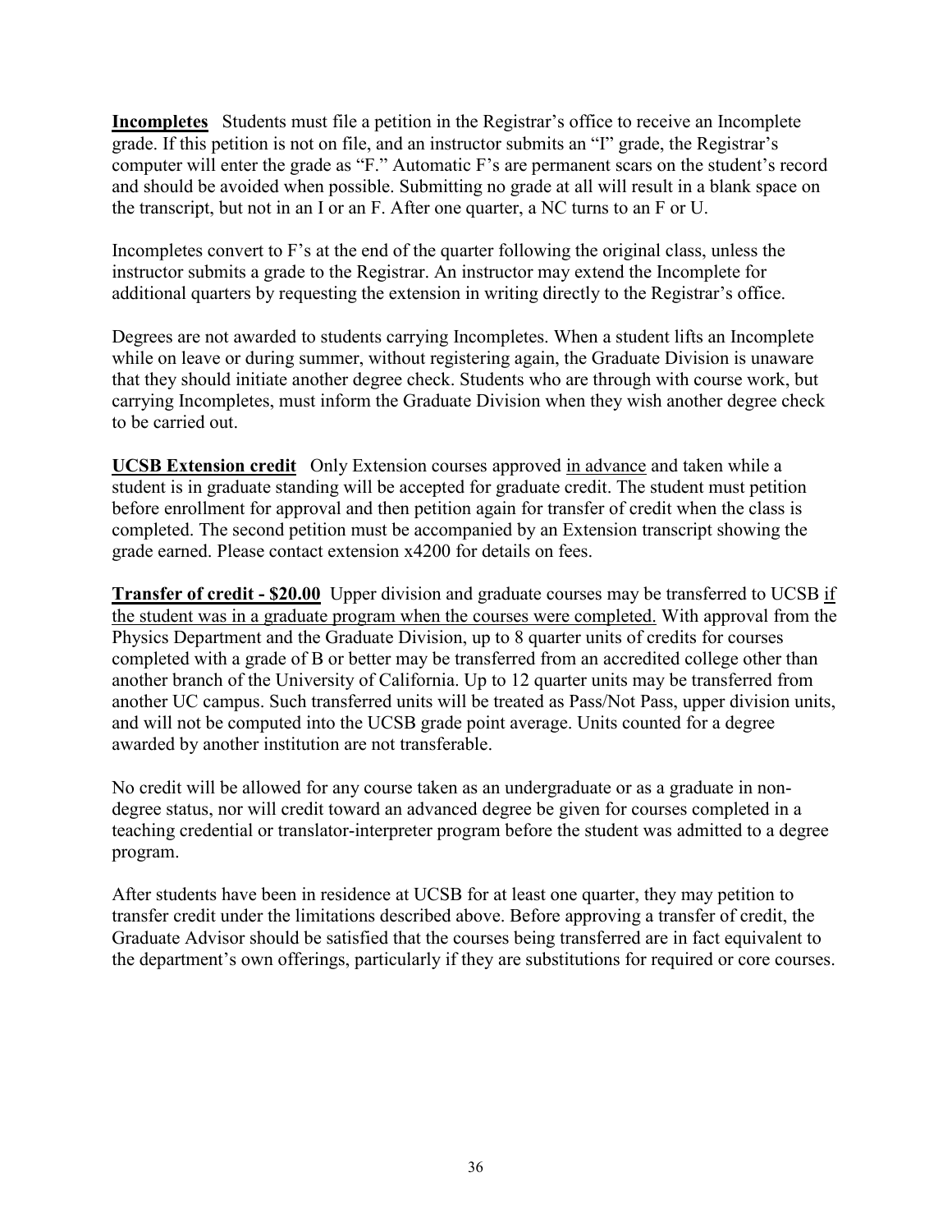**Incompletes** Students must file a petition in the Registrar's office to receive an Incomplete grade. If this petition is not on file, and an instructor submits an "I" grade, the Registrar's computer will enter the grade as "F." Automatic F's are permanent scars on the student's record and should be avoided when possible. Submitting no grade at all will result in a blank space on the transcript, but not in an I or an F. After one quarter, a NC turns to an F or U.

Incompletes convert to F's at the end of the quarter following the original class, unless the instructor submits a grade to the Registrar. An instructor may extend the Incomplete for additional quarters by requesting the extension in writing directly to the Registrar's office.

Degrees are not awarded to students carrying Incompletes. When a student lifts an Incomplete while on leave or during summer, without registering again, the Graduate Division is unaware that they should initiate another degree check. Students who are through with course work, but carrying Incompletes, must inform the Graduate Division when they wish another degree check to be carried out.

**UCSB Extension credit** Only Extension courses approved <u>in advance</u> and taken while a student is in graduate standing will be accepted for graduate credit. The student must petition before enrollment for approval and then petition again for transfer of credit when the class is completed. The second petition must be accompanied by an Extension transcript showing the grade earned. Please contact extension x4200 for details on fees.

**Transfer of credit - $20.00** Upper division and graduate courses may be transferred to UCSB <u>if the student was in a graduate program when the courses were completed.</u> With approval from the Physics Department and the Graduate Division, up to 8 quarter units of credits for courses completed with a grade of B or better may be transferred from an accredited college other than another branch of the University of California. Up to 12 quarter units may be transferred from another UC campus. Such transferred units will be treated as Pass/Not Pass, upper division units, and will not be computed into the UCSB grade point average. Units counted for a degree awarded by another institution are not transferable.

No credit will be allowed for any course taken as an undergraduate or as a graduate in non-degree status, nor will credit toward an advanced degree be given for courses completed in a teaching credential or translator-interpreter program before the student was admitted to a degree program.

After students have been in residence at UCSB for at least one quarter, they may petition to transfer credit under the limitations described above. Before approving a transfer of credit, the Graduate Advisor should be satisfied that the courses being transferred are in fact equivalent to the department's own offerings, particularly if they are substitutions for required or core courses.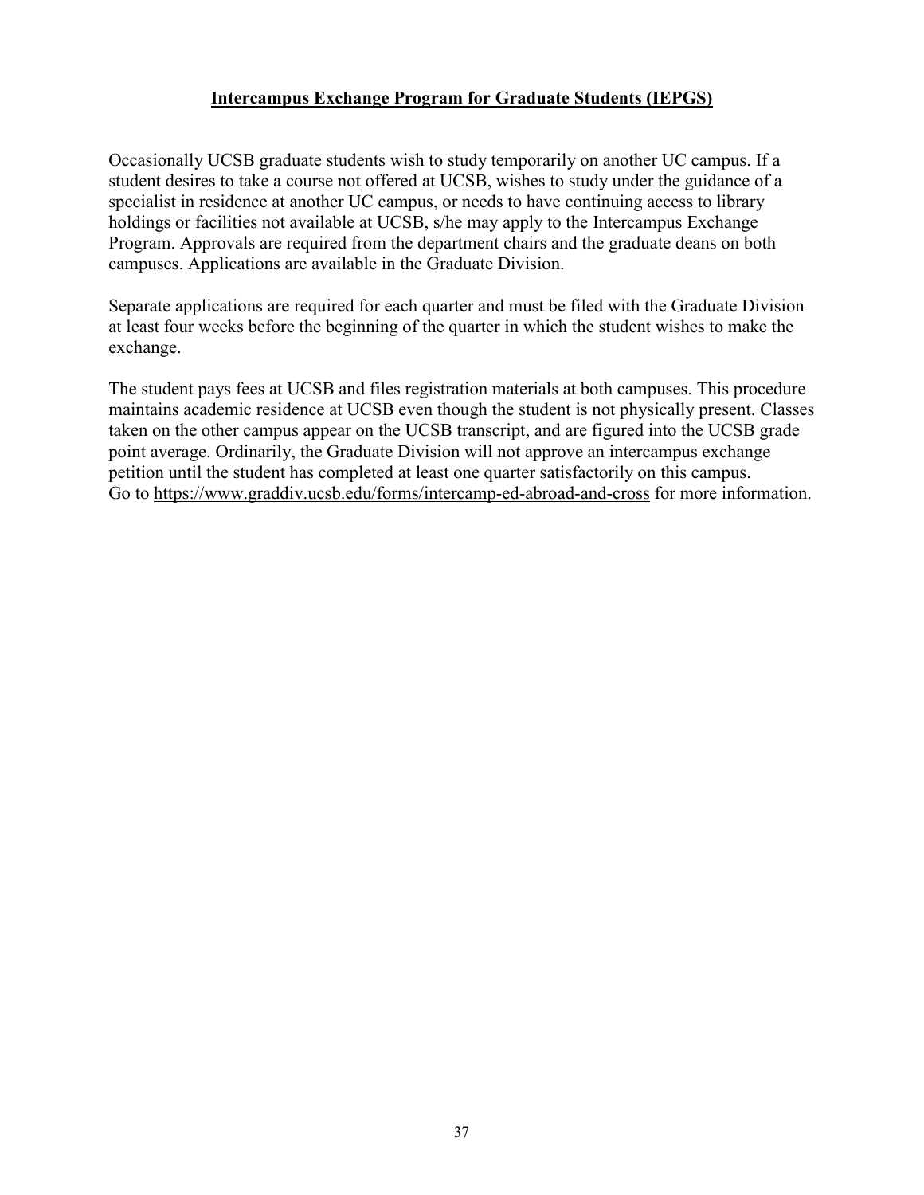## Intercampus Exchange Program for Graduate Students (IEPGS)

Occasionally UCSB graduate students wish to study temporarily on another UC campus. If a student desires to take a course not offered at UCSB, wishes to study under the guidance of a specialist in residence at another UC campus, or needs to have continuing access to library holdings or facilities not available at UCSB, s/he may apply to the Intercampus Exchange Program. Approvals are required from the department chairs and the graduate deans on both campuses. Applications are available in the Graduate Division.

Separate applications are required for each quarter and must be filed with the Graduate Division at least four weeks before the beginning of the quarter in which the student wishes to make the exchange.

The student pays fees at UCSB and files registration materials at both campuses. This procedure maintains academic residence at UCSB even though the student is not physically present. Classes taken on the other campus appear on the UCSB transcript, and are figured into the UCSB grade point average. Ordinarily, the Graduate Division will not approve an intercampus exchange petition until the student has completed at least one quarter satisfactorily on this campus. Go to https://www.graddiv.ucsb.edu/forms/intercamp-ed-abroad-and-cross for more information.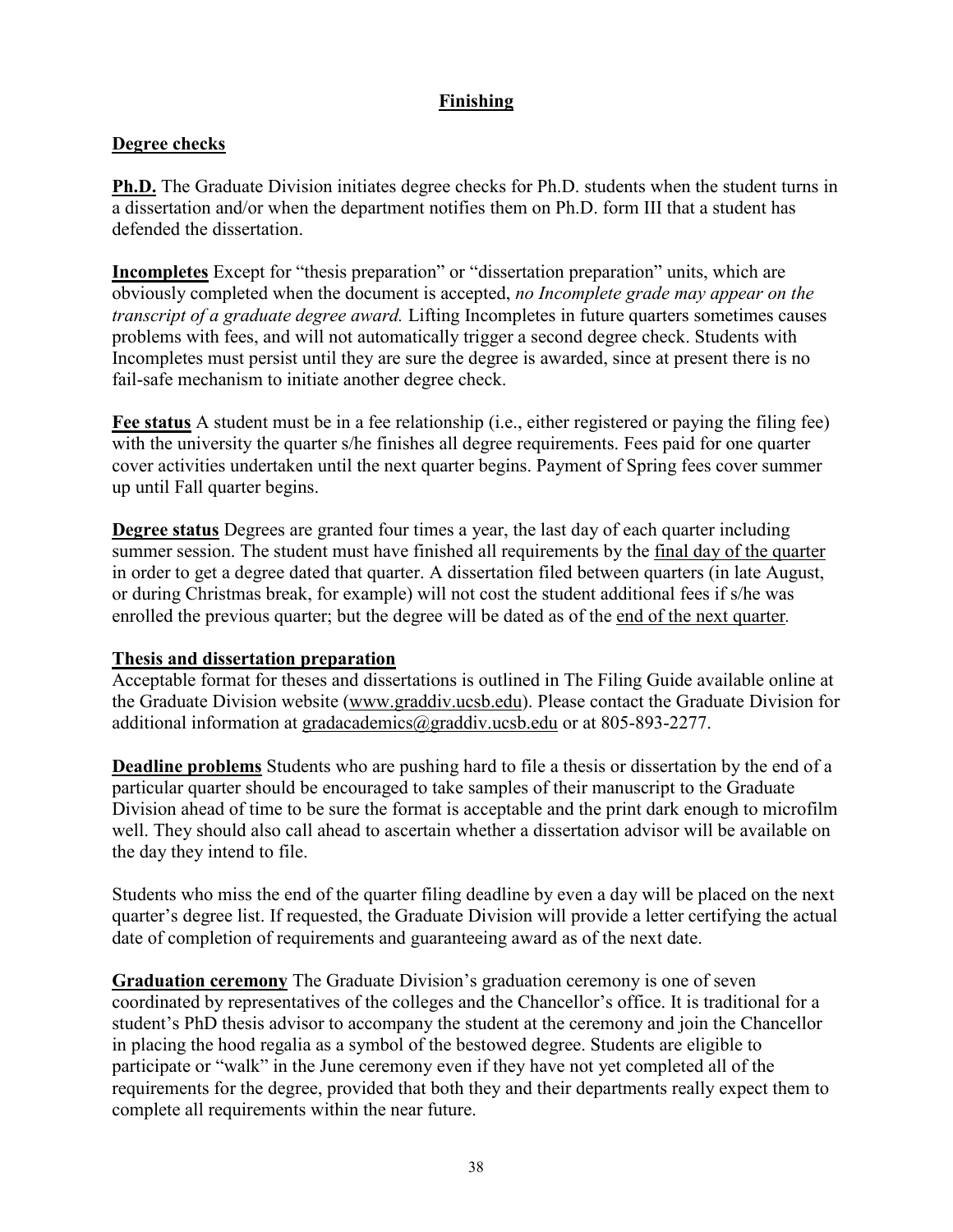## Finishing

### Degree checks

**Ph.D.** The Graduate Division initiates degree checks for Ph.D. students when the student turns in a dissertation and/or when the department notifies them on Ph.D. form III that a student has defended the dissertation.

**Incompletes** Except for "thesis preparation" or "dissertation preparation" units, which are obviously completed when the document is accepted, *no Incomplete grade may appear on the transcript of a graduate degree award.* Lifting Incompletes in future quarters sometimes causes problems with fees, and will not automatically trigger a second degree check. Students with Incompletes must persist until they are sure the degree is awarded, since at present there is no fail-safe mechanism to initiate another degree check.

**Fee status** A student must be in a fee relationship (i.e., either registered or paying the filing fee) with the university the quarter s/he finishes all degree requirements. Fees paid for one quarter cover activities undertaken until the next quarter begins. Payment of Spring fees cover summer up until Fall quarter begins.

**Degree status** Degrees are granted four times a year, the last day of each quarter including summer session. The student must have finished all requirements by the final day of the quarter in order to get a degree dated that quarter. A dissertation filed between quarters (in late August, or during Christmas break, for example) will not cost the student additional fees if s/he was enrolled the previous quarter; but the degree will be dated as of the end of the next quarter.

### Thesis and dissertation preparation

Acceptable format for theses and dissertations is outlined in The Filing Guide available online at the Graduate Division website (www.graddiv.ucsb.edu). Please contact the Graduate Division for additional information at gradacademics@graddiv.ucsb.edu or at 805-893-2277.

**Deadline problems** Students who are pushing hard to file a thesis or dissertation by the end of a particular quarter should be encouraged to take samples of their manuscript to the Graduate Division ahead of time to be sure the format is acceptable and the print dark enough to microfilm well. They should also call ahead to ascertain whether a dissertation advisor will be available on the day they intend to file.

Students who miss the end of the quarter filing deadline by even a day will be placed on the next quarter's degree list. If requested, the Graduate Division will provide a letter certifying the actual date of completion of requirements and guaranteeing award as of the next date.

**Graduation ceremony** The Graduate Division's graduation ceremony is one of seven coordinated by representatives of the colleges and the Chancellor's office. It is traditional for a student's PhD thesis advisor to accompany the student at the ceremony and join the Chancellor in placing the hood regalia as a symbol of the bestowed degree. Students are eligible to participate or "walk" in the June ceremony even if they have not yet completed all of the requirements for the degree, provided that both they and their departments really expect them to complete all requirements within the near future.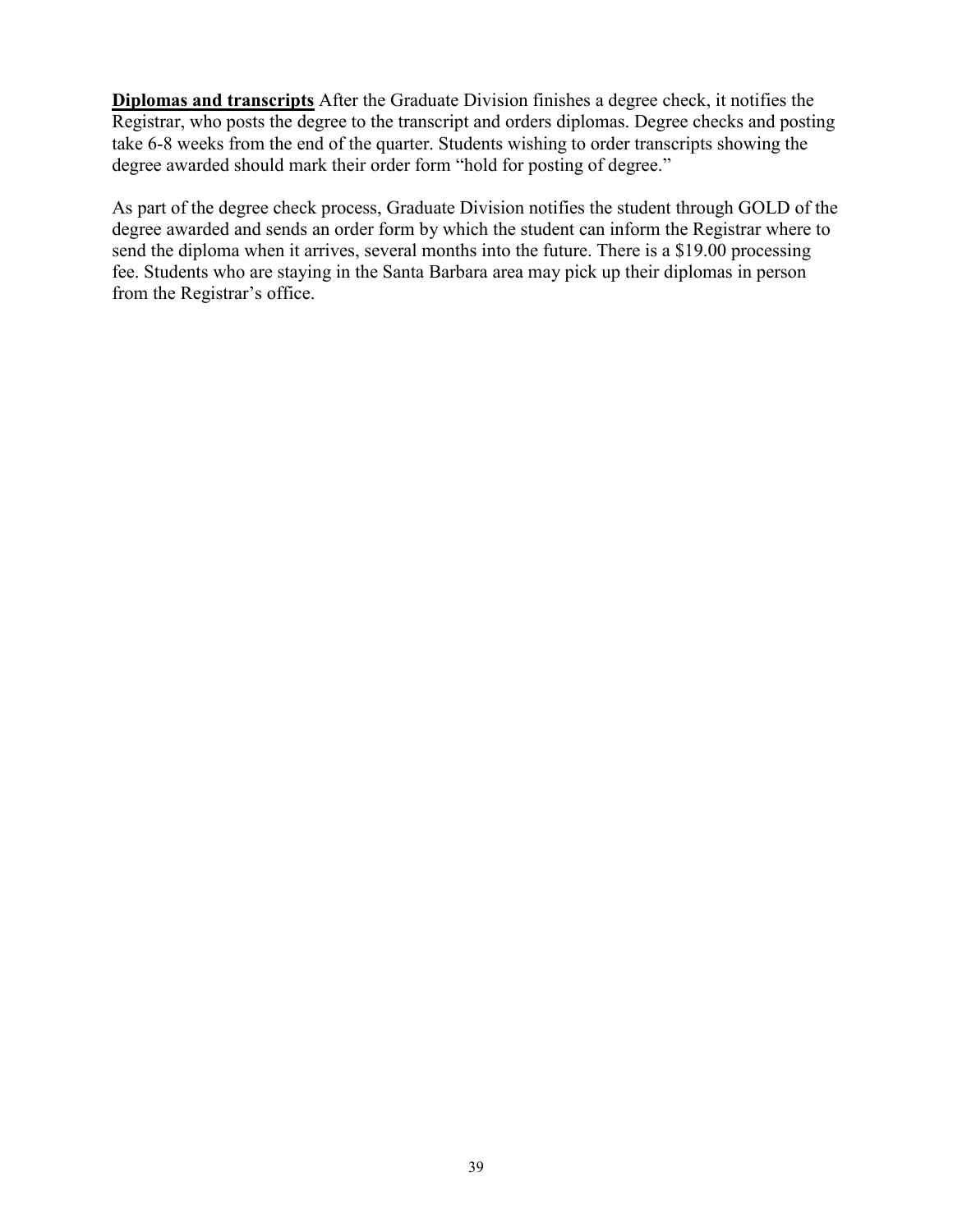**<u>Diplomas and transcripts</u>** After the Graduate Division finishes a degree check, it notifies the Registrar, who posts the degree to the transcript and orders diplomas. Degree checks and posting take 6-8 weeks from the end of the quarter. Students wishing to order transcripts showing the degree awarded should mark their order form "hold for posting of degree."

As part of the degree check process, Graduate Division notifies the student through GOLD of the degree awarded and sends an order form by which the student can inform the Registrar where to send the diploma when it arrives, several months into the future. There is a $19.00 processing fee. Students who are staying in the Santa Barbara area may pick up their diplomas in person from the Registrar's office.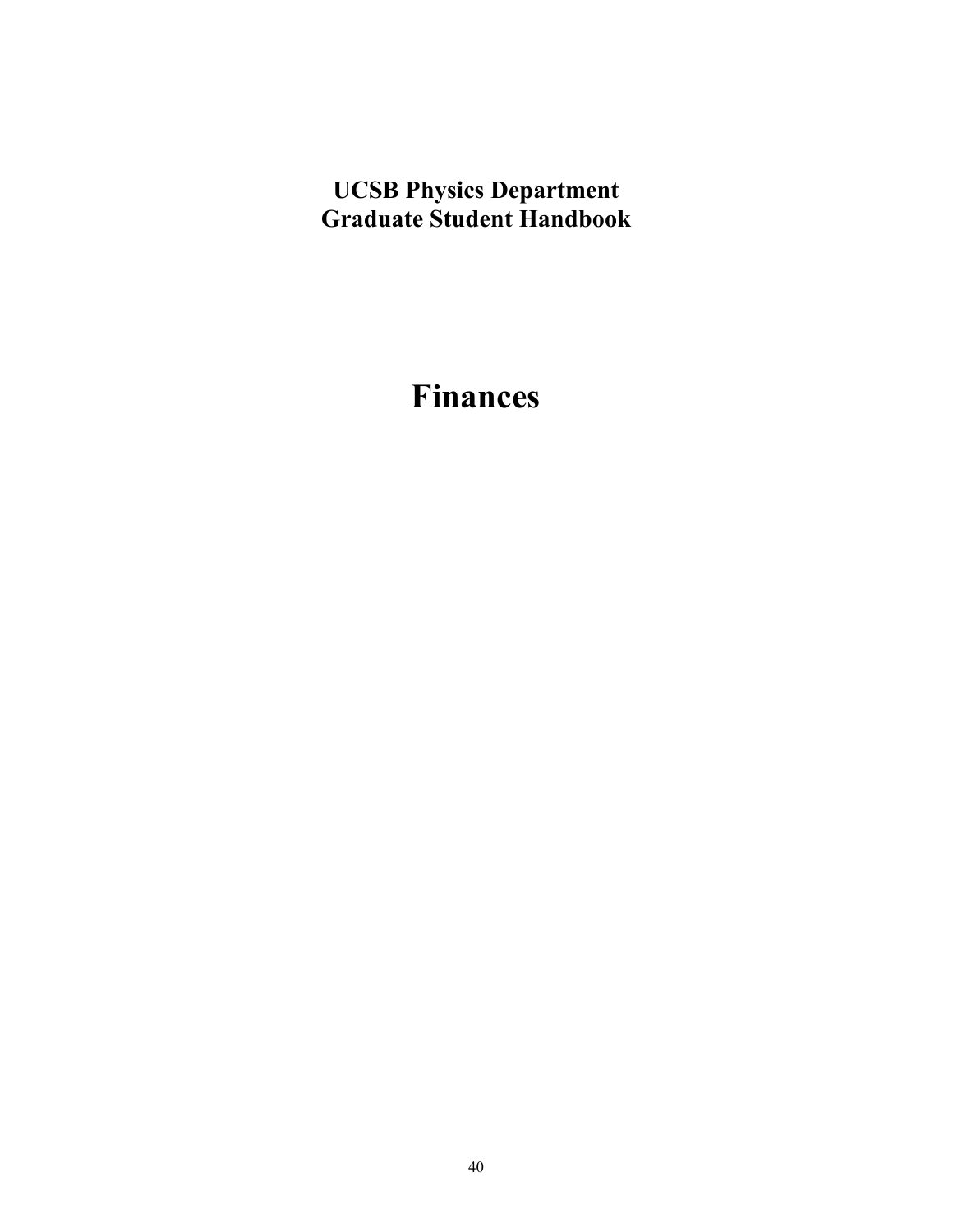**UCSB Physics Department**
**Graduate Student Handbook**

# Finances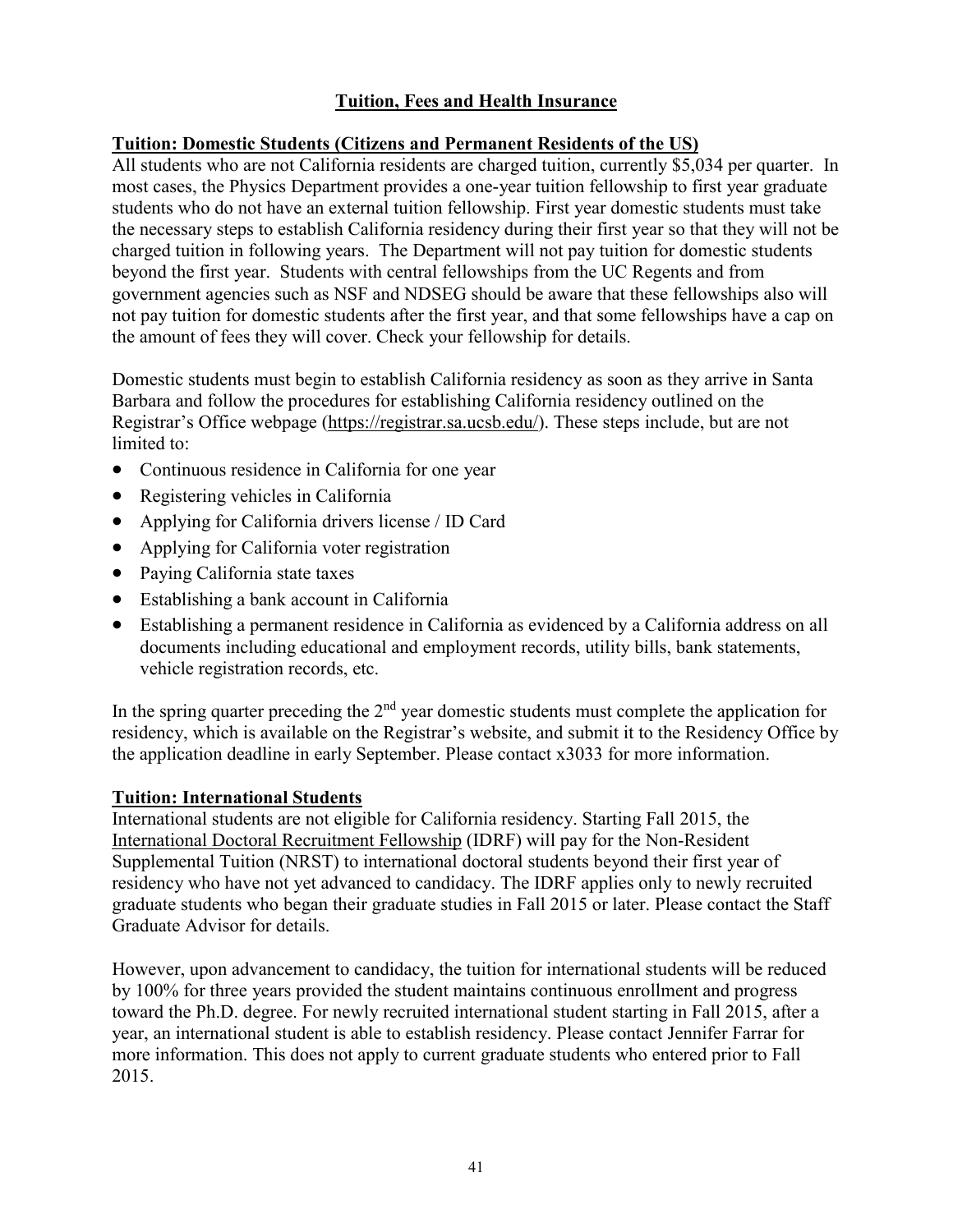## Tuition, Fees and Health Insurance

### Tuition: Domestic Students (Citizens and Permanent Residents of the US)

All students who are not California residents are charged tuition, currently $5,034 per quarter. In most cases, the Physics Department provides a one-year tuition fellowship to first year graduate students who do not have an external tuition fellowship. First year domestic students must take the necessary steps to establish California residency during their first year so that they will not be charged tuition in following years. The Department will not pay tuition for domestic students beyond the first year. Students with central fellowships from the UC Regents and from government agencies such as NSF and NDSEG should be aware that these fellowships also will not pay tuition for domestic students after the first year, and that some fellowships have a cap on the amount of fees they will cover. Check your fellowship for details.

Domestic students must begin to establish California residency as soon as they arrive in Santa Barbara and follow the procedures for establishing California residency outlined on the Registrar's Office webpage (https://registrar.sa.ucsb.edu/). These steps include, but are not limited to:

- Continuous residence in California for one year
- Registering vehicles in California
- Applying for California drivers license / ID Card
- Applying for California voter registration
- Paying California state taxes
- Establishing a bank account in California
- Establishing a permanent residence in California as evidenced by a California address on all documents including educational and employment records, utility bills, bank statements, vehicle registration records, etc.

In the spring quarter preceding the 2nd year domestic students must complete the application for residency, which is available on the Registrar's website, and submit it to the Residency Office by the application deadline in early September. Please contact x3033 for more information.

### Tuition: International Students

International students are not eligible for California residency. Starting Fall 2015, the International Doctoral Recruitment Fellowship (IDRF) will pay for the Non-Resident Supplemental Tuition (NRST) to international doctoral students beyond their first year of residency who have not yet advanced to candidacy. The IDRF applies only to newly recruited graduate students who began their graduate studies in Fall 2015 or later. Please contact the Staff Graduate Advisor for details.

However, upon advancement to candidacy, the tuition for international students will be reduced by 100% for three years provided the student maintains continuous enrollment and progress toward the Ph.D. degree. For newly recruited international student starting in Fall 2015, after a year, an international student is able to establish residency. Please contact Jennifer Farrar for more information. This does not apply to current graduate students who entered prior to Fall 2015.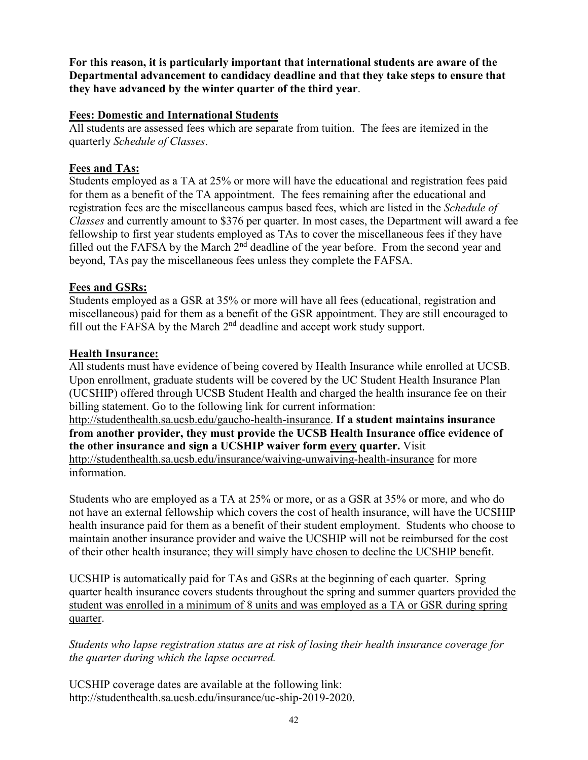**For this reason, it is particularly important that international students are aware of the Departmental advancement to candidacy deadline and that they take steps to ensure that they have advanced by the winter quarter of the third year**.

**Fees: Domestic and International Students**

All students are assessed fees which are separate from tuition. The fees are itemized in the quarterly *Schedule of Classes*.

**Fees and TAs:**

Students employed as a TA at 25% or more will have the educational and registration fees paid for them as a benefit of the TA appointment. The fees remaining after the educational and registration fees are the miscellaneous campus based fees, which are listed in the *Schedule of Classes* and currently amount to $376 per quarter. In most cases, the Department will award a fee fellowship to first year students employed as TAs to cover the miscellaneous fees if they have filled out the FAFSA by the March 2nd deadline of the year before. From the second year and beyond, TAs pay the miscellaneous fees unless they complete the FAFSA.

**Fees and GSRs:**

Students employed as a GSR at 35% or more will have all fees (educational, registration and miscellaneous) paid for them as a benefit of the GSR appointment. They are still encouraged to fill out the FAFSA by the March 2nd deadline and accept work study support.

**Health Insurance:**

All students must have evidence of being covered by Health Insurance while enrolled at UCSB. Upon enrollment, graduate students will be covered by the UC Student Health Insurance Plan (UCSHIP) offered through UCSB Student Health and charged the health insurance fee on their billing statement. Go to the following link for current information: http://studenthealth.sa.ucsb.edu/gaucho-health-insurance. **If a student maintains insurance from another provider, they must provide the UCSB Health Insurance office evidence of the other insurance and sign a UCSHIP waiver form every quarter.** Visit http://studenthealth.sa.ucsb.edu/insurance/waiving-unwaiving-health-insurance for more information.

Students who are employed as a TA at 25% or more, or as a GSR at 35% or more, and who do not have an external fellowship which covers the cost of health insurance, will have the UCSHIP health insurance paid for them as a benefit of their student employment. Students who choose to maintain another insurance provider and waive the UCSHIP will not be reimbursed for the cost of their other health insurance; they will simply have chosen to decline the UCSHIP benefit.

UCSHIP is automatically paid for TAs and GSRs at the beginning of each quarter. Spring quarter health insurance covers students throughout the spring and summer quarters provided the student was enrolled in a minimum of 8 units and was employed as a TA or GSR during spring quarter.

*Students who lapse registration status are at risk of losing their health insurance coverage for the quarter during which the lapse occurred.*

UCSHIP coverage dates are available at the following link: http://studenthealth.sa.ucsb.edu/insurance/uc-ship-2019-2020.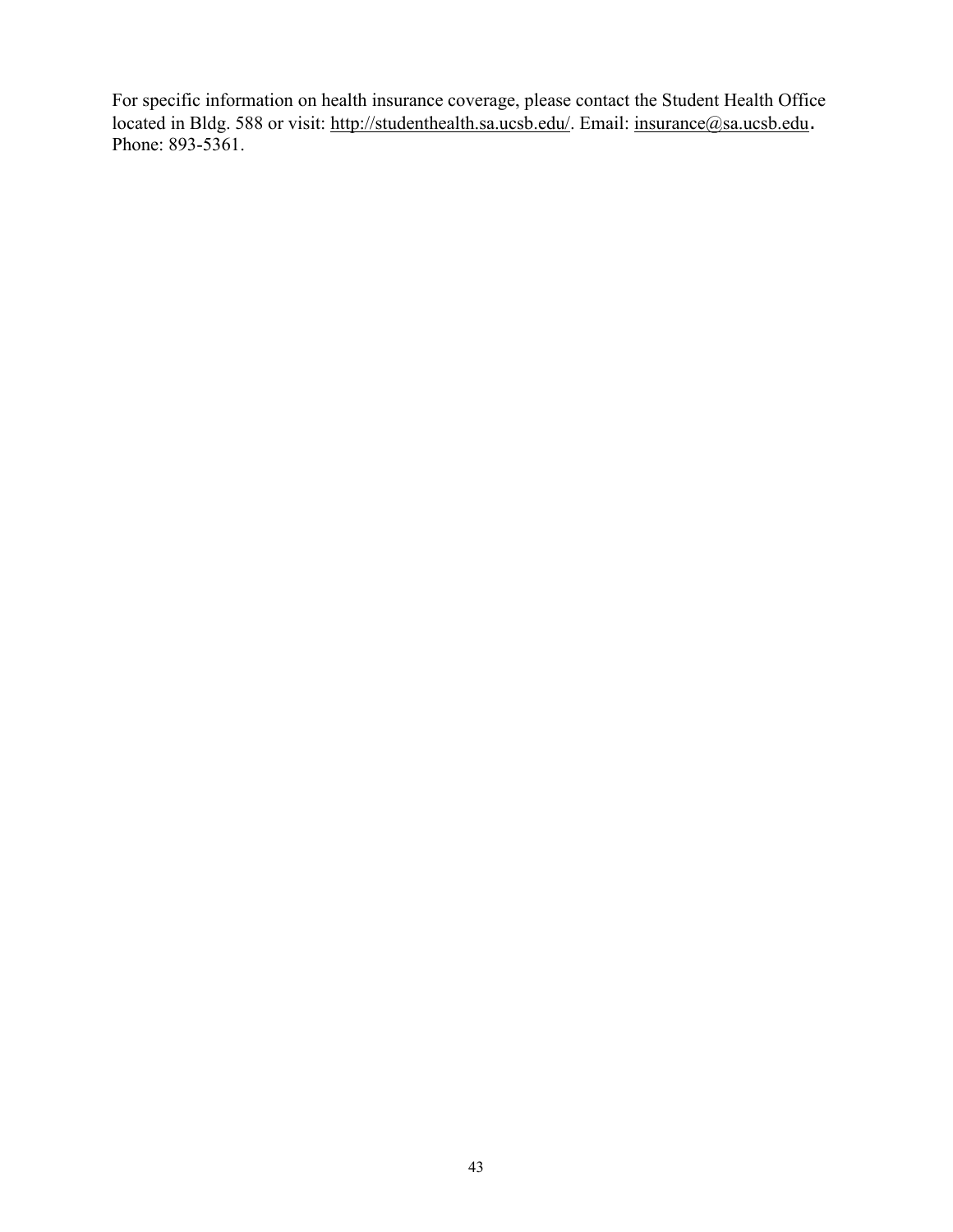For specific information on health insurance coverage, please contact the Student Health Office located in Bldg. 588 or visit: http://studenthealth.sa.ucsb.edu/. Email: insurance@sa.ucsb.edu. Phone: 893-5361.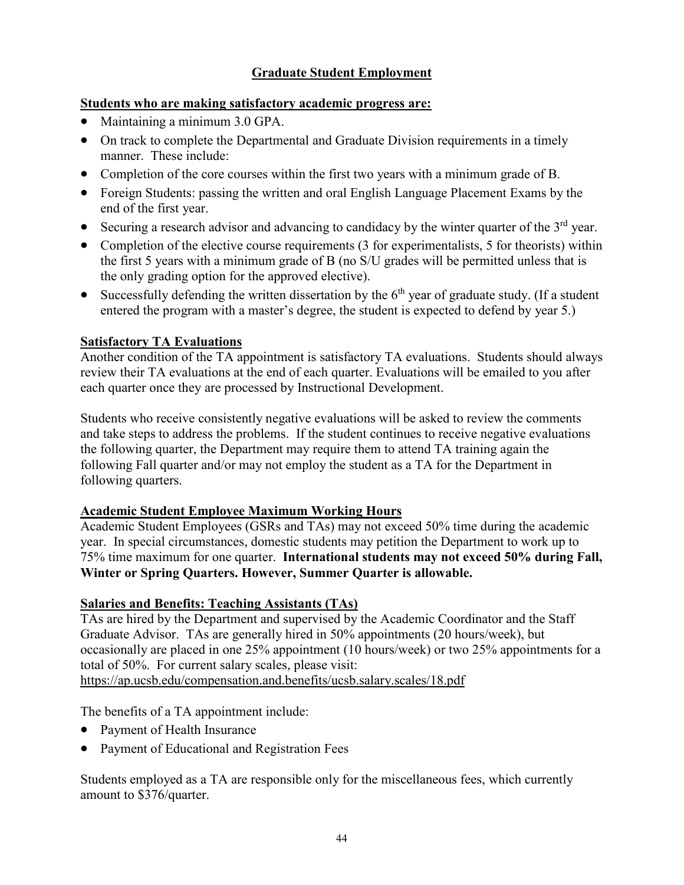## Graduate Student Employment

### Students who are making satisfactory academic progress are:

- Maintaining a minimum 3.0 GPA.
- On track to complete the Departmental and Graduate Division requirements in a timely manner. These include:
- Completion of the core courses within the first two years with a minimum grade of B.
- Foreign Students: passing the written and oral English Language Placement Exams by the end of the first year.
- Securing a research advisor and advancing to candidacy by the winter quarter of the 3rd year.
- Completion of the elective course requirements (3 for experimentalists, 5 for theorists) within the first 5 years with a minimum grade of B (no S/U grades will be permitted unless that is the only grading option for the approved elective).
- Successfully defending the written dissertation by the 6th year of graduate study. (If a student entered the program with a master's degree, the student is expected to defend by year 5.)

### Satisfactory TA Evaluations

Another condition of the TA appointment is satisfactory TA evaluations. Students should always review their TA evaluations at the end of each quarter. Evaluations will be emailed to you after each quarter once they are processed by Instructional Development.

Students who receive consistently negative evaluations will be asked to review the comments and take steps to address the problems. If the student continues to receive negative evaluations the following quarter, the Department may require them to attend TA training again the following Fall quarter and/or may not employ the student as a TA for the Department in following quarters.

### Academic Student Employee Maximum Working Hours

Academic Student Employees (GSRs and TAs) may not exceed 50% time during the academic year. In special circumstances, domestic students may petition the Department to work up to 75% time maximum for one quarter. **International students may not exceed 50% during Fall, Winter or Spring Quarters. However, Summer Quarter is allowable.**

### Salaries and Benefits: Teaching Assistants (TAs)

TAs are hired by the Department and supervised by the Academic Coordinator and the Staff Graduate Advisor. TAs are generally hired in 50% appointments (20 hours/week), but occasionally are placed in one 25% appointment (10 hours/week) or two 25% appointments for a total of 50%. For current salary scales, please visit: https://ap.ucsb.edu/compensation.and.benefits/ucsb.salary.scales/18.pdf

The benefits of a TA appointment include:

- Payment of Health Insurance
- Payment of Educational and Registration Fees

Students employed as a TA are responsible only for the miscellaneous fees, which currently amount to $376/quarter.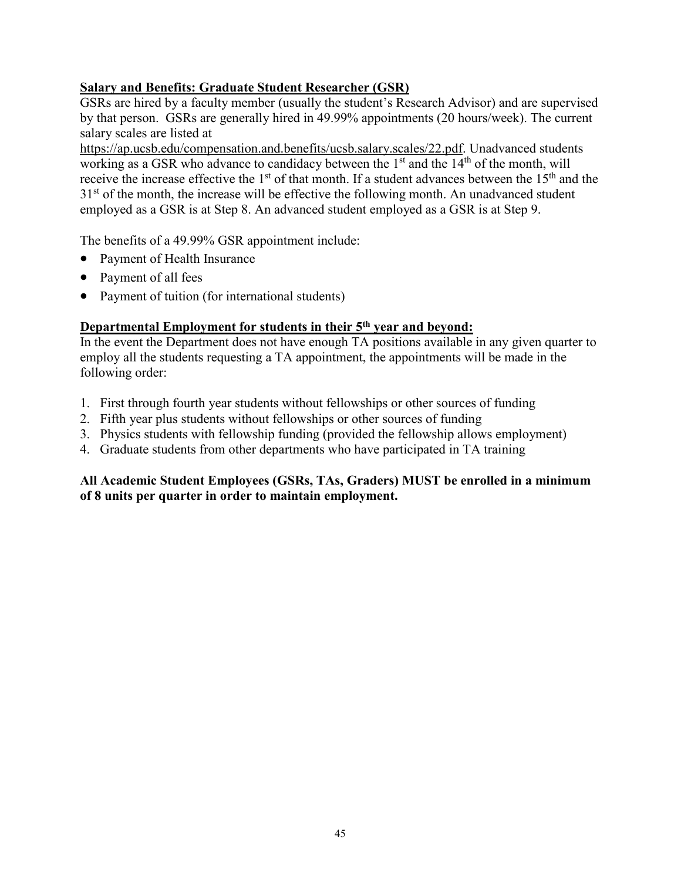**Salary and Benefits: Graduate Student Researcher (GSR)**

GSRs are hired by a faculty member (usually the student's Research Advisor) and are supervised by that person. GSRs are generally hired in 49.99% appointments (20 hours/week). The current salary scales are listed at https://ap.ucsb.edu/compensation.and.benefits/ucsb.salary.scales/22.pdf. Unadvanced students working as a GSR who advance to candidacy between the 1st and the 14th of the month, will receive the increase effective the 1st of that month. If a student advances between the 15th and the 31st of the month, the increase will be effective the following month. An unadvanced student employed as a GSR is at Step 8. An advanced student employed as a GSR is at Step 9.

The benefits of a 49.99% GSR appointment include:

- Payment of Health Insurance
- Payment of all fees
- Payment of tuition (for international students)

**Departmental Employment for students in their 5th year and beyond:**

In the event the Department does not have enough TA positions available in any given quarter to employ all the students requesting a TA appointment, the appointments will be made in the following order:

1. First through fourth year students without fellowships or other sources of funding
2. Fifth year plus students without fellowships or other sources of funding
3. Physics students with fellowship funding (provided the fellowship allows employment)
4. Graduate students from other departments who have participated in TA training

**All Academic Student Employees (GSRs, TAs, Graders) MUST be enrolled in a minimum of 8 units per quarter in order to maintain employment.**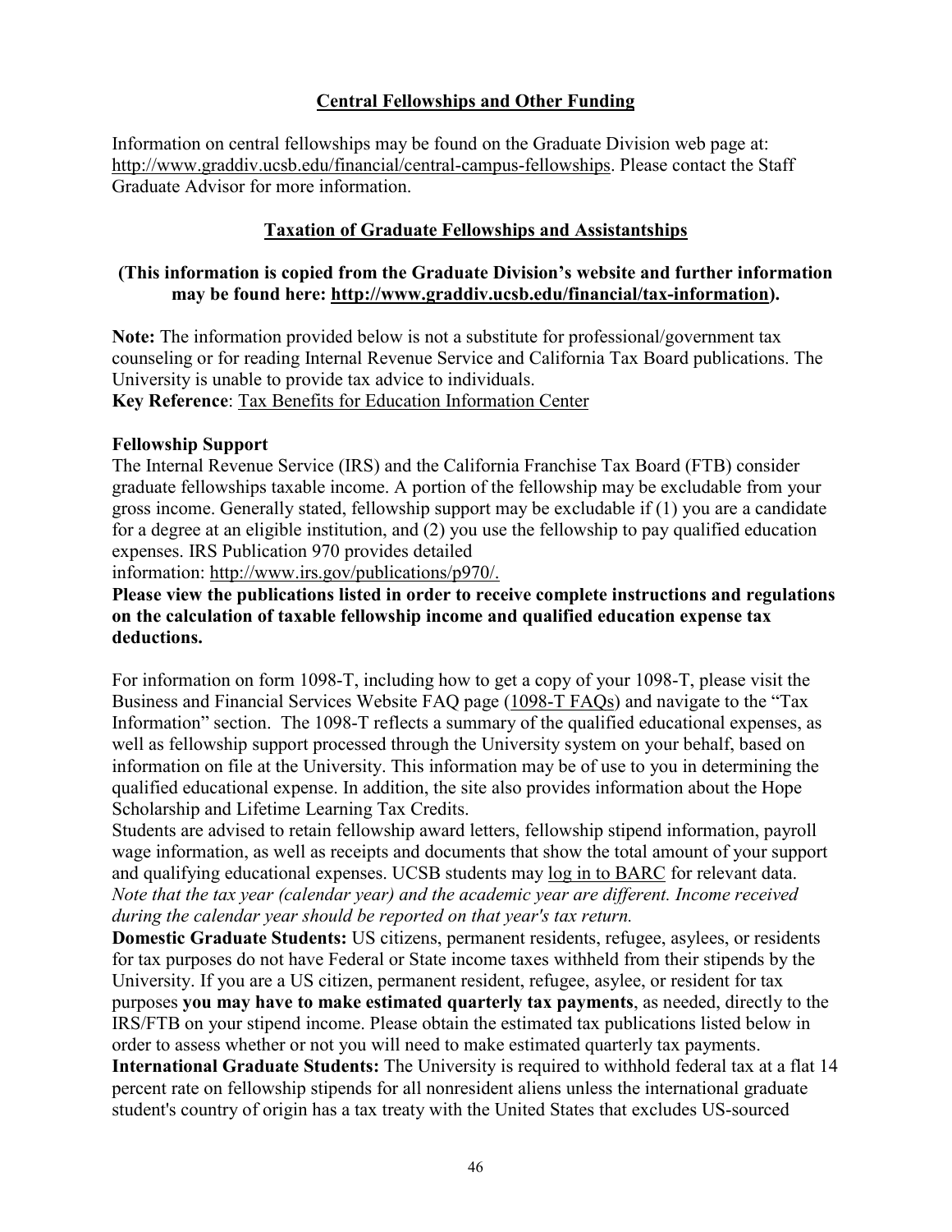## Central Fellowships and Other Funding

Information on central fellowships may be found on the Graduate Division web page at: http://www.graddiv.ucsb.edu/financial/central-campus-fellowships. Please contact the Staff Graduate Advisor for more information.

## Taxation of Graduate Fellowships and Assistantships

**(This information is copied from the Graduate Division's website and further information may be found here: http://www.graddiv.ucsb.edu/financial/tax-information).**

**Note:** The information provided below is not a substitute for professional/government tax counseling or for reading Internal Revenue Service and California Tax Board publications. The University is unable to provide tax advice to individuals.
**Key Reference**: Tax Benefits for Education Information Center

**Fellowship Support**
The Internal Revenue Service (IRS) and the California Franchise Tax Board (FTB) consider graduate fellowships taxable income. A portion of the fellowship may be excludable from your gross income. Generally stated, fellowship support may be excludable if (1) you are a candidate for a degree at an eligible institution, and (2) you use the fellowship to pay qualified education expenses. IRS Publication 970 provides detailed information: http://www.irs.gov/publications/p970/.
**Please view the publications listed in order to receive complete instructions and regulations on the calculation of taxable fellowship income and qualified education expense tax deductions.**

For information on form 1098-T, including how to get a copy of your 1098-T, please visit the Business and Financial Services Website FAQ page (1098-T FAQs) and navigate to the "Tax Information" section. The 1098-T reflects a summary of the qualified educational expenses, as well as fellowship support processed through the University system on your behalf, based on information on file at the University. This information may be of use to you in determining the qualified educational expense. In addition, the site also provides information about the Hope Scholarship and Lifetime Learning Tax Credits.
Students are advised to retain fellowship award letters, fellowship stipend information, payroll wage information, as well as receipts and documents that show the total amount of your support and qualifying educational expenses. UCSB students may log in to BARC for relevant data. *Note that the tax year (calendar year) and the academic year are different. Income received during the calendar year should be reported on that year's tax return.*
**Domestic Graduate Students:** US citizens, permanent residents, refugee, asylees, or residents for tax purposes do not have Federal or State income taxes withheld from their stipends by the University. If you are a US citizen, permanent resident, refugee, asylee, or resident for tax purposes **you may have to make estimated quarterly tax payments**, as needed, directly to the IRS/FTB on your stipend income. Please obtain the estimated tax publications listed below in order to assess whether or not you will need to make estimated quarterly tax payments.
**International Graduate Students:** The University is required to withhold federal tax at a flat 14 percent rate on fellowship stipends for all nonresident aliens unless the international graduate student's country of origin has a tax treaty with the United States that excludes US-sourced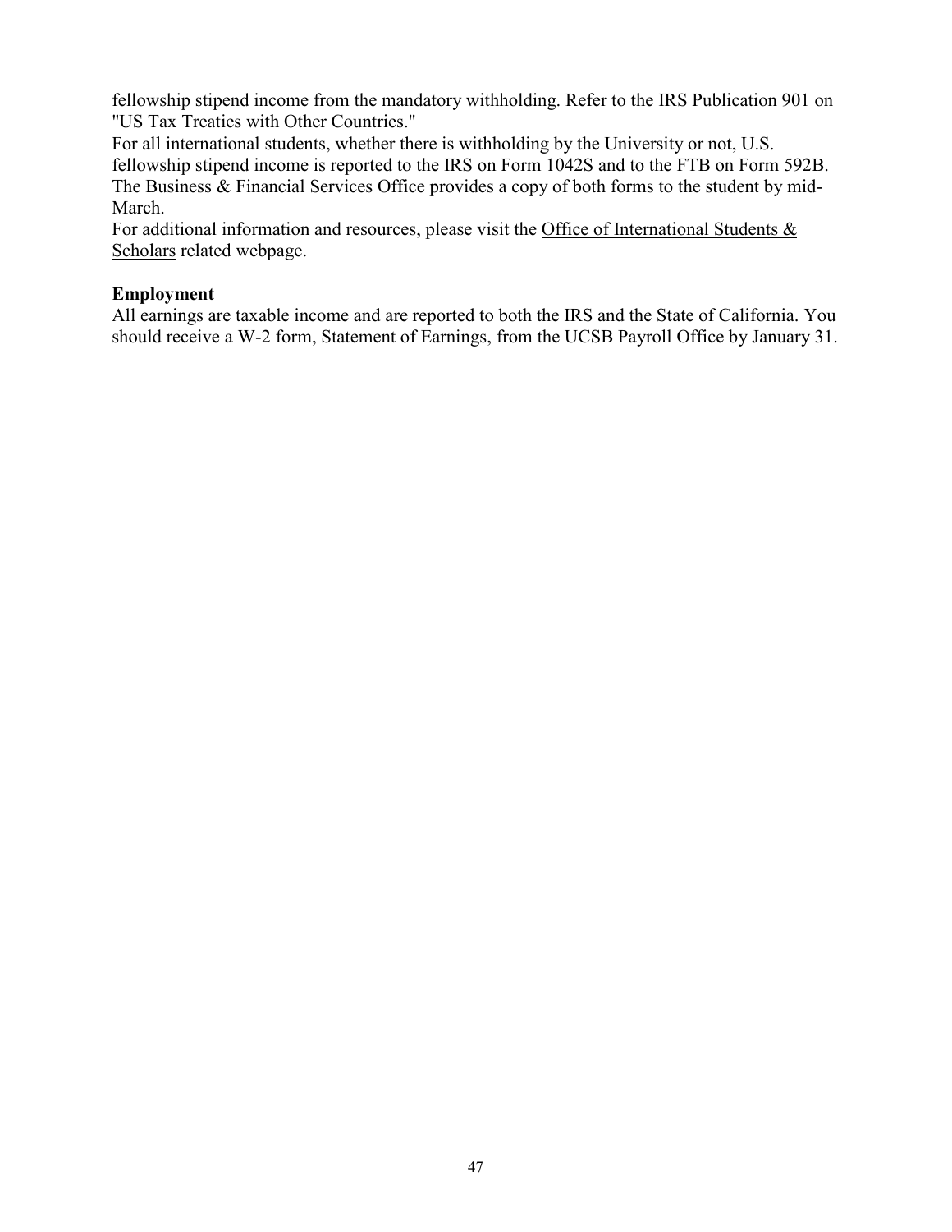fellowship stipend income from the mandatory withholding. Refer to the IRS Publication 901 on "US Tax Treaties with Other Countries."

For all international students, whether there is withholding by the University or not, U.S. fellowship stipend income is reported to the IRS on Form 1042S and to the FTB on Form 592B. The Business & Financial Services Office provides a copy of both forms to the student by mid-March.

For additional information and resources, please visit the Office of International Students & Scholars related webpage.

**Employment**

All earnings are taxable income and are reported to both the IRS and the State of California. You should receive a W-2 form, Statement of Earnings, from the UCSB Payroll Office by January 31.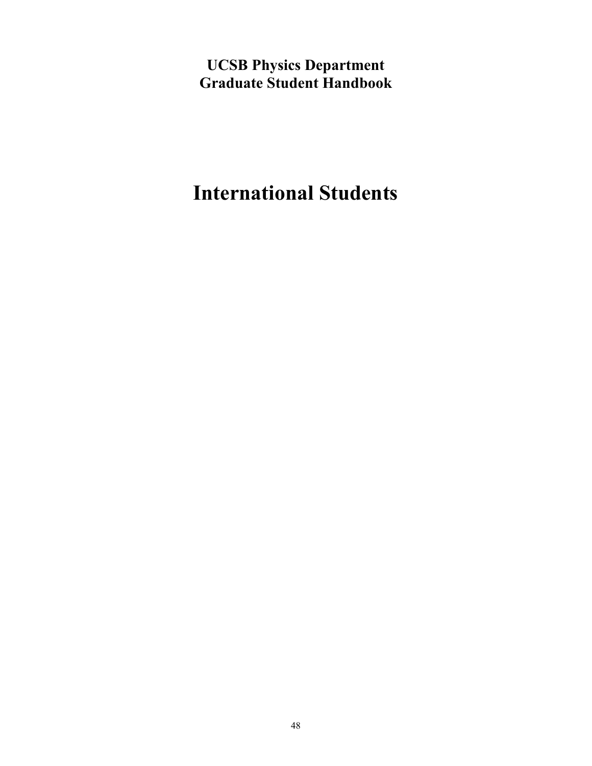**UCSB Physics Department**
**Graduate Student Handbook**

# International Students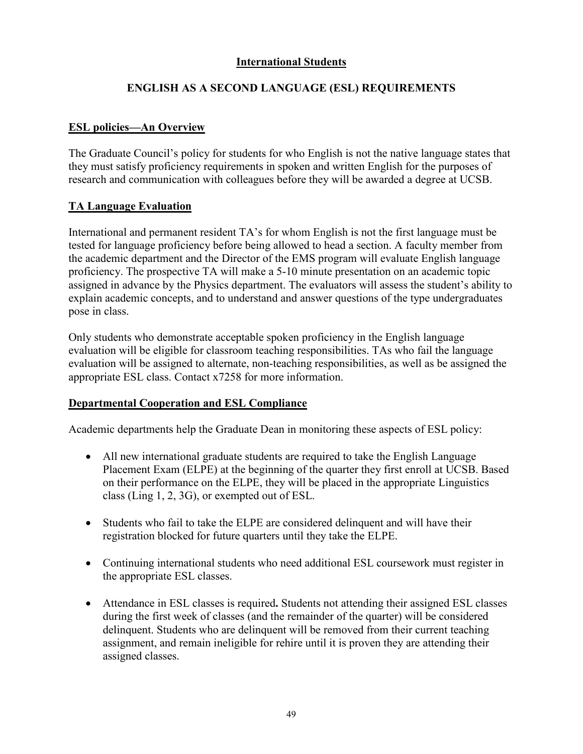## International Students

## ENGLISH AS A SECOND LANGUAGE (ESL) REQUIREMENTS

### ESL policies—An Overview

The Graduate Council's policy for students for who English is not the native language states that they must satisfy proficiency requirements in spoken and written English for the purposes of research and communication with colleagues before they will be awarded a degree at UCSB.

### TA Language Evaluation

International and permanent resident TA's for whom English is not the first language must be tested for language proficiency before being allowed to head a section. A faculty member from the academic department and the Director of the EMS program will evaluate English language proficiency. The prospective TA will make a 5-10 minute presentation on an academic topic assigned in advance by the Physics department. The evaluators will assess the student's ability to explain academic concepts, and to understand and answer questions of the type undergraduates pose in class.

Only students who demonstrate acceptable spoken proficiency in the English language evaluation will be eligible for classroom teaching responsibilities. TAs who fail the language evaluation will be assigned to alternate, non-teaching responsibilities, as well as be assigned the appropriate ESL class. Contact x7258 for more information.

### Departmental Cooperation and ESL Compliance

Academic departments help the Graduate Dean in monitoring these aspects of ESL policy:

- All new international graduate students are required to take the English Language Placement Exam (ELPE) at the beginning of the quarter they first enroll at UCSB. Based on their performance on the ELPE, they will be placed in the appropriate Linguistics class (Ling 1, 2, 3G), or exempted out of ESL.

- Students who fail to take the ELPE are considered delinquent and will have their registration blocked for future quarters until they take the ELPE.

- Continuing international students who need additional ESL coursework must register in the appropriate ESL classes.

- Attendance in ESL classes is required**.** Students not attending their assigned ESL classes during the first week of classes (and the remainder of the quarter) will be considered delinquent. Students who are delinquent will be removed from their current teaching assignment, and remain ineligible for rehire until it is proven they are attending their assigned classes.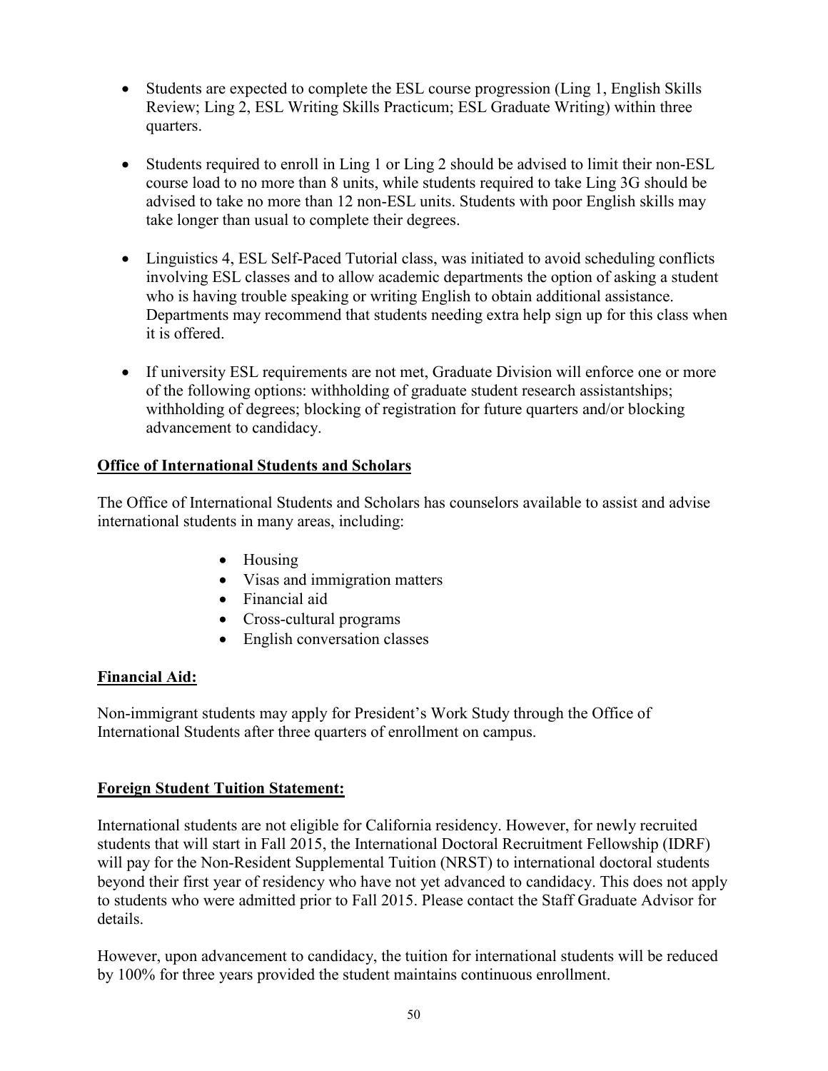- Students are expected to complete the ESL course progression (Ling 1, English Skills Review; Ling 2, ESL Writing Skills Practicum; ESL Graduate Writing) within three quarters.

- Students required to enroll in Ling 1 or Ling 2 should be advised to limit their non-ESL course load to no more than 8 units, while students required to take Ling 3G should be advised to take no more than 12 non-ESL units. Students with poor English skills may take longer than usual to complete their degrees.

- Linguistics 4, ESL Self-Paced Tutorial class, was initiated to avoid scheduling conflicts involving ESL classes and to allow academic departments the option of asking a student who is having trouble speaking or writing English to obtain additional assistance. Departments may recommend that students needing extra help sign up for this class when it is offered.

- If university ESL requirements are not met, Graduate Division will enforce one or more of the following options: withholding of graduate student research assistantships; withholding of degrees; blocking of registration for future quarters and/or blocking advancement to candidacy.

## Office of International Students and Scholars

The Office of International Students and Scholars has counselors available to assist and advise international students in many areas, including:

- Housing
- Visas and immigration matters
- Financial aid
- Cross-cultural programs
- English conversation classes

## Financial Aid:

Non-immigrant students may apply for President's Work Study through the Office of International Students after three quarters of enrollment on campus.

## Foreign Student Tuition Statement:

International students are not eligible for California residency. However, for newly recruited students that will start in Fall 2015, the International Doctoral Recruitment Fellowship (IDRF) will pay for the Non-Resident Supplemental Tuition (NRST) to international doctoral students beyond their first year of residency who have not yet advanced to candidacy. This does not apply to students who were admitted prior to Fall 2015. Please contact the Staff Graduate Advisor for details.

However, upon advancement to candidacy, the tuition for international students will be reduced by 100% for three years provided the student maintains continuous enrollment.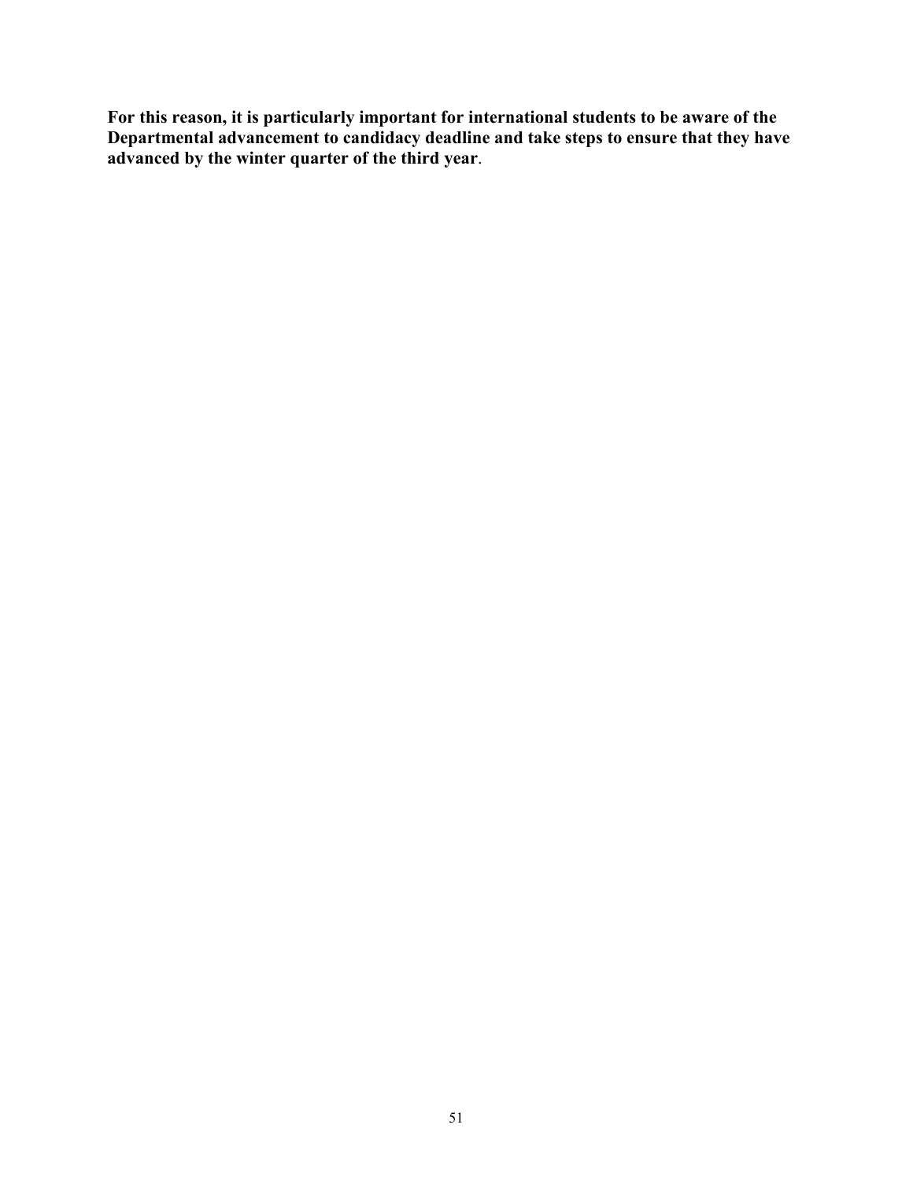**For this reason, it is particularly important for international students to be aware of the Departmental advancement to candidacy deadline and take steps to ensure that they have advanced by the winter quarter of the third year**.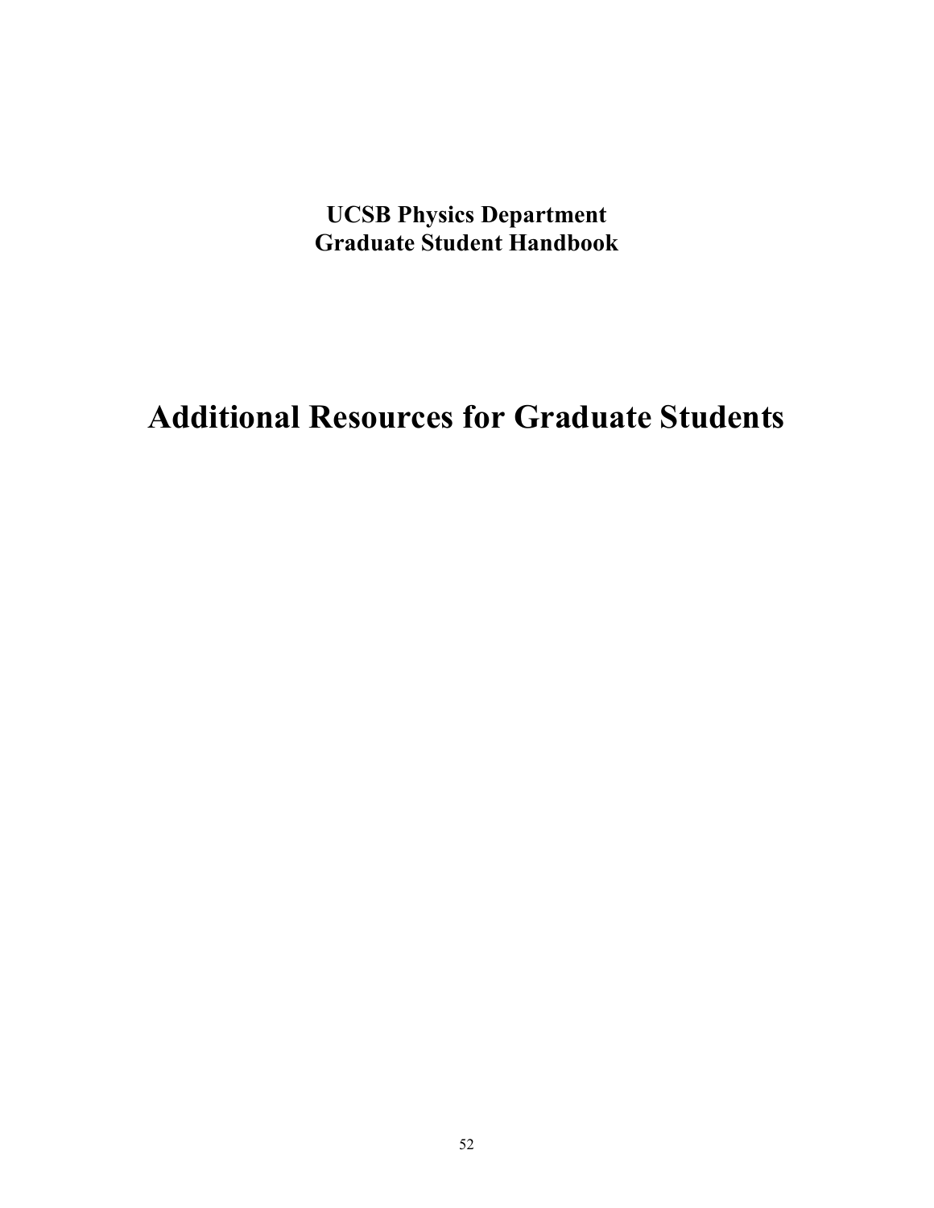**UCSB Physics Department**
**Graduate Student Handbook**

# Additional Resources for Graduate Students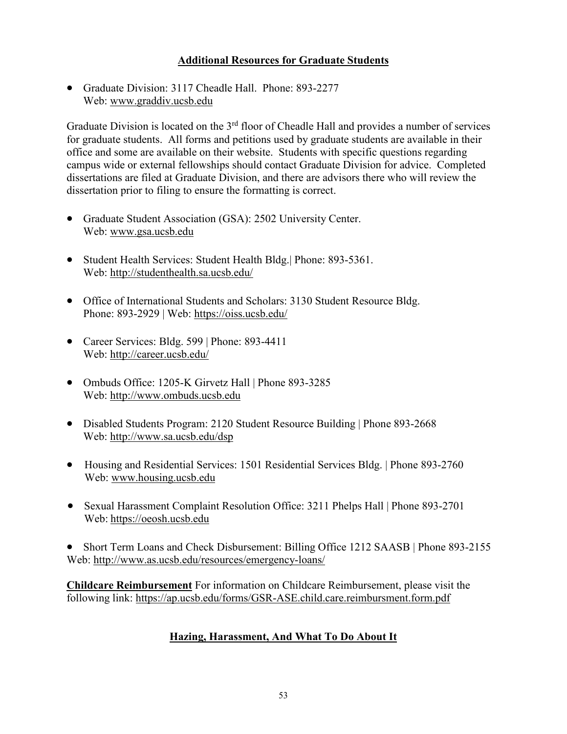## Additional Resources for Graduate Students

- Graduate Division: 3117 Cheadle Hall. Phone: 893-2277
  Web: www.graddiv.ucsb.edu

Graduate Division is located on the 3rd floor of Cheadle Hall and provides a number of services for graduate students. All forms and petitions used by graduate students are available in their office and some are available on their website. Students with specific questions regarding campus wide or external fellowships should contact Graduate Division for advice. Completed dissertations are filed at Graduate Division, and there are advisors there who will review the dissertation prior to filing to ensure the formatting is correct.

- Graduate Student Association (GSA): 2502 University Center.
  Web: www.gsa.ucsb.edu

- Student Health Services: Student Health Bldg.| Phone: 893-5361.
  Web: http://studenthealth.sa.ucsb.edu/

- Office of International Students and Scholars: 3130 Student Resource Bldg.
  Phone: 893-2929 | Web: https://oiss.ucsb.edu/

- Career Services: Bldg. 599 | Phone: 893-4411
  Web: http://career.ucsb.edu/

- Ombuds Office: 1205-K Girvetz Hall | Phone 893-3285
  Web: http://www.ombuds.ucsb.edu

- Disabled Students Program: 2120 Student Resource Building | Phone 893-2668
  Web: http://www.sa.ucsb.edu/dsp

- Housing and Residential Services: 1501 Residential Services Bldg. | Phone 893-2760
  Web: www.housing.ucsb.edu

- Sexual Harassment Complaint Resolution Office: 3211 Phelps Hall | Phone 893-2701
  Web: https://oeosh.ucsb.edu

- Short Term Loans and Check Disbursement: Billing Office 1212 SAASB | Phone 893-2155
  Web: http://www.as.ucsb.edu/resources/emergency-loans/

**Childcare Reimbursement** For information on Childcare Reimbursement, please visit the following link: https://ap.ucsb.edu/forms/GSR-ASE.child.care.reimbursment.form.pdf

## Hazing, Harassment, And What To Do About It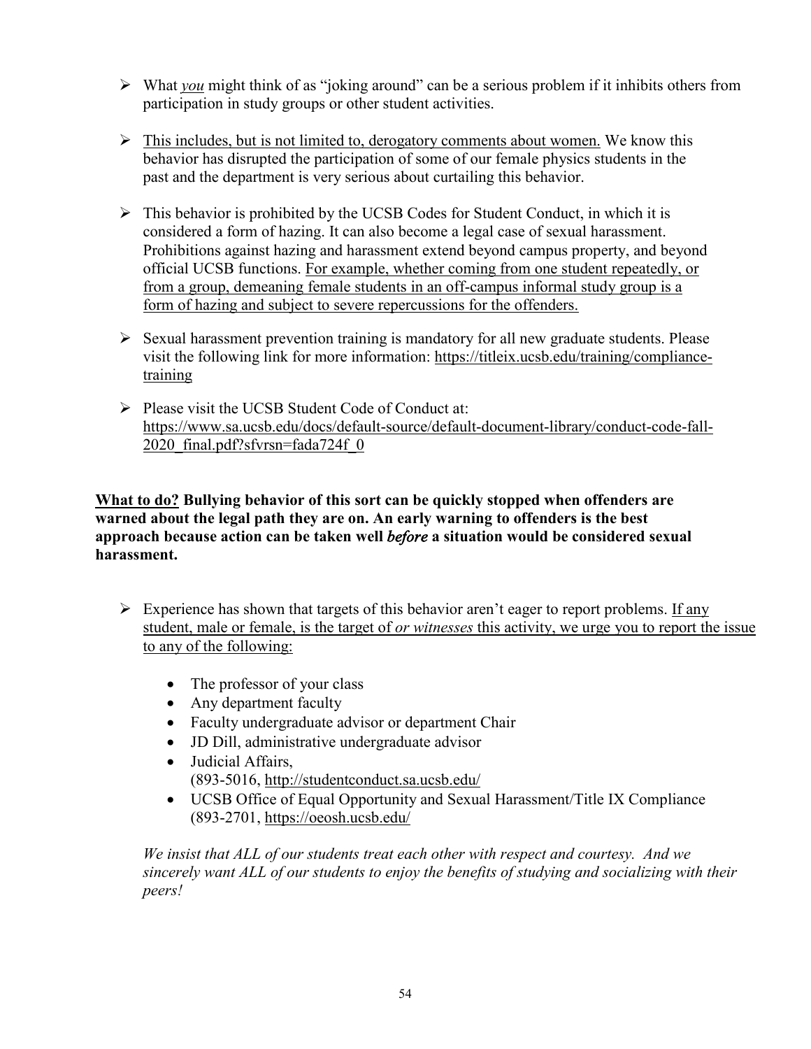- What *you* might think of as "joking around" can be a serious problem if it inhibits others from participation in study groups or other student activities.

- This includes, but is not limited to, derogatory comments about women. We know this behavior has disrupted the participation of some of our female physics students in the past and the department is very serious about curtailing this behavior.

- This behavior is prohibited by the UCSB Codes for Student Conduct, in which it is considered a form of hazing. It can also become a legal case of sexual harassment. Prohibitions against hazing and harassment extend beyond campus property, and beyond official UCSB functions. For example, whether coming from one student repeatedly, or from a group, demeaning female students in an off-campus informal study group is a form of hazing and subject to severe repercussions for the offenders.

- Sexual harassment prevention training is mandatory for all new graduate students. Please visit the following link for more information: https://titleix.ucsb.edu/training/compliance-training

- Please visit the UCSB Student Code of Conduct at: https://www.sa.ucsb.edu/docs/default-source/default-document-library/conduct-code-fall-2020_final.pdf?sfvrsn=fada724f_0

**What to do? Bullying behavior of this sort can be quickly stopped when offenders are warned about the legal path they are on. An early warning to offenders is the best approach because action can be taken well *before* a situation would be considered sexual harassment.**

- Experience has shown that targets of this behavior aren't eager to report problems. If any student, male or female, is the target of *or witnesses* this activity, we urge you to report the issue to any of the following:

  - The professor of your class
  - Any department faculty
  - Faculty undergraduate advisor or department Chair
  - JD Dill, administrative undergraduate advisor
  - Judicial Affairs, (893-5016, http://studentconduct.sa.ucsb.edu/
  - UCSB Office of Equal Opportunity and Sexual Harassment/Title IX Compliance (893-2701, https://oeosh.ucsb.edu/

*We insist that ALL of our students treat each other with respect and courtesy. And we sincerely want ALL of our students to enjoy the benefits of studying and socializing with their peers!*